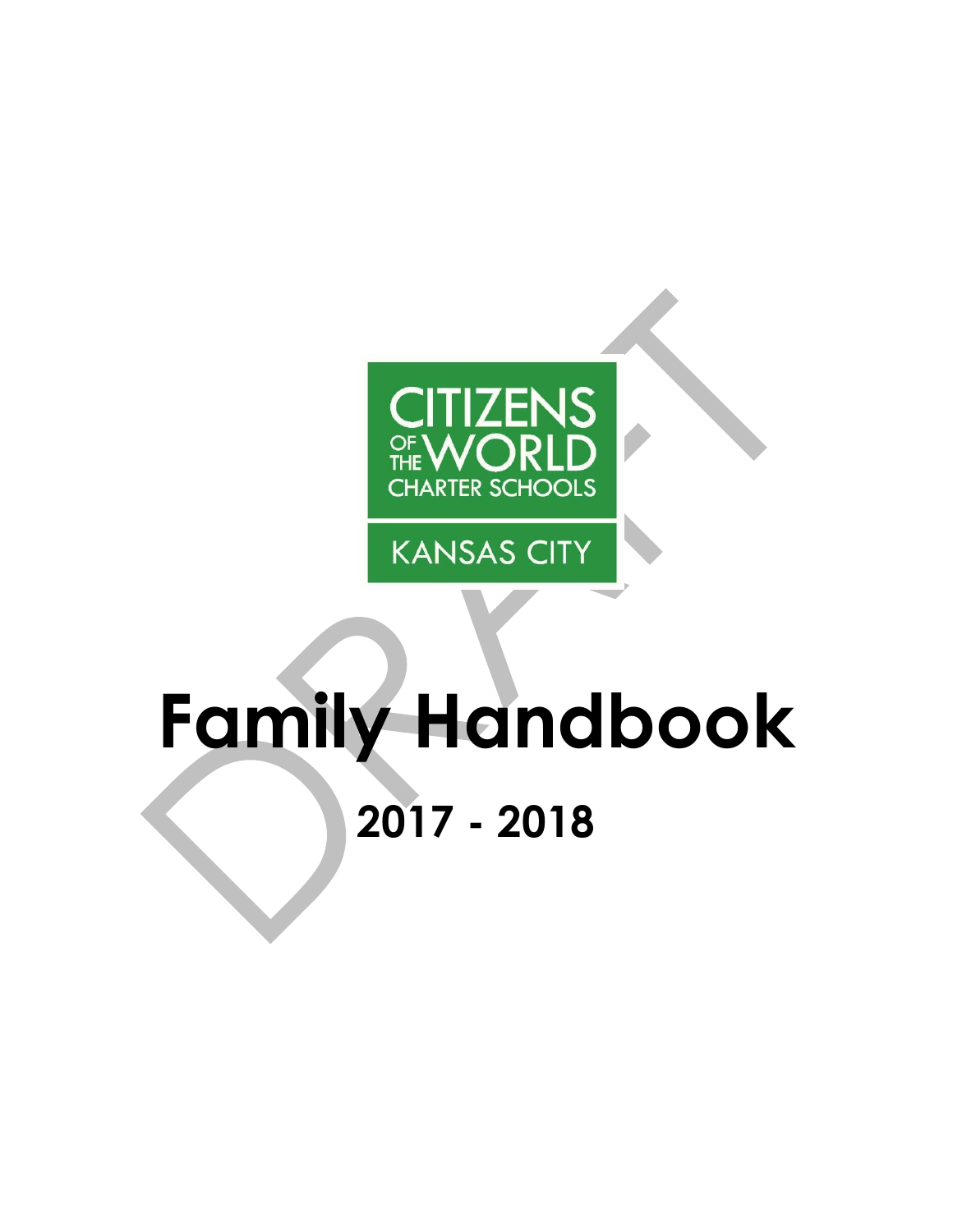CITIZENS OF THE WORLD CHARTER SCHOOLS

KANSAS CITY

# Family Handbook

## 2017 - 2018

DRAFT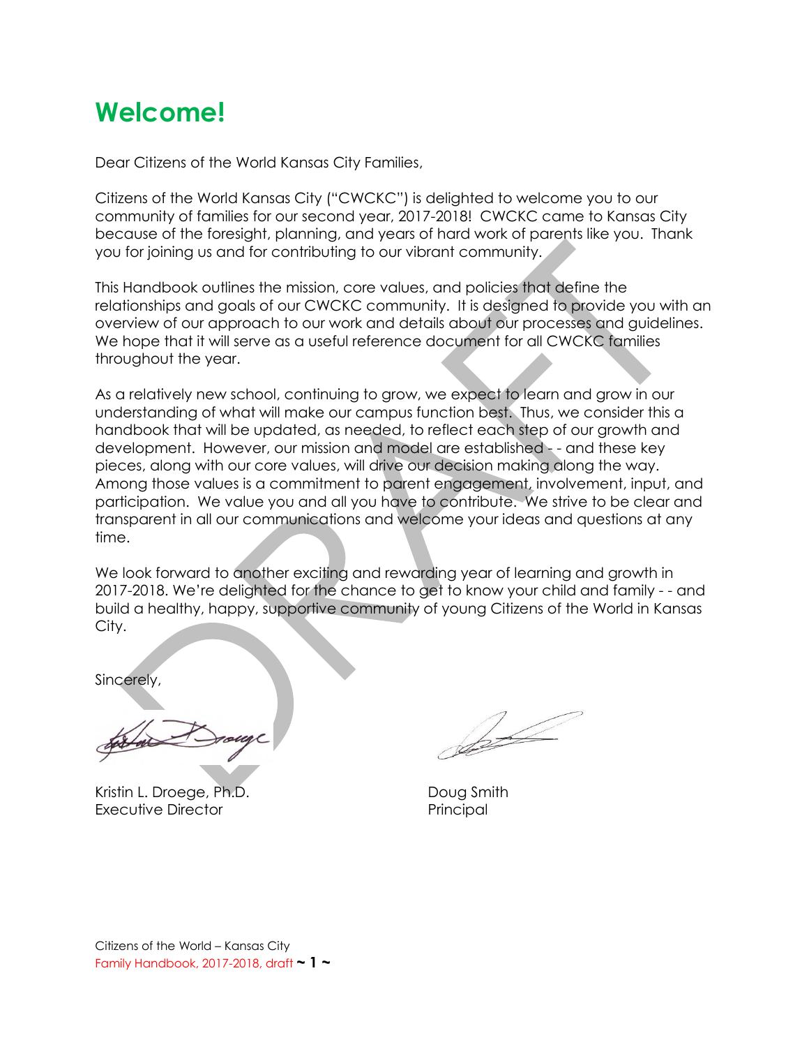# Welcome!

Dear Citizens of the World Kansas City Families,

Citizens of the World Kansas City ("CWCKC") is delighted to welcome you to our community of families for our second year, 2017-2018! CWCKC came to Kansas City because of the foresight, planning, and years of hard work of parents like you. Thank you for joining us and for contributing to our vibrant community.

This Handbook outlines the mission, core values, and policies that define the relationships and goals of our CWCKC community. It is designed to provide you with an overview of our approach to our work and details about our processes and guidelines. We hope that it will serve as a useful reference document for all CWCKC families throughout the year.

As a relatively new school, continuing to grow, we expect to learn and grow in our understanding of what will make our campus function best. Thus, we consider this a handbook that will be updated, as needed, to reflect each step of our growth and development. However, our mission and model are established - - and these key pieces, along with our core values, will drive our decision making along the way. Among those values is a commitment to parent engagement, involvement, input, and participation. We value you and all you have to contribute. We strive to be clear and transparent in all our communications and welcome your ideas and questions at any time.

We look forward to another exciting and rewarding year of learning and growth in 2017-2018. We're delighted for the chance to get to know your child and family - - and build a healthy, happy, supportive community of young Citizens of the World in Kansas City.

Sincerely,

Kristin L. Droege, Ph.D.
Executive Director

Doug Smith
Principal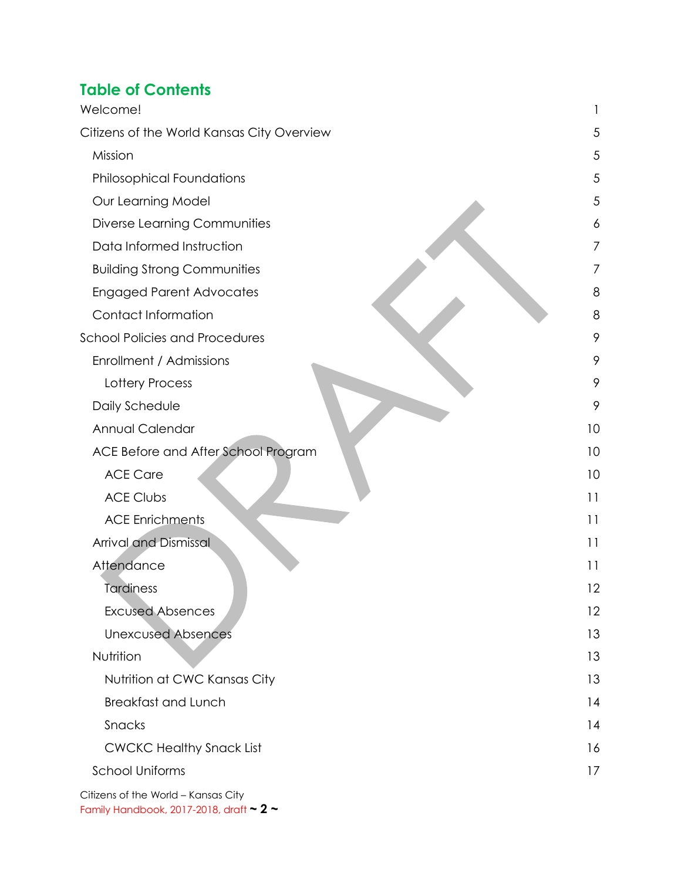## Table of Contents

| | |
|---|---|
| Welcome! | 1 |
| Citizens of the World Kansas City Overview | 5 |
| Mission | 5 |
| Philosophical Foundations | 5 |
| Our Learning Model | 5 |
| Diverse Learning Communities | 6 |
| Data Informed Instruction | 7 |
| Building Strong Communities | 7 |
| Engaged Parent Advocates | 8 |
| Contact Information | 8 |
| School Policies and Procedures | 9 |
| Enrollment / Admissions | 9 |
| Lottery Process | 9 |
| Daily Schedule | 9 |
| Annual Calendar | 10 |
| ACE Before and After School Program | 10 |
| ACE Care | 10 |
| ACE Clubs | 11 |
| ACE Enrichments | 11 |
| Arrival and Dismissal | 11 |
| Attendance | 11 |
| Tardiness | 12 |
| Excused Absences | 12 |
| Unexcused Absences | 13 |
| Nutrition | 13 |
| Nutrition at CWC Kansas City | 13 |
| Breakfast and Lunch | 14 |
| Snacks | 14 |
| CWCKC Healthy Snack List | 16 |
| School Uniforms | 17 |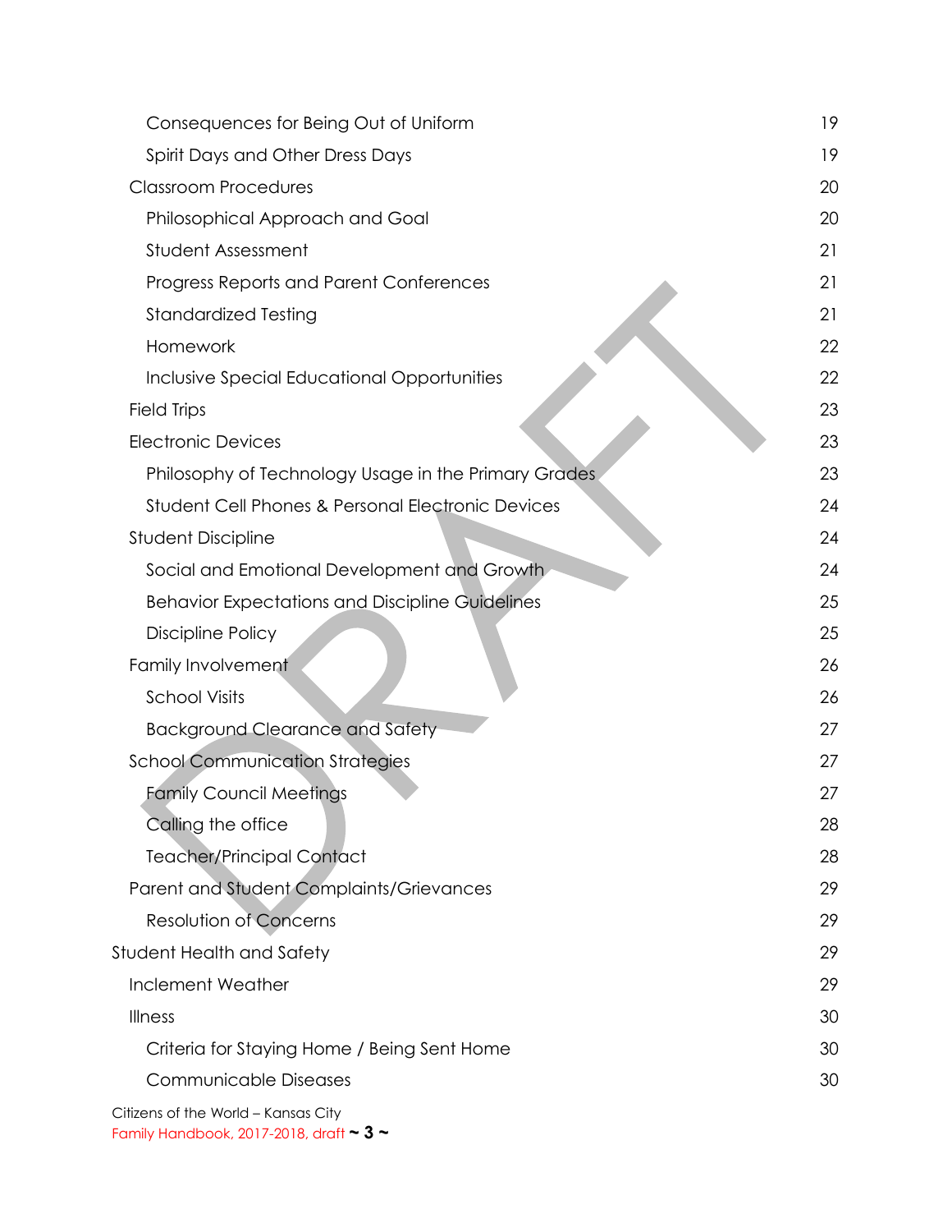- Consequences for Being Out of Uniform 19
- Spirit Days and Other Dress Days 19
- Classroom Procedures 20
  - Philosophical Approach and Goal 20
  - Student Assessment 21
  - Progress Reports and Parent Conferences 21
  - Standardized Testing 21
  - Homework 22
  - Inclusive Special Educational Opportunities 22
- Field Trips 23
- Electronic Devices 23
  - Philosophy of Technology Usage in the Primary Grades 23
  - Student Cell Phones & Personal Electronic Devices 24
- Student Discipline 24
  - Social and Emotional Development and Growth 24
  - Behavior Expectations and Discipline Guidelines 25
  - Discipline Policy 25
- Family Involvement 26
  - School Visits 26
  - Background Clearance and Safety 27
- School Communication Strategies 27
  - Family Council Meetings 27
  - Calling the office 28
  - Teacher/Principal Contact 28
- Parent and Student Complaints/Grievances 29
  - Resolution of Concerns 29

Student Health and Safety 29

- Inclement Weather 29
- Illness 30
  - Criteria for Staying Home / Being Sent Home 30
  - Communicable Diseases 30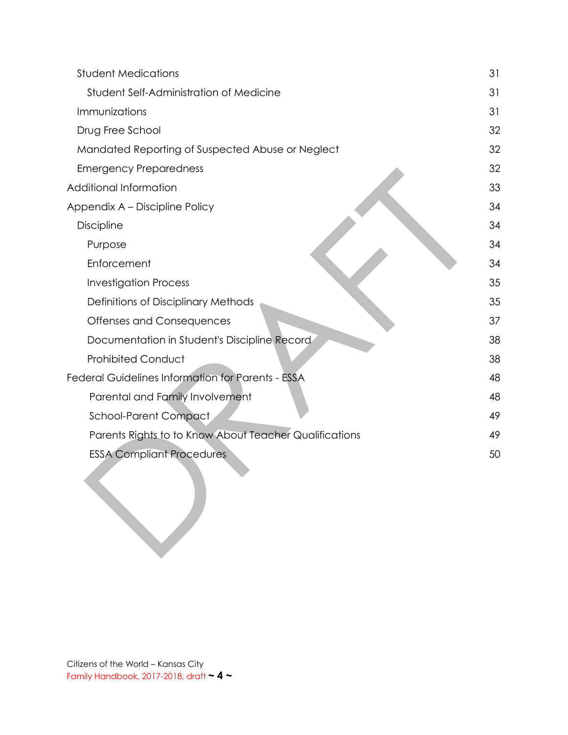| | |
|---|---|
| Student Medications | 31 |
| Student Self-Administration of Medicine | 31 |
| Immunizations | 31 |
| Drug Free School | 32 |
| Mandated Reporting of Suspected Abuse or Neglect | 32 |
| Emergency Preparedness | 32 |
| Additional Information | 33 |
| Appendix A – Discipline Policy | 34 |
| Discipline | 34 |
| Purpose | 34 |
| Enforcement | 34 |
| Investigation Process | 35 |
| Definitions of Disciplinary Methods | 35 |
| Offenses and Consequences | 37 |
| Documentation in Student's Discipline Record | 38 |
| Prohibited Conduct | 38 |
| Federal Guidelines Information for Parents - ESSA | 48 |
| Parental and Family Involvement | 48 |
| School-Parent Compact | 49 |
| Parents Rights to to Know About Teacher Qualifications | 49 |
| ESSA Compliant Procedures | 50 |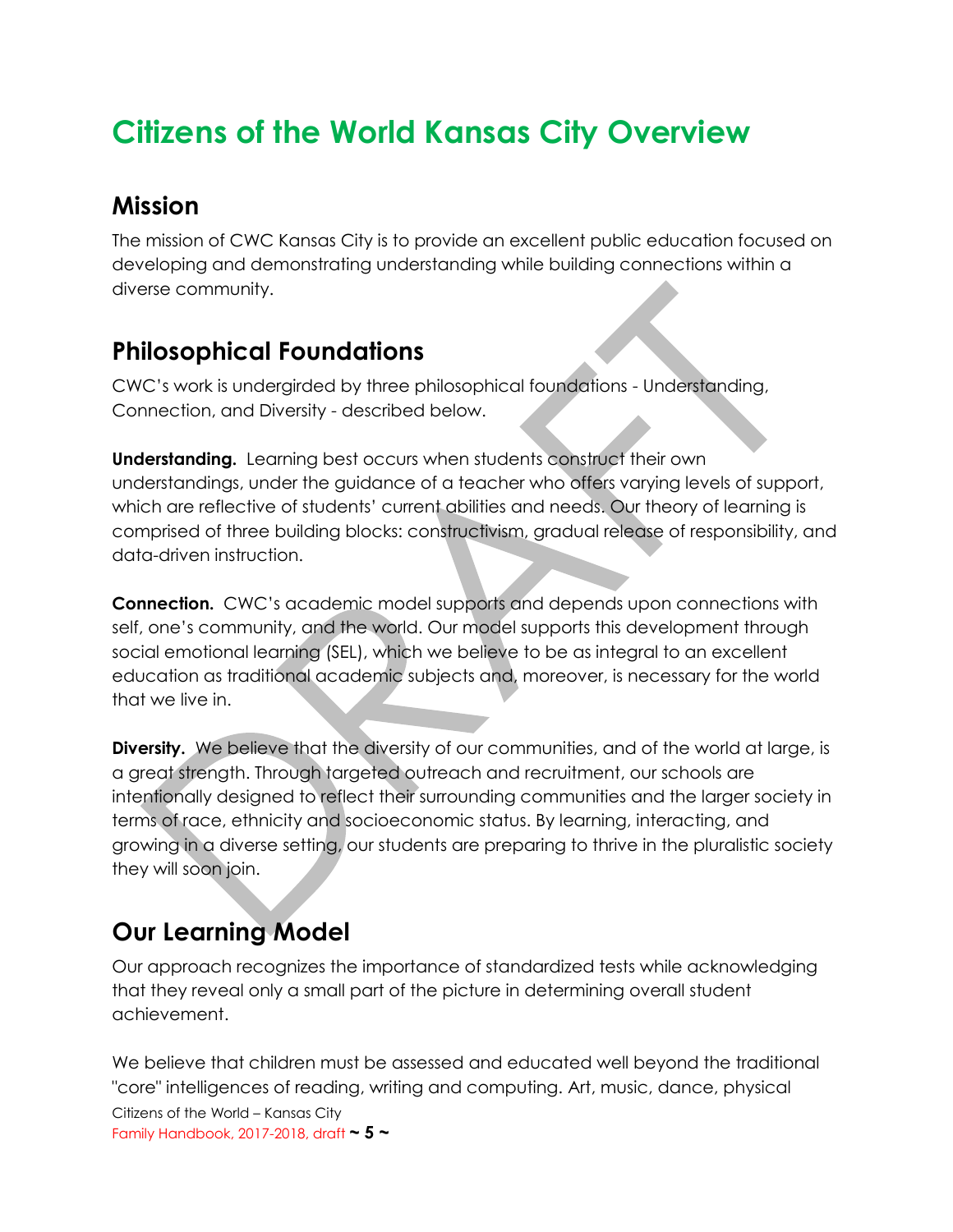# Citizens of the World Kansas City Overview

## Mission

The mission of CWC Kansas City is to provide an excellent public education focused on developing and demonstrating understanding while building connections within a diverse community.

## Philosophical Foundations

CWC's work is undergirded by three philosophical foundations - Understanding, Connection, and Diversity - described below.

**Understanding.** Learning best occurs when students construct their own understandings, under the guidance of a teacher who offers varying levels of support, which are reflective of students' current abilities and needs. Our theory of learning is comprised of three building blocks: constructivism, gradual release of responsibility, and data-driven instruction.

**Connection.** CWC's academic model supports and depends upon connections with self, one's community, and the world. Our model supports this development through social emotional learning (SEL), which we believe to be as integral to an excellent education as traditional academic subjects and, moreover, is necessary for the world that we live in.

**Diversity.** We believe that the diversity of our communities, and of the world at large, is a great strength. Through targeted outreach and recruitment, our schools are intentionally designed to reflect their surrounding communities and the larger society in terms of race, ethnicity and socioeconomic status. By learning, interacting, and growing in a diverse setting, our students are preparing to thrive in the pluralistic society they will soon join.

## Our Learning Model

Our approach recognizes the importance of standardized tests while acknowledging that they reveal only a small part of the picture in determining overall student achievement.

We believe that children must be assessed and educated well beyond the traditional "core" intelligences of reading, writing and computing. Art, music, dance, physical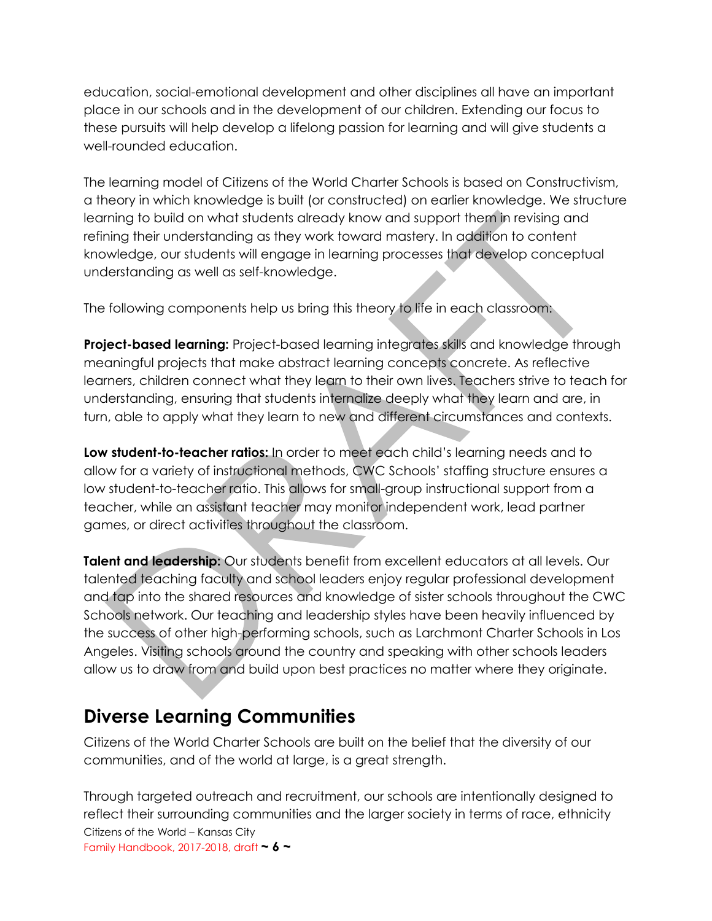education, social-emotional development and other disciplines all have an important place in our schools and in the development of our children. Extending our focus to these pursuits will help develop a lifelong passion for learning and will give students a well-rounded education.

The learning model of Citizens of the World Charter Schools is based on Constructivism, a theory in which knowledge is built (or constructed) on earlier knowledge. We structure learning to build on what students already know and support them in revising and refining their understanding as they work toward mastery. In addition to content knowledge, our students will engage in learning processes that develop conceptual understanding as well as self-knowledge.

The following components help us bring this theory to life in each classroom:

**Project-based learning:** Project-based learning integrates skills and knowledge through meaningful projects that make abstract learning concepts concrete. As reflective learners, children connect what they learn to their own lives. Teachers strive to teach for understanding, ensuring that students internalize deeply what they learn and are, in turn, able to apply what they learn to new and different circumstances and contexts.

**Low student-to-teacher ratios:** In order to meet each child's learning needs and to allow for a variety of instructional methods, CWC Schools' staffing structure ensures a low student-to-teacher ratio. This allows for small-group instructional support from a teacher, while an assistant teacher may monitor independent work, lead partner games, or direct activities throughout the classroom.

**Talent and leadership:** Our students benefit from excellent educators at all levels. Our talented teaching faculty and school leaders enjoy regular professional development and tap into the shared resources and knowledge of sister schools throughout the CWC Schools network. Our teaching and leadership styles have been heavily influenced by the success of other high-performing schools, such as Larchmont Charter Schools in Los Angeles. Visiting schools around the country and speaking with other schools leaders allow us to draw from and build upon best practices no matter where they originate.

## Diverse Learning Communities

Citizens of the World Charter Schools are built on the belief that the diversity of our communities, and of the world at large, is a great strength.

Through targeted outreach and recruitment, our schools are intentionally designed to reflect their surrounding communities and the larger society in terms of race, ethnicity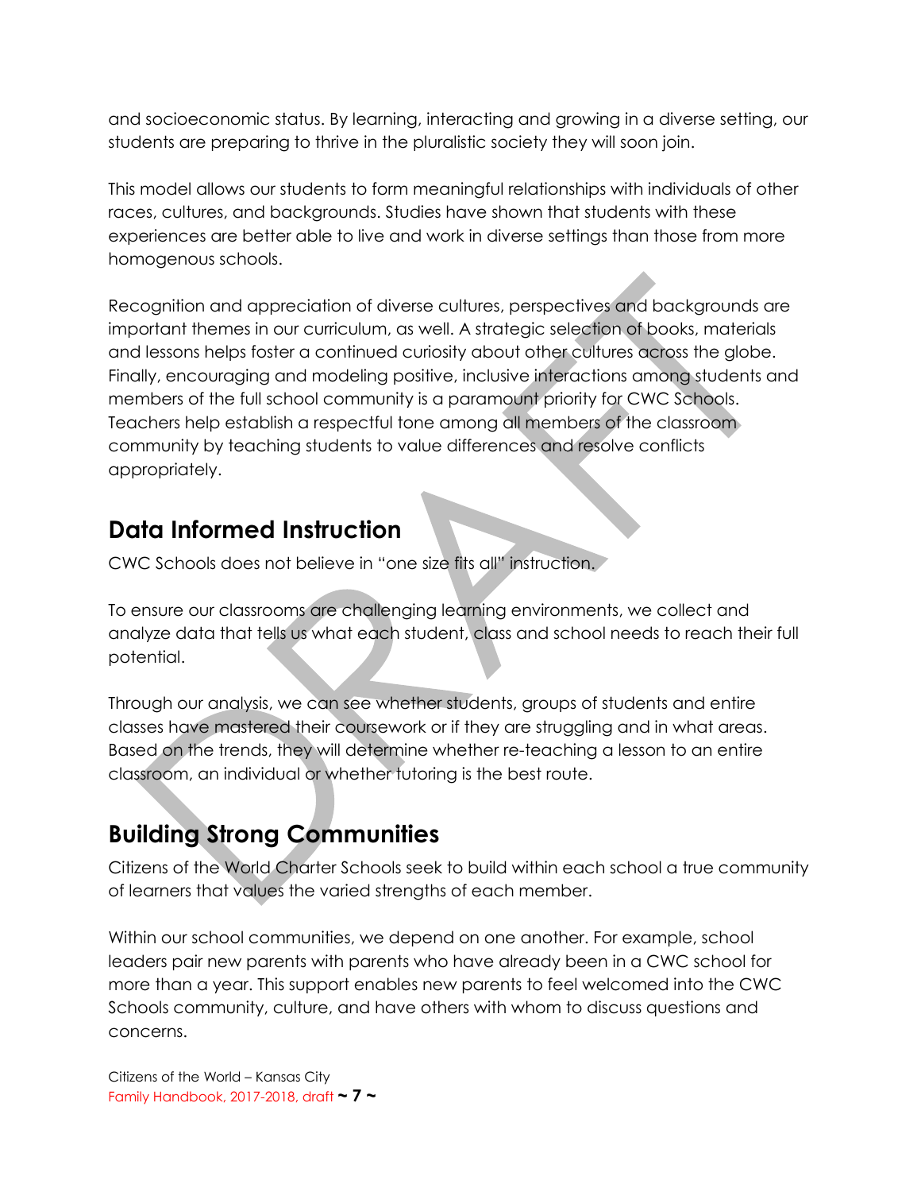and socioeconomic status. By learning, interacting and growing in a diverse setting, our students are preparing to thrive in the pluralistic society they will soon join.

This model allows our students to form meaningful relationships with individuals of other races, cultures, and backgrounds. Studies have shown that students with these experiences are better able to live and work in diverse settings than those from more homogenous schools.

Recognition and appreciation of diverse cultures, perspectives and backgrounds are important themes in our curriculum, as well. A strategic selection of books, materials and lessons helps foster a continued curiosity about other cultures across the globe. Finally, encouraging and modeling positive, inclusive interactions among students and members of the full school community is a paramount priority for CWC Schools. Teachers help establish a respectful tone among all members of the classroom community by teaching students to value differences and resolve conflicts appropriately.

## Data Informed Instruction

CWC Schools does not believe in "one size fits all" instruction.

To ensure our classrooms are challenging learning environments, we collect and analyze data that tells us what each student, class and school needs to reach their full potential.

Through our analysis, we can see whether students, groups of students and entire classes have mastered their coursework or if they are struggling and in what areas. Based on the trends, they will determine whether re-teaching a lesson to an entire classroom, an individual or whether tutoring is the best route.

## Building Strong Communities

Citizens of the World Charter Schools seek to build within each school a true community of learners that values the varied strengths of each member.

Within our school communities, we depend on one another. For example, school leaders pair new parents with parents who have already been in a CWC school for more than a year. This support enables new parents to feel welcomed into the CWC Schools community, culture, and have others with whom to discuss questions and concerns.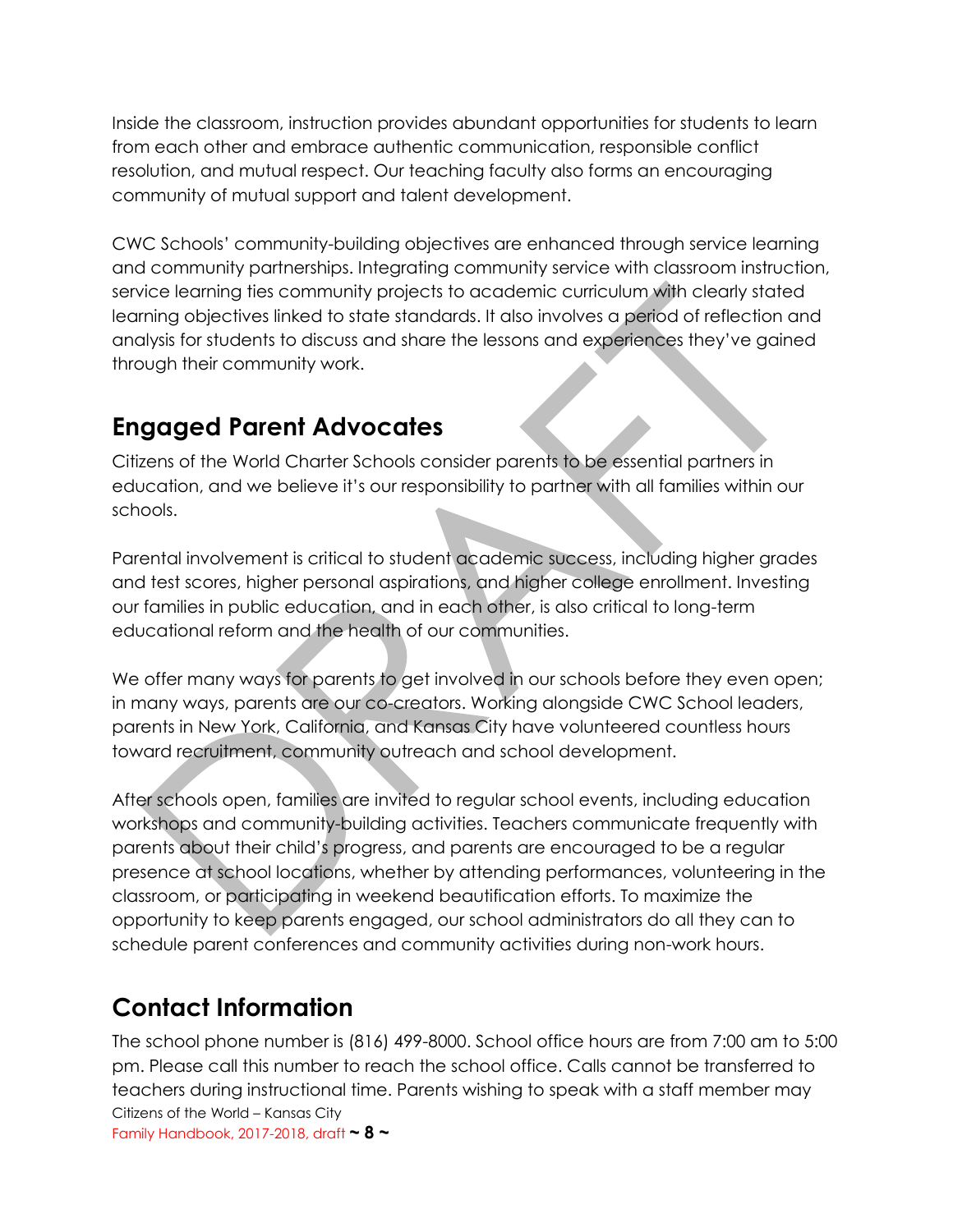Inside the classroom, instruction provides abundant opportunities for students to learn from each other and embrace authentic communication, responsible conflict resolution, and mutual respect. Our teaching faculty also forms an encouraging community of mutual support and talent development.

CWC Schools' community-building objectives are enhanced through service learning and community partnerships. Integrating community service with classroom instruction, service learning ties community projects to academic curriculum with clearly stated learning objectives linked to state standards. It also involves a period of reflection and analysis for students to discuss and share the lessons and experiences they've gained through their community work.

## Engaged Parent Advocates

Citizens of the World Charter Schools consider parents to be essential partners in education, and we believe it's our responsibility to partner with all families within our schools.

Parental involvement is critical to student academic success, including higher grades and test scores, higher personal aspirations, and higher college enrollment. Investing our families in public education, and in each other, is also critical to long-term educational reform and the health of our communities.

We offer many ways for parents to get involved in our schools before they even open; in many ways, parents are our co-creators. Working alongside CWC School leaders, parents in New York, California, and Kansas City have volunteered countless hours toward recruitment, community outreach and school development.

After schools open, families are invited to regular school events, including education workshops and community-building activities. Teachers communicate frequently with parents about their child's progress, and parents are encouraged to be a regular presence at school locations, whether by attending performances, volunteering in the classroom, or participating in weekend beautification efforts. To maximize the opportunity to keep parents engaged, our school administrators do all they can to schedule parent conferences and community activities during non-work hours.

## Contact Information

The school phone number is (816) 499-8000. School office hours are from 7:00 am to 5:00 pm. Please call this number to reach the school office. Calls cannot be transferred to teachers during instructional time. Parents wishing to speak with a staff member may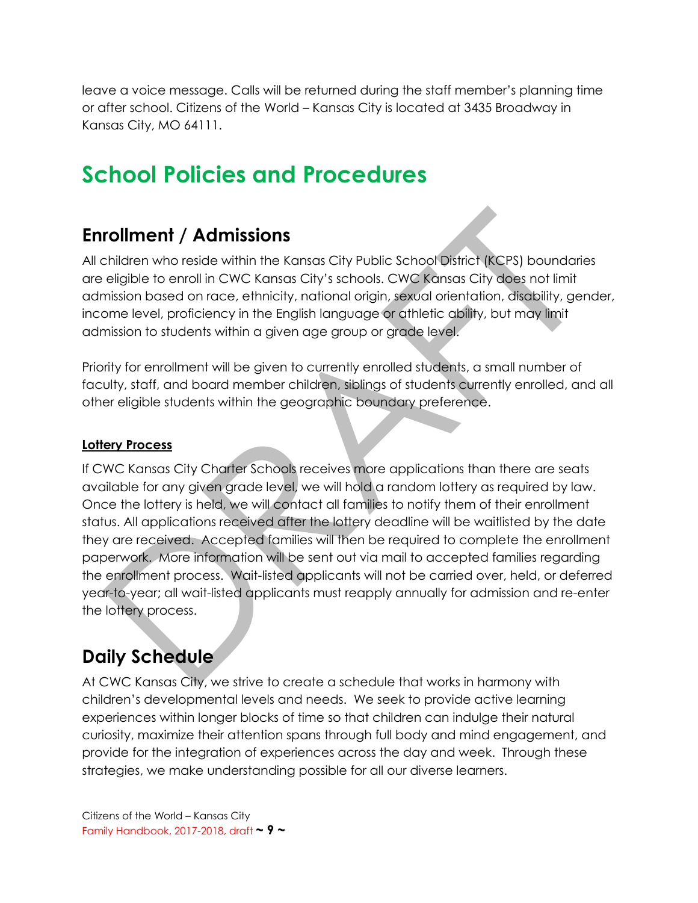leave a voice message. Calls will be returned during the staff member's planning time or after school. Citizens of the World – Kansas City is located at 3435 Broadway in Kansas City, MO 64111.

# School Policies and Procedures

## Enrollment / Admissions

All children who reside within the Kansas City Public School District (KCPS) boundaries are eligible to enroll in CWC Kansas City's schools. CWC Kansas City does not limit admission based on race, ethnicity, national origin, sexual orientation, disability, gender, income level, proficiency in the English language or athletic ability, but may limit admission to students within a given age group or grade level.

Priority for enrollment will be given to currently enrolled students, a small number of faculty, staff, and board member children, siblings of students currently enrolled, and all other eligible students within the geographic boundary preference.

**Lottery Process**

If CWC Kansas City Charter Schools receives more applications than there are seats available for any given grade level, we will hold a random lottery as required by law. Once the lottery is held, we will contact all families to notify them of their enrollment status. All applications received after the lottery deadline will be waitlisted by the date they are received. Accepted families will then be required to complete the enrollment paperwork. More information will be sent out via mail to accepted families regarding the enrollment process. Wait-listed applicants will not be carried over, held, or deferred year-to-year; all wait-listed applicants must reapply annually for admission and re-enter the lottery process.

## Daily Schedule

At CWC Kansas City, we strive to create a schedule that works in harmony with children's developmental levels and needs. We seek to provide active learning experiences within longer blocks of time so that children can indulge their natural curiosity, maximize their attention spans through full body and mind engagement, and provide for the integration of experiences across the day and week. Through these strategies, we make understanding possible for all our diverse learners.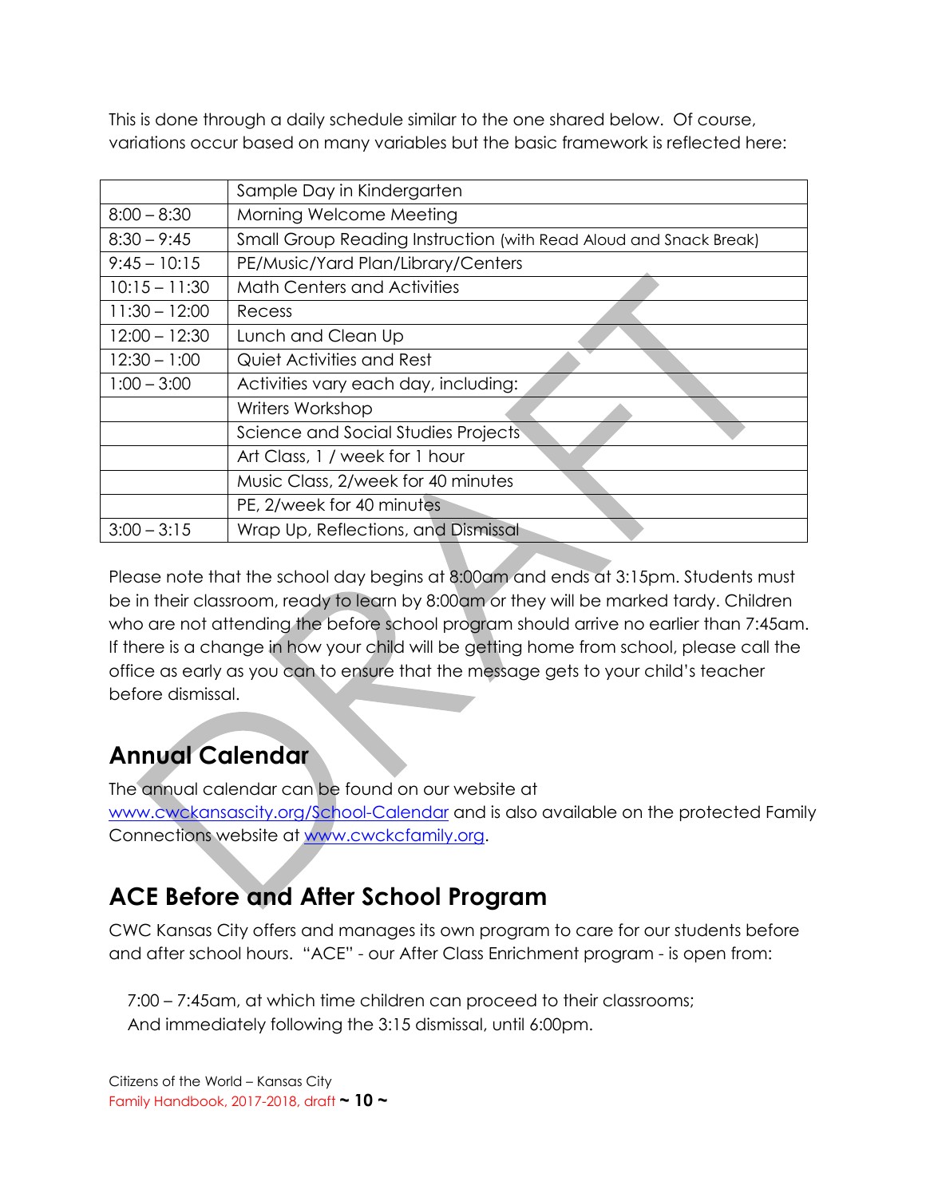This is done through a daily schedule similar to the one shared below. Of course, variations occur based on many variables but the basic framework is reflected here:

| | Sample Day in Kindergarten |
|---|---|
| 8:00 – 8:30 | Morning Welcome Meeting |
| 8:30 – 9:45 | Small Group Reading Instruction (with Read Aloud and Snack Break) |
| 9:45 – 10:15 | PE/Music/Yard Plan/Library/Centers |
| 10:15 – 11:30 | Math Centers and Activities |
| 11:30 – 12:00 | Recess |
| 12:00 – 12:30 | Lunch and Clean Up |
| 12:30 – 1:00 | Quiet Activities and Rest |
| 1:00 – 3:00 | Activities vary each day, including: |
| | Writers Workshop |
| | Science and Social Studies Projects |
| | Art Class, 1 / week for 1 hour |
| | Music Class, 2/week for 40 minutes |
| | PE, 2/week for 40 minutes |
| 3:00 – 3:15 | Wrap Up, Reflections, and Dismissal |

Please note that the school day begins at 8:00am and ends at 3:15pm. Students must be in their classroom, ready to learn by 8:00am or they will be marked tardy. Children who are not attending the before school program should arrive no earlier than 7:45am. If there is a change in how your child will be getting home from school, please call the office as early as you can to ensure that the message gets to your child's teacher before dismissal.

## Annual Calendar

The annual calendar can be found on our website at www.cwckansascity.org/School-Calendar and is also available on the protected Family Connections website at www.cwckcfamily.org.

## ACE Before and After School Program

CWC Kansas City offers and manages its own program to care for our students before and after school hours. "ACE" - our After Class Enrichment program - is open from:

7:00 – 7:45am, at which time children can proceed to their classrooms;
And immediately following the 3:15 dismissal, until 6:00pm.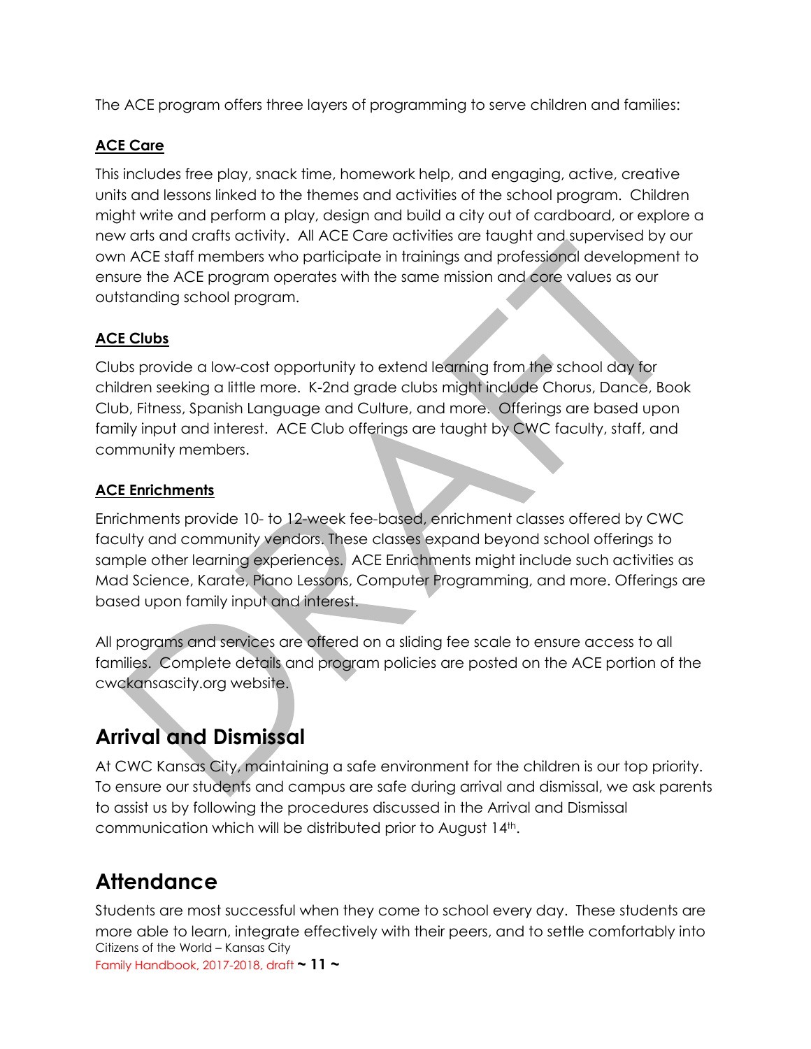The ACE program offers three layers of programming to serve children and families:

### ACE Care

This includes free play, snack time, homework help, and engaging, active, creative units and lessons linked to the themes and activities of the school program. Children might write and perform a play, design and build a city out of cardboard, or explore a new arts and crafts activity. All ACE Care activities are taught and supervised by our own ACE staff members who participate in trainings and professional development to ensure the ACE program operates with the same mission and core values as our outstanding school program.

### ACE Clubs

Clubs provide a low-cost opportunity to extend learning from the school day for children seeking a little more. K-2nd grade clubs might include Chorus, Dance, Book Club, Fitness, Spanish Language and Culture, and more. Offerings are based upon family input and interest. ACE Club offerings are taught by CWC faculty, staff, and community members.

### ACE Enrichments

Enrichments provide 10- to 12-week fee-based, enrichment classes offered by CWC faculty and community vendors. These classes expand beyond school offerings to sample other learning experiences. ACE Enrichments might include such activities as Mad Science, Karate, Piano Lessons, Computer Programming, and more. Offerings are based upon family input and interest.

All programs and services are offered on a sliding fee scale to ensure access to all families. Complete details and program policies are posted on the ACE portion of the cwckansascity.org website.

## Arrival and Dismissal

At CWC Kansas City, maintaining a safe environment for the children is our top priority. To ensure our students and campus are safe during arrival and dismissal, we ask parents to assist us by following the procedures discussed in the Arrival and Dismissal communication which will be distributed prior to August 14th.

## Attendance

Students are most successful when they come to school every day. These students are more able to learn, integrate effectively with their peers, and to settle comfortably into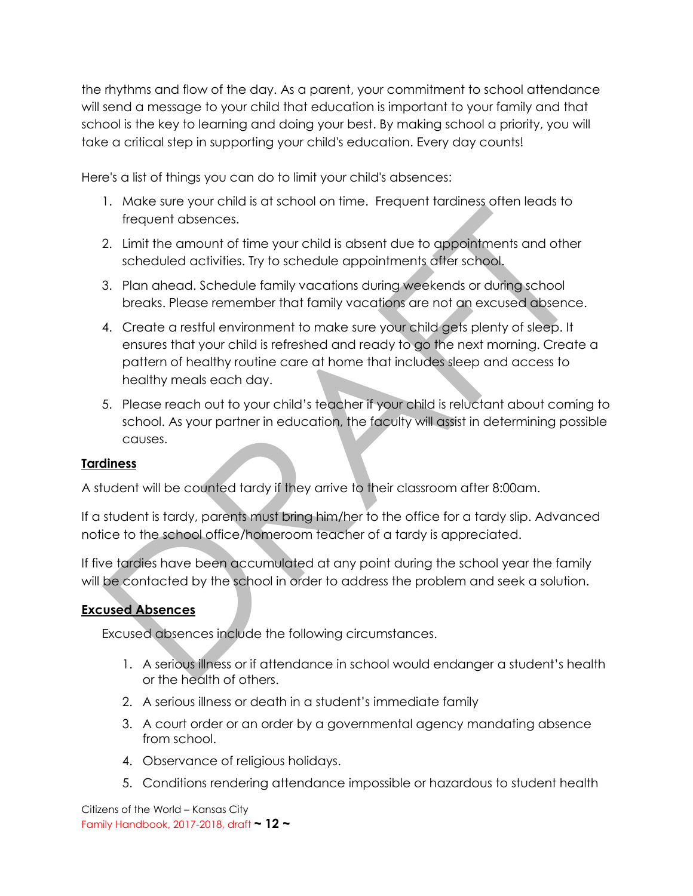the rhythms and flow of the day. As a parent, your commitment to school attendance will send a message to your child that education is important to your family and that school is the key to learning and doing your best. By making school a priority, you will take a critical step in supporting your child's education. Every day counts!

Here's a list of things you can do to limit your child's absences:

1. Make sure your child is at school on time. Frequent tardiness often leads to frequent absences.
2. Limit the amount of time your child is absent due to appointments and other scheduled activities. Try to schedule appointments after school.
3. Plan ahead. Schedule family vacations during weekends or during school breaks. Please remember that family vacations are not an excused absence.
4. Create a restful environment to make sure your child gets plenty of sleep. It ensures that your child is refreshed and ready to go the next morning. Create a pattern of healthy routine care at home that includes sleep and access to healthy meals each day.
5. Please reach out to your child's teacher if your child is reluctant about coming to school. As your partner in education, the faculty will assist in determining possible causes.

**Tardiness**

A student will be counted tardy if they arrive to their classroom after 8:00am.

If a student is tardy, parents must bring him/her to the office for a tardy slip. Advanced notice to the school office/homeroom teacher of a tardy is appreciated.

If five tardies have been accumulated at any point during the school year the family will be contacted by the school in order to address the problem and seek a solution.

**Excused Absences**

Excused absences include the following circumstances.

1. A serious illness or if attendance in school would endanger a student's health or the health of others.
2. A serious illness or death in a student's immediate family
3. A court order or an order by a governmental agency mandating absence from school.
4. Observance of religious holidays.
5. Conditions rendering attendance impossible or hazardous to student health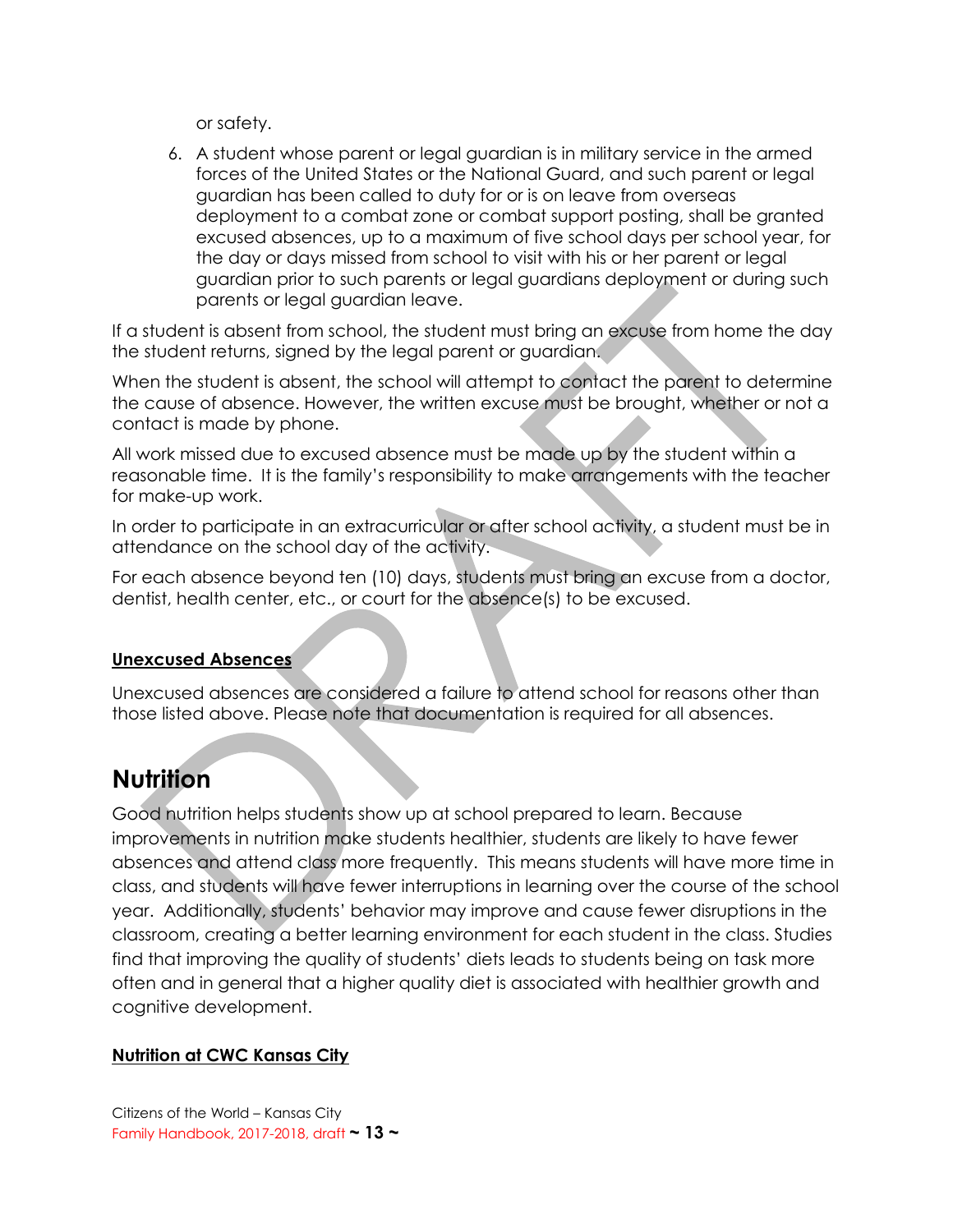or safety.

6. A student whose parent or legal guardian is in military service in the armed forces of the United States or the National Guard, and such parent or legal guardian has been called to duty for or is on leave from overseas deployment to a combat zone or combat support posting, shall be granted excused absences, up to a maximum of five school days per school year, for the day or days missed from school to visit with his or her parent or legal guardian prior to such parents or legal guardians deployment or during such parents or legal guardian leave.

If a student is absent from school, the student must bring an excuse from home the day the student returns, signed by the legal parent or guardian.

When the student is absent, the school will attempt to contact the parent to determine the cause of absence. However, the written excuse must be brought, whether or not a contact is made by phone.

All work missed due to excused absence must be made up by the student within a reasonable time. It is the family's responsibility to make arrangements with the teacher for make-up work.

In order to participate in an extracurricular or after school activity, a student must be in attendance on the school day of the activity.

For each absence beyond ten (10) days, students must bring an excuse from a doctor, dentist, health center, etc., or court for the absence(s) to be excused.

**Unexcused Absences**

Unexcused absences are considered a failure to attend school for reasons other than those listed above. Please note that documentation is required for all absences.

# Nutrition

Good nutrition helps students show up at school prepared to learn. Because improvements in nutrition make students healthier, students are likely to have fewer absences and attend class more frequently. This means students will have more time in class, and students will have fewer interruptions in learning over the course of the school year. Additionally, students' behavior may improve and cause fewer disruptions in the classroom, creating a better learning environment for each student in the class. Studies find that improving the quality of students' diets leads to students being on task more often and in general that a higher quality diet is associated with healthier growth and cognitive development.

**Nutrition at CWC Kansas City**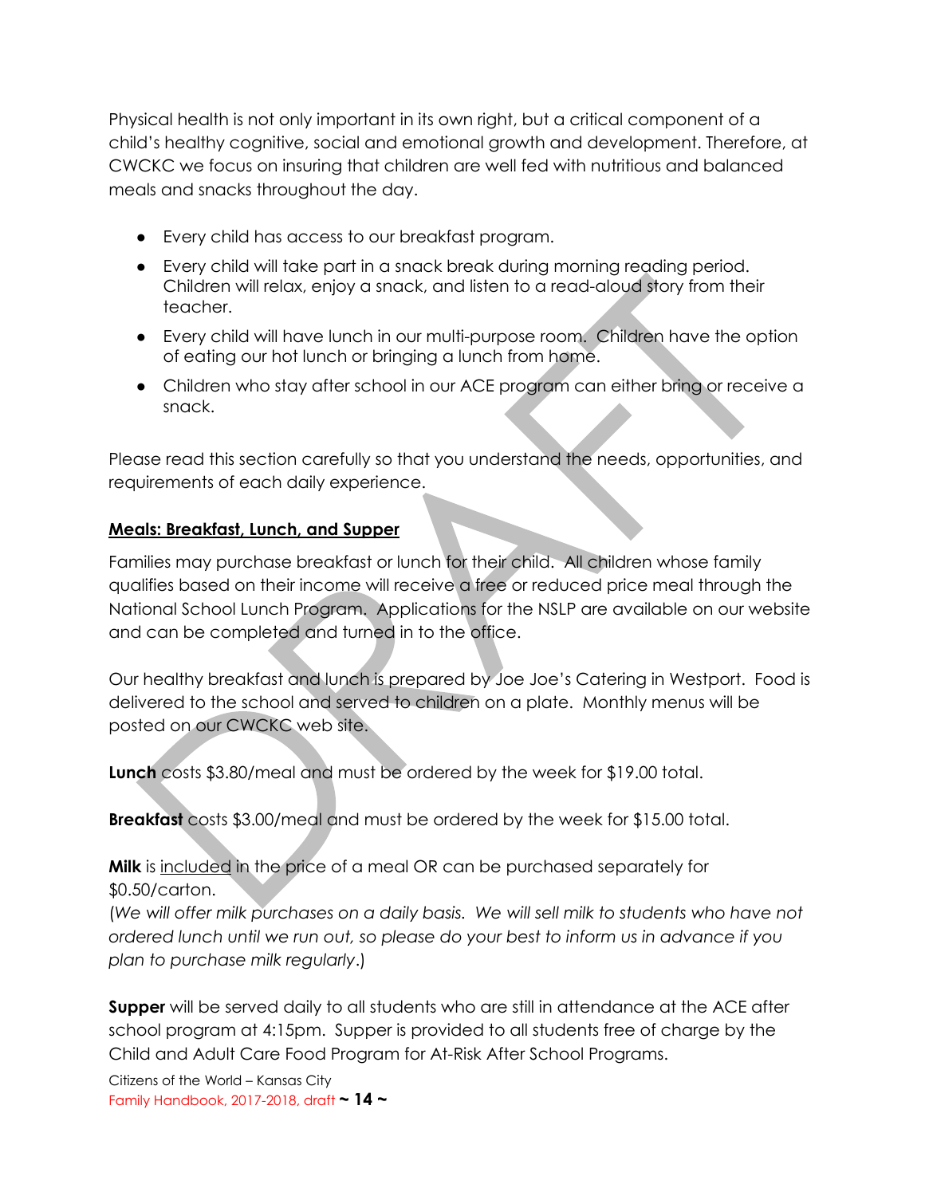Physical health is not only important in its own right, but a critical component of a child's healthy cognitive, social and emotional growth and development. Therefore, at CWCKC we focus on insuring that children are well fed with nutritious and balanced meals and snacks throughout the day.

- Every child has access to our breakfast program.
- Every child will take part in a snack break during morning reading period. Children will relax, enjoy a snack, and listen to a read-aloud story from their teacher.
- Every child will have lunch in our multi-purpose room. Children have the option of eating our hot lunch or bringing a lunch from home.
- Children who stay after school in our ACE program can either bring or receive a snack.

Please read this section carefully so that you understand the needs, opportunities, and requirements of each daily experience.

**Meals: Breakfast, Lunch, and Supper**

Families may purchase breakfast or lunch for their child. All children whose family qualifies based on their income will receive a free or reduced price meal through the National School Lunch Program. Applications for the NSLP are available on our website and can be completed and turned in to the office.

Our healthy breakfast and lunch is prepared by Joe Joe's Catering in Westport. Food is delivered to the school and served to children on a plate. Monthly menus will be posted on our CWCKC web site.

**Lunch** costs $3.80/meal and must be ordered by the week for $19.00 total.

**Breakfast** costs $3.00/meal and must be ordered by the week for $15.00 total.

**Milk** is included in the price of a meal OR can be purchased separately for $0.50/carton.
*(We will offer milk purchases on a daily basis. We will sell milk to students who have not ordered lunch until we run out, so please do your best to inform us in advance if you plan to purchase milk regularly.)*

**Supper** will be served daily to all students who are still in attendance at the ACE after school program at 4:15pm. Supper is provided to all students free of charge by the Child and Adult Care Food Program for At-Risk After School Programs.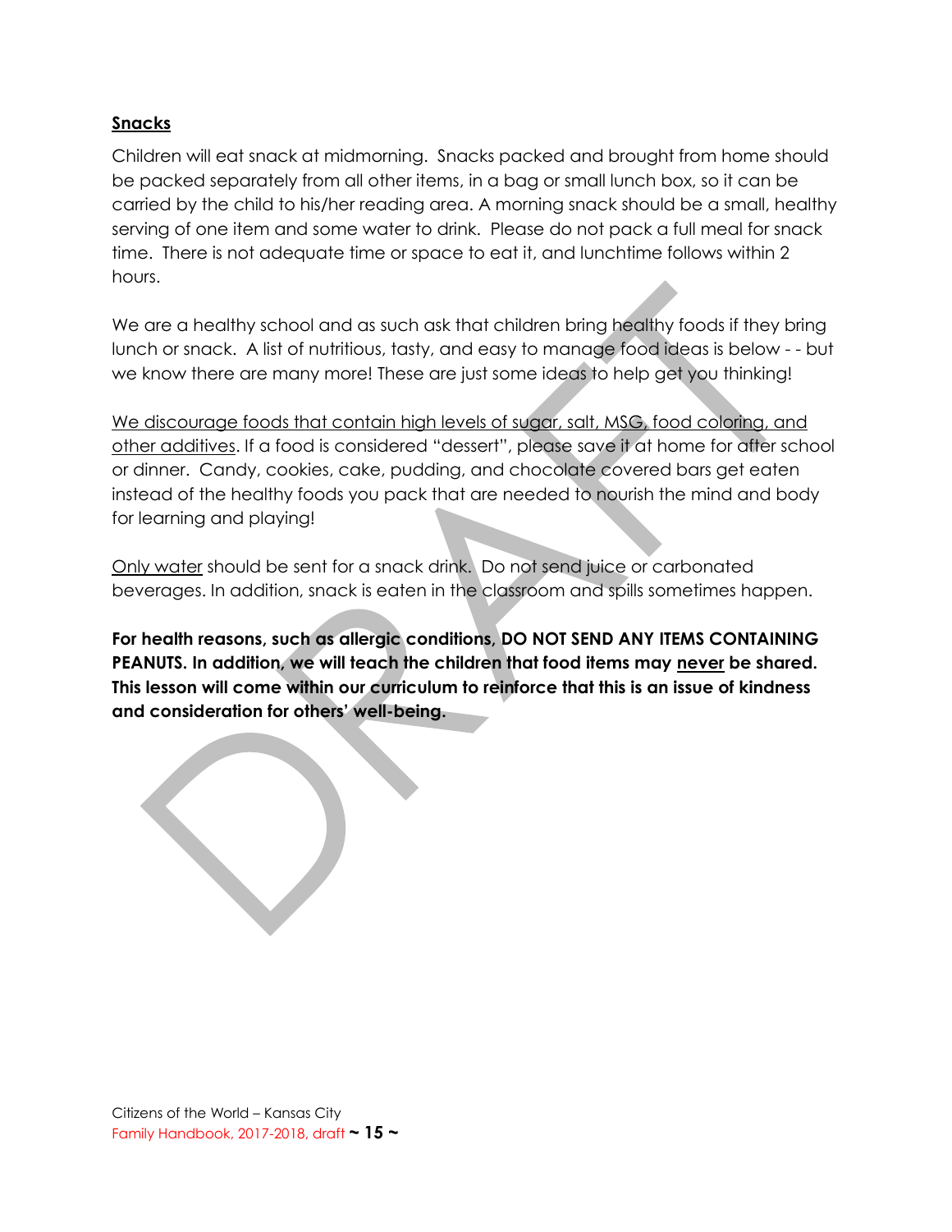## **Snacks**

Children will eat snack at midmorning. Snacks packed and brought from home should be packed separately from all other items, in a bag or small lunch box, so it can be carried by the child to his/her reading area. A morning snack should be a small, healthy serving of one item and some water to drink. Please do not pack a full meal for snack time. There is not adequate time or space to eat it, and lunchtime follows within 2 hours.

We are a healthy school and as such ask that children bring healthy foods if they bring lunch or snack. A list of nutritious, tasty, and easy to manage food ideas is below - - but we know there are many more! These are just some ideas to help get you thinking!

<u>We discourage foods that contain high levels of sugar, salt, MSG, food coloring, and other additives</u>. If a food is considered "dessert", please save it at home for after school or dinner. Candy, cookies, cake, pudding, and chocolate covered bars get eaten instead of the healthy foods you pack that are needed to nourish the mind and body for learning and playing!

<u>Only water</u> should be sent for a snack drink. Do not send juice or carbonated beverages. In addition, snack is eaten in the classroom and spills sometimes happen.

**For health reasons, such as allergic conditions, DO NOT SEND ANY ITEMS CONTAINING PEANUTS. In addition, we will teach the children that food items may <u>never</u> be shared. This lesson will come within our curriculum to reinforce that this is an issue of kindness and consideration for others' well-being.**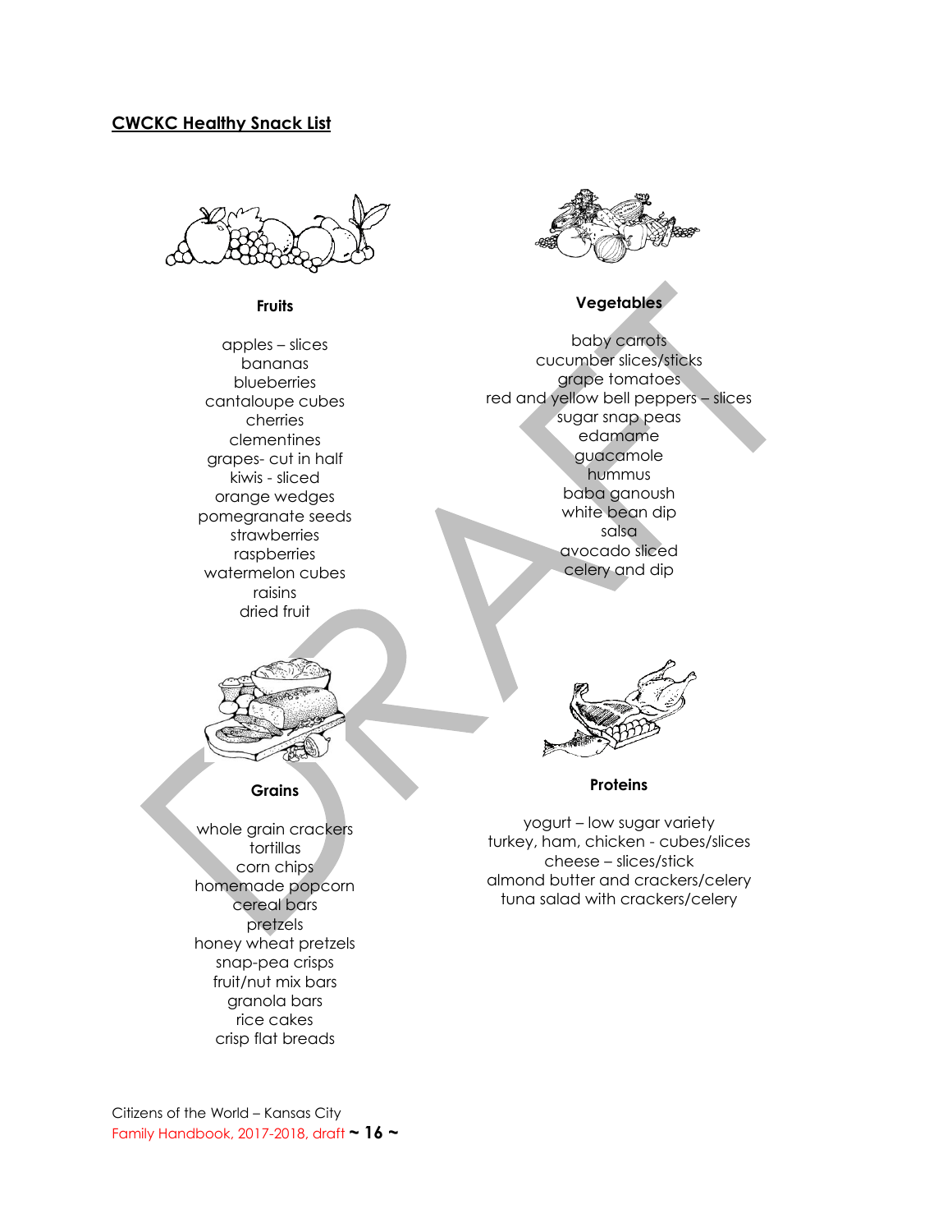## CWCKC Healthy Snack List

### Fruits

apples – slices
bananas
blueberries
cantaloupe cubes
cherries
clementines
grapes- cut in half
kiwis - sliced
orange wedges
pomegranate seeds
strawberries
raspberries
watermelon cubes
raisins
dried fruit

### Vegetables

baby carrots
cucumber slices/sticks
grape tomatoes
red and yellow bell peppers – slices
sugar snap peas
edamame
guacamole
hummus
baba ganoush
white bean dip
salsa
avocado sliced
celery and dip

### Grains

whole grain crackers
tortillas
corn chips
homemade popcorn
cereal bars
pretzels
honey wheat pretzels
snap-pea crisps
fruit/nut mix bars
granola bars
rice cakes
crisp flat breads

### Proteins

yogurt – low sugar variety
turkey, ham, chicken - cubes/slices
cheese – slices/stick
almond butter and crackers/celery
tuna salad with crackers/celery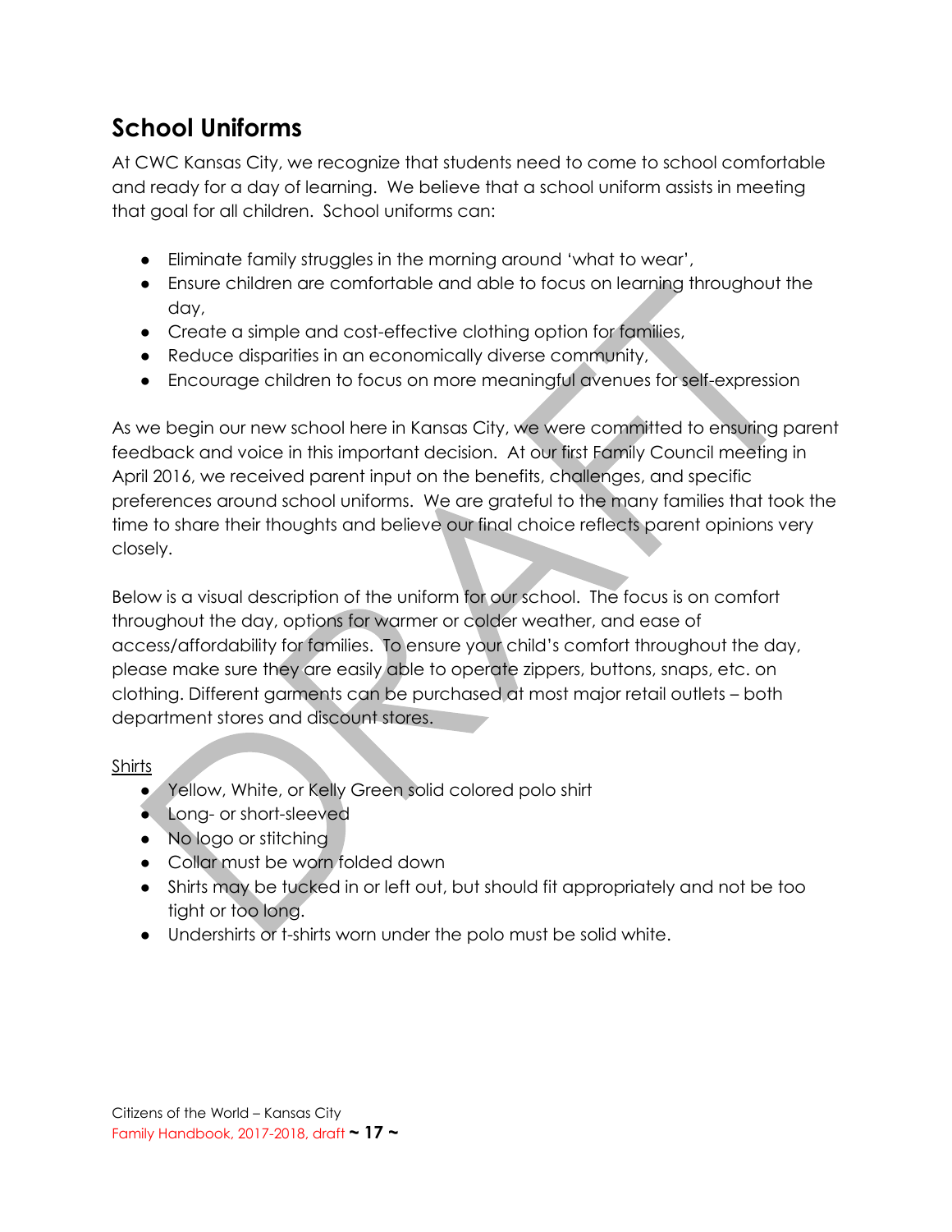## School Uniforms

At CWC Kansas City, we recognize that students need to come to school comfortable and ready for a day of learning. We believe that a school uniform assists in meeting that goal for all children. School uniforms can:

- Eliminate family struggles in the morning around 'what to wear',
- Ensure children are comfortable and able to focus on learning throughout the day,
- Create a simple and cost-effective clothing option for families,
- Reduce disparities in an economically diverse community,
- Encourage children to focus on more meaningful avenues for self-expression

As we begin our new school here in Kansas City, we were committed to ensuring parent feedback and voice in this important decision. At our first Family Council meeting in April 2016, we received parent input on the benefits, challenges, and specific preferences around school uniforms. We are grateful to the many families that took the time to share their thoughts and believe our final choice reflects parent opinions very closely.

Below is a visual description of the uniform for our school. The focus is on comfort throughout the day, options for warmer or colder weather, and ease of access/affordability for families. To ensure your child's comfort throughout the day, please make sure they are easily able to operate zippers, buttons, snaps, etc. on clothing. Different garments can be purchased at most major retail outlets – both department stores and discount stores.

<u>Shirts</u>

- Yellow, White, or Kelly Green solid colored polo shirt
- Long- or short-sleeved
- No logo or stitching
- Collar must be worn folded down
- Shirts may be tucked in or left out, but should fit appropriately and not be too tight or too long.
- Undershirts or t-shirts worn under the polo must be solid white.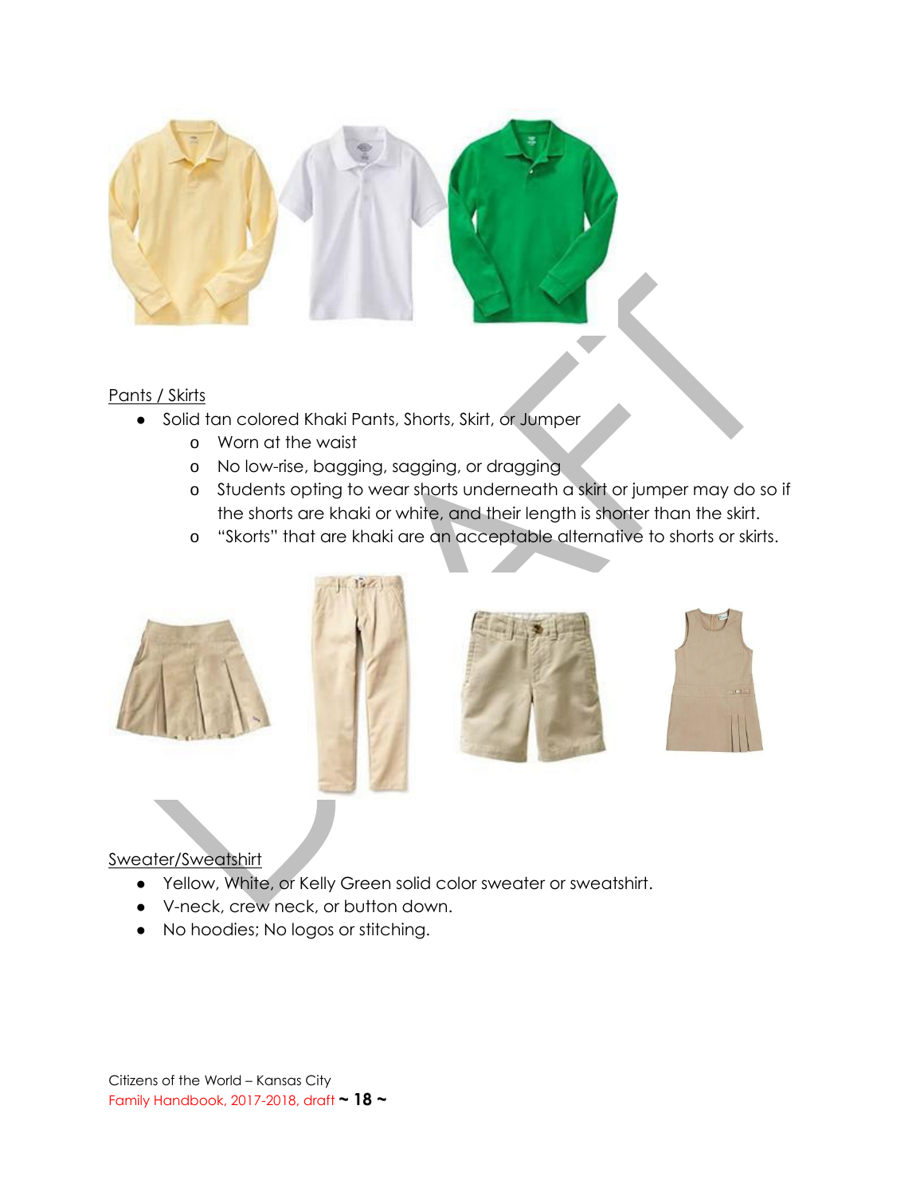Pants / Skirts

- Solid tan colored Khaki Pants, Shorts, Skirt, or Jumper
    - Worn at the waist
    - No low-rise, bagging, sagging, or dragging
    - Students opting to wear shorts underneath a skirt or jumper may do so if the shorts are khaki or white, and their length is shorter than the skirt.
    - "Skorts" that are khaki are an acceptable alternative to shorts or skirts.

Sweater/Sweatshirt

- Yellow, White, or Kelly Green solid color sweater or sweatshirt.
- V-neck, crew neck, or button down.
- No hoodies; No logos or stitching.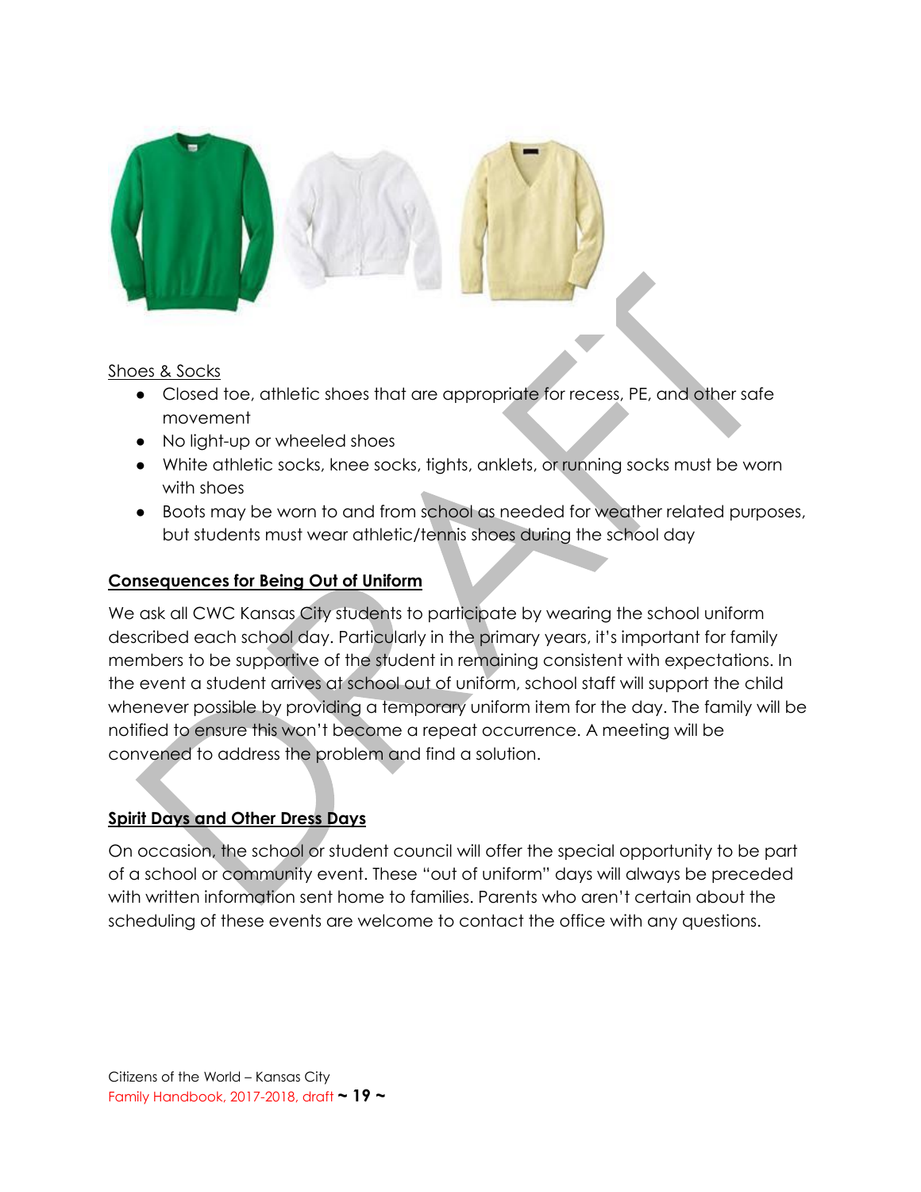Shoes & Socks

- Closed toe, athletic shoes that are appropriate for recess, PE, and other safe movement
- No light-up or wheeled shoes
- White athletic socks, knee socks, tights, anklets, or running socks must be worn with shoes
- Boots may be worn to and from school as needed for weather related purposes, but students must wear athletic/tennis shoes during the school day

**Consequences for Being Out of Uniform**

We ask all CWC Kansas City students to participate by wearing the school uniform described each school day. Particularly in the primary years, it's important for family members to be supportive of the student in remaining consistent with expectations. In the event a student arrives at school out of uniform, school staff will support the child whenever possible by providing a temporary uniform item for the day. The family will be notified to ensure this won't become a repeat occurrence. A meeting will be convened to address the problem and find a solution.

**Spirit Days and Other Dress Days**

On occasion, the school or student council will offer the special opportunity to be part of a school or community event. These "out of uniform" days will always be preceded with written information sent home to families. Parents who aren't certain about the scheduling of these events are welcome to contact the office with any questions.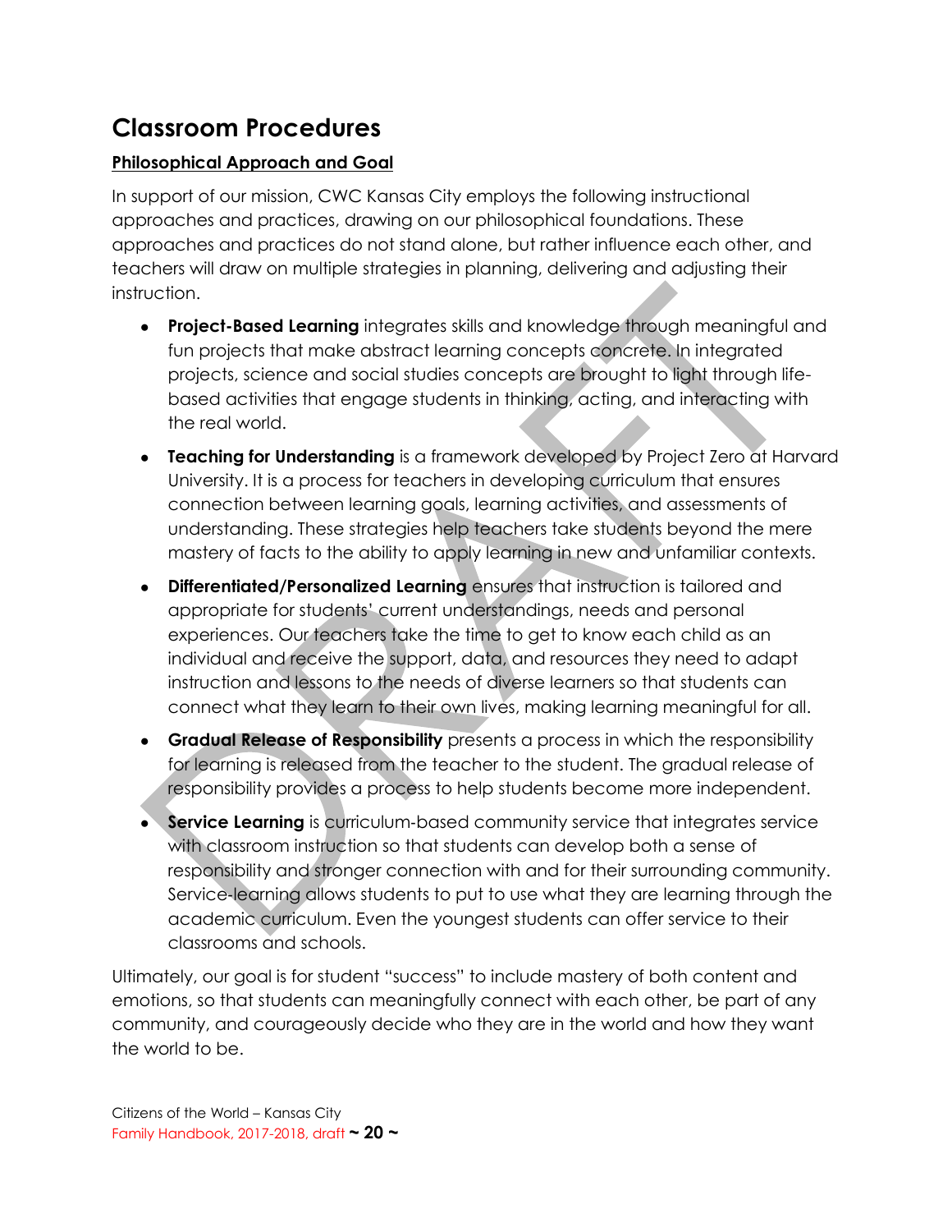# Classroom Procedures

**Philosophical Approach and Goal**

In support of our mission, CWC Kansas City employs the following instructional approaches and practices, drawing on our philosophical foundations. These approaches and practices do not stand alone, but rather influence each other, and teachers will draw on multiple strategies in planning, delivering and adjusting their instruction.

- **Project-Based Learning** integrates skills and knowledge through meaningful and fun projects that make abstract learning concepts concrete. In integrated projects, science and social studies concepts are brought to light through life-based activities that engage students in thinking, acting, and interacting with the real world.
- **Teaching for Understanding** is a framework developed by Project Zero at Harvard University. It is a process for teachers in developing curriculum that ensures connection between learning goals, learning activities, and assessments of understanding. These strategies help teachers take students beyond the mere mastery of facts to the ability to apply learning in new and unfamiliar contexts.
- **Differentiated/Personalized Learning** ensures that instruction is tailored and appropriate for students' current understandings, needs and personal experiences. Our teachers take the time to get to know each child as an individual and receive the support, data, and resources they need to adapt instruction and lessons to the needs of diverse learners so that students can connect what they learn to their own lives, making learning meaningful for all.
- **Gradual Release of Responsibility** presents a process in which the responsibility for learning is released from the teacher to the student. The gradual release of responsibility provides a process to help students become more independent.
- **Service Learning** is curriculum-based community service that integrates service with classroom instruction so that students can develop both a sense of responsibility and stronger connection with and for their surrounding community. Service-learning allows students to put to use what they are learning through the academic curriculum. Even the youngest students can offer service to their classrooms and schools.

Ultimately, our goal is for student "success" to include mastery of both content and emotions, so that students can meaningfully connect with each other, be part of any community, and courageously decide who they are in the world and how they want the world to be.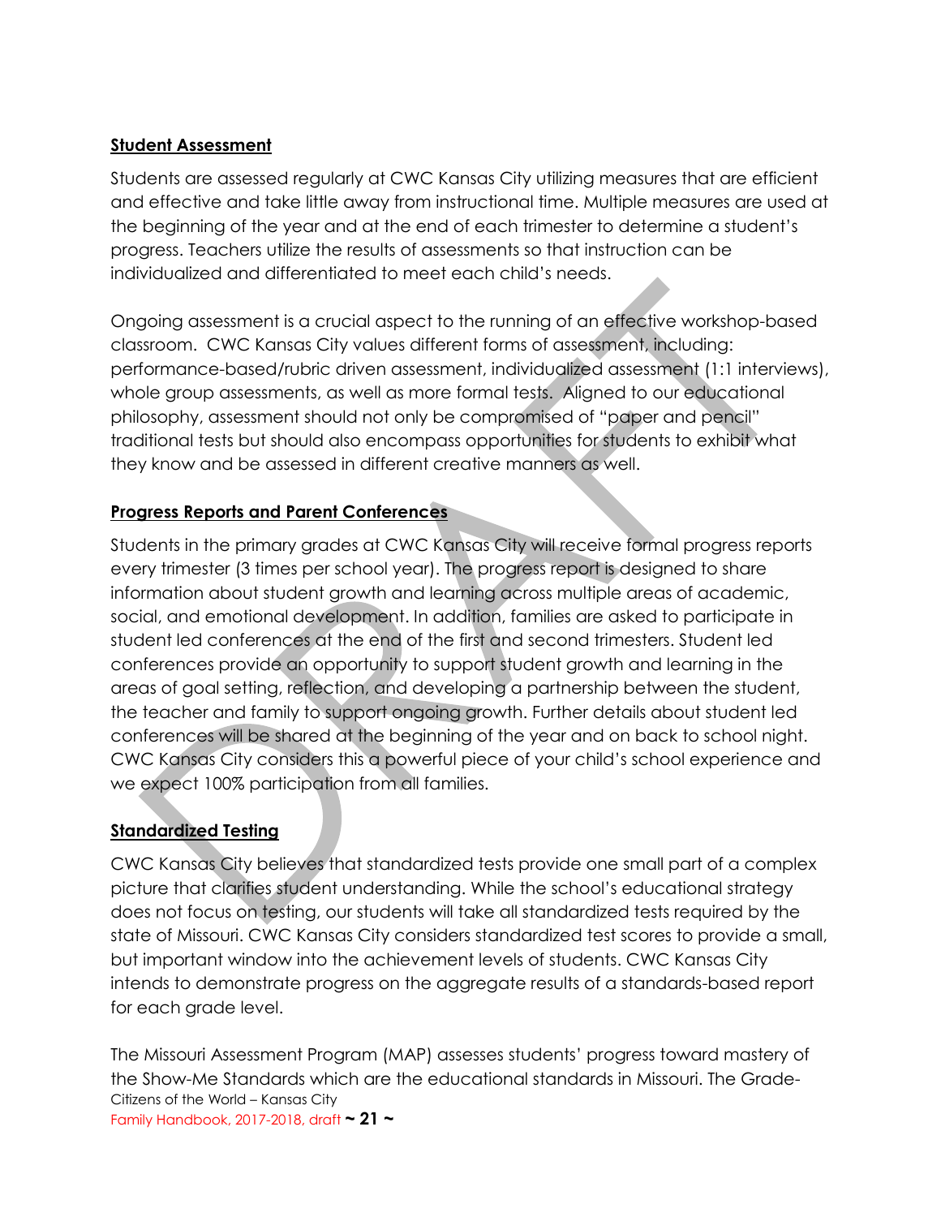**Student Assessment**

Students are assessed regularly at CWC Kansas City utilizing measures that are efficient and effective and take little away from instructional time. Multiple measures are used at the beginning of the year and at the end of each trimester to determine a student's progress. Teachers utilize the results of assessments so that instruction can be individualized and differentiated to meet each child's needs.

Ongoing assessment is a crucial aspect to the running of an effective workshop-based classroom. CWC Kansas City values different forms of assessment, including: performance-based/rubric driven assessment, individualized assessment (1:1 interviews), whole group assessments, as well as more formal tests. Aligned to our educational philosophy, assessment should not only be compromised of "paper and pencil" traditional tests but should also encompass opportunities for students to exhibit what they know and be assessed in different creative manners as well.

**Progress Reports and Parent Conferences**

Students in the primary grades at CWC Kansas City will receive formal progress reports every trimester (3 times per school year). The progress report is designed to share information about student growth and learning across multiple areas of academic, social, and emotional development. In addition, families are asked to participate in student led conferences at the end of the first and second trimesters. Student led conferences provide an opportunity to support student growth and learning in the areas of goal setting, reflection, and developing a partnership between the student, the teacher and family to support ongoing growth. Further details about student led conferences will be shared at the beginning of the year and on back to school night. CWC Kansas City considers this a powerful piece of your child's school experience and we expect 100% participation from all families.

**Standardized Testing**

CWC Kansas City believes that standardized tests provide one small part of a complex picture that clarifies student understanding. While the school's educational strategy does not focus on testing, our students will take all standardized tests required by the state of Missouri. CWC Kansas City considers standardized test scores to provide a small, but important window into the achievement levels of students. CWC Kansas City intends to demonstrate progress on the aggregate results of a standards-based report for each grade level.

The Missouri Assessment Program (MAP) assesses students' progress toward mastery of the Show-Me Standards which are the educational standards in Missouri. The Grade-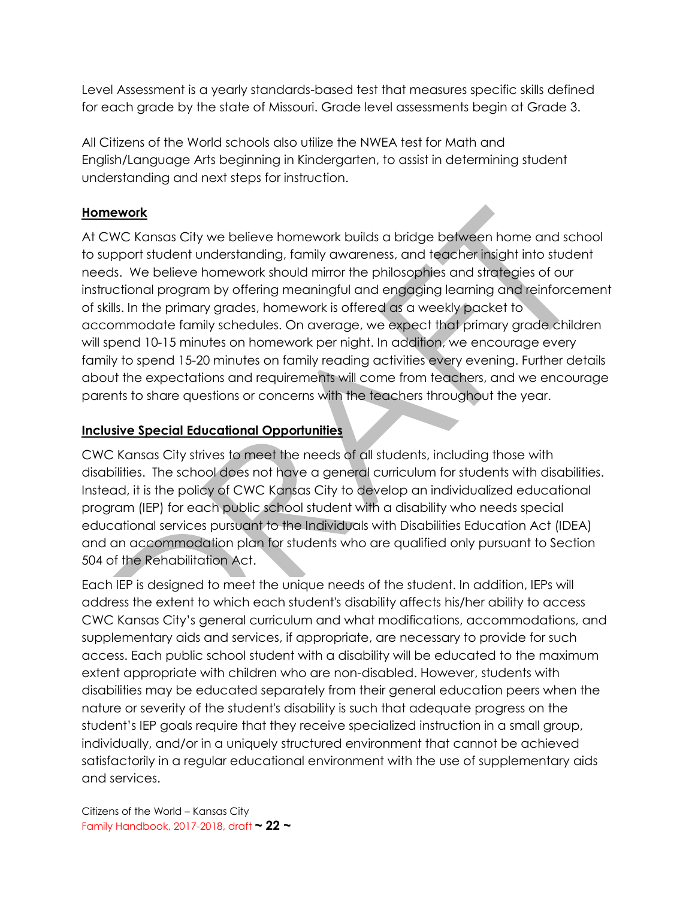Level Assessment is a yearly standards-based test that measures specific skills defined for each grade by the state of Missouri. Grade level assessments begin at Grade 3.

All Citizens of the World schools also utilize the NWEA test for Math and English/Language Arts beginning in Kindergarten, to assist in determining student understanding and next steps for instruction.

## Homework

At CWC Kansas City we believe homework builds a bridge between home and school to support student understanding, family awareness, and teacher insight into student needs. We believe homework should mirror the philosophies and strategies of our instructional program by offering meaningful and engaging learning and reinforcement of skills. In the primary grades, homework is offered as a weekly packet to accommodate family schedules. On average, we expect that primary grade children will spend 10-15 minutes on homework per night. In addition, we encourage every family to spend 15-20 minutes on family reading activities every evening. Further details about the expectations and requirements will come from teachers, and we encourage parents to share questions or concerns with the teachers throughout the year.

## Inclusive Special Educational Opportunities

CWC Kansas City strives to meet the needs of all students, including those with disabilities. The school does not have a general curriculum for students with disabilities. Instead, it is the policy of CWC Kansas City to develop an individualized educational program (IEP) for each public school student with a disability who needs special educational services pursuant to the Individuals with Disabilities Education Act (IDEA) and an accommodation plan for students who are qualified only pursuant to Section 504 of the Rehabilitation Act.

Each IEP is designed to meet the unique needs of the student. In addition, IEPs will address the extent to which each student's disability affects his/her ability to access CWC Kansas City's general curriculum and what modifications, accommodations, and supplementary aids and services, if appropriate, are necessary to provide for such access. Each public school student with a disability will be educated to the maximum extent appropriate with children who are non-disabled. However, students with disabilities may be educated separately from their general education peers when the nature or severity of the student's disability is such that adequate progress on the student's IEP goals require that they receive specialized instruction in a small group, individually, and/or in a uniquely structured environment that cannot be achieved satisfactorily in a regular educational environment with the use of supplementary aids and services.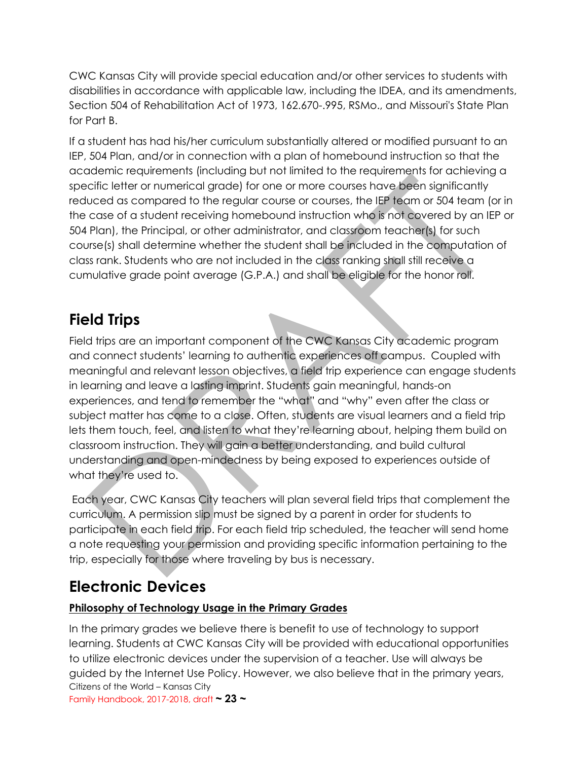CWC Kansas City will provide special education and/or other services to students with disabilities in accordance with applicable law, including the IDEA, and its amendments, Section 504 of Rehabilitation Act of 1973, 162.670-.995, RSMo., and Missouri's State Plan for Part B.

If a student has had his/her curriculum substantially altered or modified pursuant to an IEP, 504 Plan, and/or in connection with a plan of homebound instruction so that the academic requirements (including but not limited to the requirements for achieving a specific letter or numerical grade) for one or more courses have been significantly reduced as compared to the regular course or courses, the IEP team or 504 team (or in the case of a student receiving homebound instruction who is not covered by an IEP or 504 Plan), the Principal, or other administrator, and classroom teacher(s) for such course(s) shall determine whether the student shall be included in the computation of class rank. Students who are not included in the class ranking shall still receive a cumulative grade point average (G.P.A.) and shall be eligible for the honor roll.

## Field Trips

Field trips are an important component of the CWC Kansas City academic program and connect students' learning to authentic experiences off campus. Coupled with meaningful and relevant lesson objectives, a field trip experience can engage students in learning and leave a lasting imprint. Students gain meaningful, hands-on experiences, and tend to remember the "what" and "why" even after the class or subject matter has come to a close. Often, students are visual learners and a field trip lets them touch, feel, and listen to what they're learning about, helping them build on classroom instruction. They will gain a better understanding, and build cultural understanding and open-mindedness by being exposed to experiences outside of what they're used to.

Each year, CWC Kansas City teachers will plan several field trips that complement the curriculum. A permission slip must be signed by a parent in order for students to participate in each field trip. For each field trip scheduled, the teacher will send home a note requesting your permission and providing specific information pertaining to the trip, especially for those where traveling by bus is necessary.

## Electronic Devices

**Philosophy of Technology Usage in the Primary Grades**

In the primary grades we believe there is benefit to use of technology to support learning. Students at CWC Kansas City will be provided with educational opportunities to utilize electronic devices under the supervision of a teacher. Use will always be guided by the Internet Use Policy. However, we also believe that in the primary years,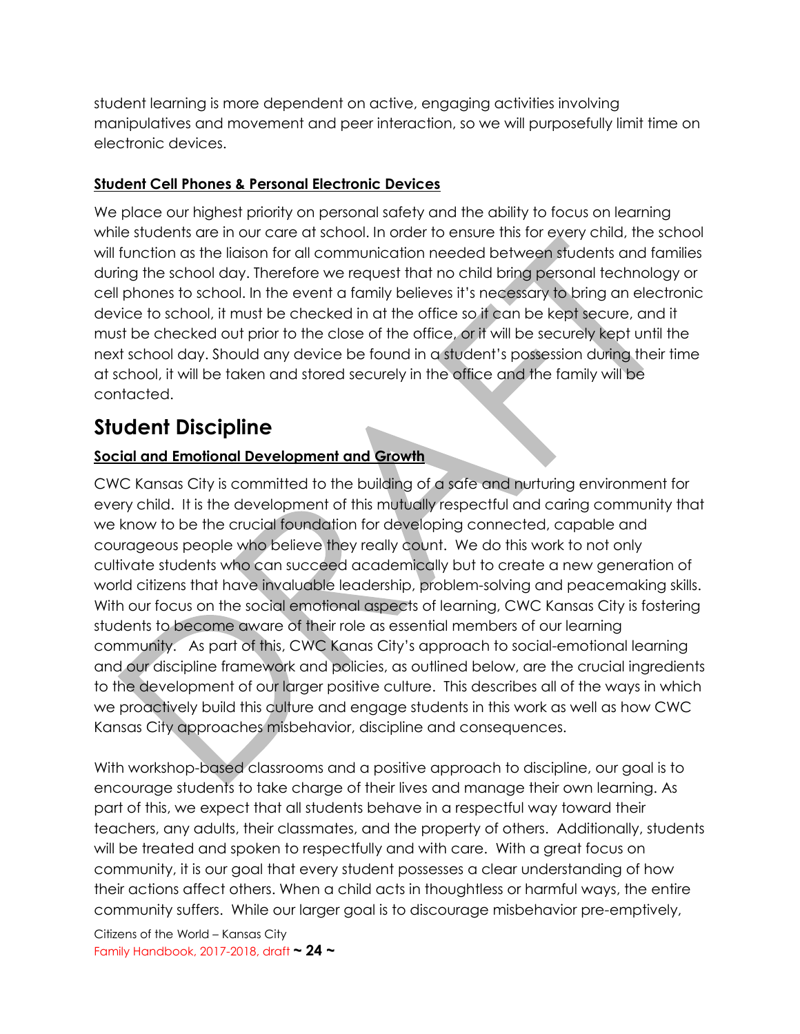student learning is more dependent on active, engaging activities involving manipulatives and movement and peer interaction, so we will purposefully limit time on electronic devices.

**Student Cell Phones & Personal Electronic Devices**

We place our highest priority on personal safety and the ability to focus on learning while students are in our care at school. In order to ensure this for every child, the school will function as the liaison for all communication needed between students and families during the school day. Therefore we request that no child bring personal technology or cell phones to school. In the event a family believes it's necessary to bring an electronic device to school, it must be checked in at the office so it can be kept secure, and it must be checked out prior to the close of the office, or it will be securely kept until the next school day. Should any device be found in a student's possession during their time at school, it will be taken and stored securely in the office and the family will be contacted.

# Student Discipline

**Social and Emotional Development and Growth**

CWC Kansas City is committed to the building of a safe and nurturing environment for every child. It is the development of this mutually respectful and caring community that we know to be the crucial foundation for developing connected, capable and courageous people who believe they really count. We do this work to not only cultivate students who can succeed academically but to create a new generation of world citizens that have invaluable leadership, problem-solving and peacemaking skills. With our focus on the social emotional aspects of learning, CWC Kansas City is fostering students to become aware of their role as essential members of our learning community. As part of this, CWC Kanas City's approach to social-emotional learning and our discipline framework and policies, as outlined below, are the crucial ingredients to the development of our larger positive culture. This describes all of the ways in which we proactively build this culture and engage students in this work as well as how CWC Kansas City approaches misbehavior, discipline and consequences.

With workshop-based classrooms and a positive approach to discipline, our goal is to encourage students to take charge of their lives and manage their own learning. As part of this, we expect that all students behave in a respectful way toward their teachers, any adults, their classmates, and the property of others. Additionally, students will be treated and spoken to respectfully and with care. With a great focus on community, it is our goal that every student possesses a clear understanding of how their actions affect others. When a child acts in thoughtless or harmful ways, the entire community suffers. While our larger goal is to discourage misbehavior pre-emptively,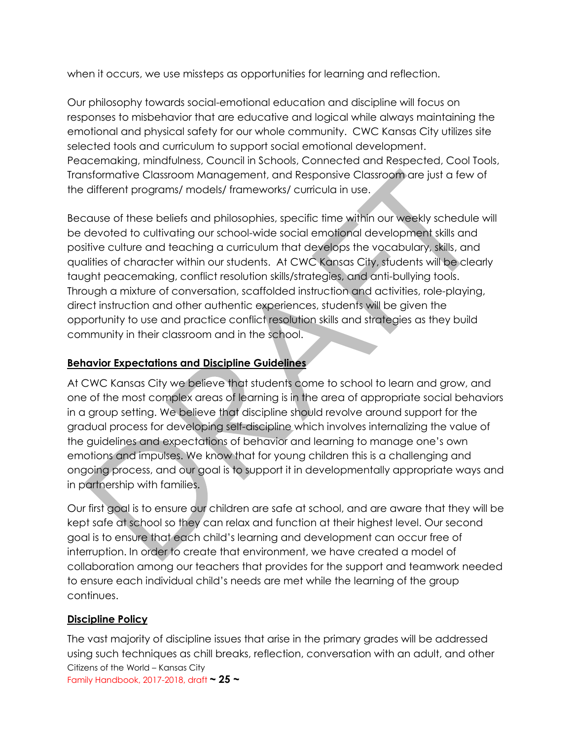when it occurs, we use missteps as opportunities for learning and reflection.

Our philosophy towards social-emotional education and discipline will focus on responses to misbehavior that are educative and logical while always maintaining the emotional and physical safety for our whole community. CWC Kansas City utilizes site selected tools and curriculum to support social emotional development. Peacemaking, mindfulness, Council in Schools, Connected and Respected, Cool Tools, Transformative Classroom Management, and Responsive Classroom are just a few of the different programs/ models/ frameworks/ curricula in use.

Because of these beliefs and philosophies, specific time within our weekly schedule will be devoted to cultivating our school-wide social emotional development skills and positive culture and teaching a curriculum that develops the vocabulary, skills, and qualities of character within our students. At CWC Kansas City, students will be clearly taught peacemaking, conflict resolution skills/strategies, and anti-bullying tools. Through a mixture of conversation, scaffolded instruction and activities, role-playing, direct instruction and other authentic experiences, students will be given the opportunity to use and practice conflict resolution skills and strategies as they build community in their classroom and in the school.

**Behavior Expectations and Discipline Guidelines**

At CWC Kansas City we believe that students come to school to learn and grow, and one of the most complex areas of learning is in the area of appropriate social behaviors in a group setting. We believe that discipline should revolve around support for the gradual process for developing self-discipline which involves internalizing the value of the guidelines and expectations of behavior and learning to manage one's own emotions and impulses. We know that for young children this is a challenging and ongoing process, and our goal is to support it in developmentally appropriate ways and in partnership with families.

Our first goal is to ensure our children are safe at school, and are aware that they will be kept safe at school so they can relax and function at their highest level. Our second goal is to ensure that each child's learning and development can occur free of interruption. In order to create that environment, we have created a model of collaboration among our teachers that provides for the support and teamwork needed to ensure each individual child's needs are met while the learning of the group continues.

**Discipline Policy**

The vast majority of discipline issues that arise in the primary grades will be addressed using such techniques as chill breaks, reflection, conversation with an adult, and other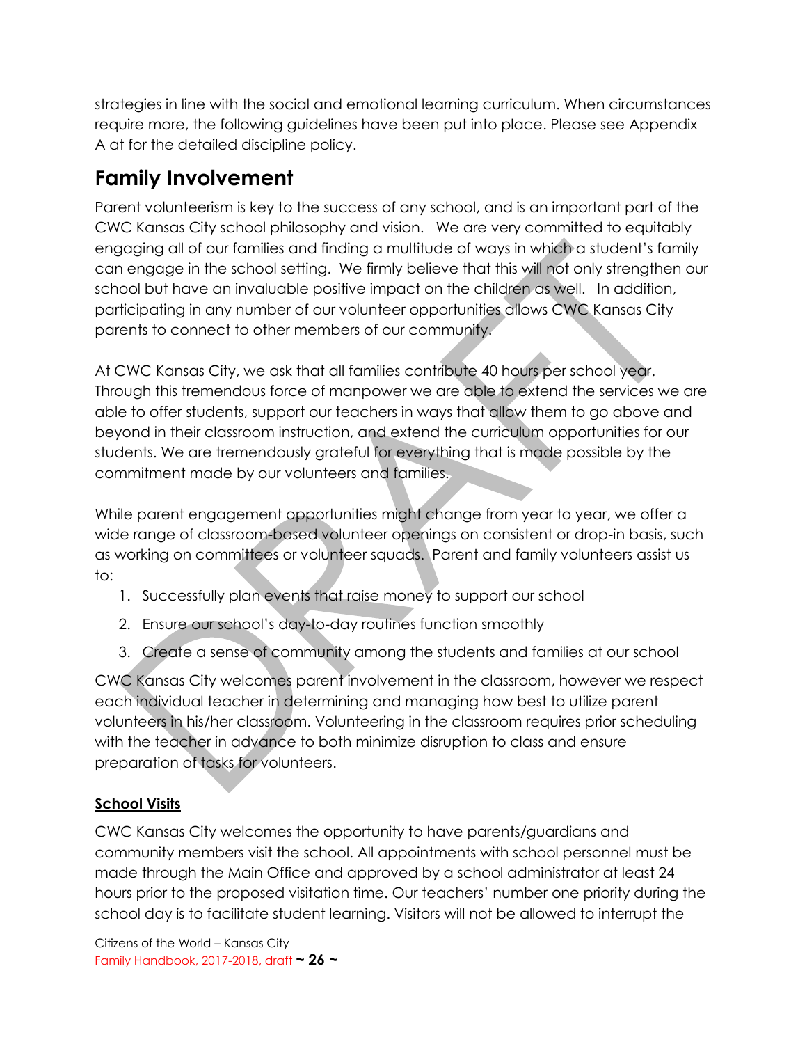strategies in line with the social and emotional learning curriculum. When circumstances require more, the following guidelines have been put into place. Please see Appendix A at for the detailed discipline policy.

# Family Involvement

Parent volunteerism is key to the success of any school, and is an important part of the CWC Kansas City school philosophy and vision. We are very committed to equitably engaging all of our families and finding a multitude of ways in which a student's family can engage in the school setting. We firmly believe that this will not only strengthen our school but have an invaluable positive impact on the children as well. In addition, participating in any number of our volunteer opportunities allows CWC Kansas City parents to connect to other members of our community.

At CWC Kansas City, we ask that all families contribute 40 hours per school year. Through this tremendous force of manpower we are able to extend the services we are able to offer students, support our teachers in ways that allow them to go above and beyond in their classroom instruction, and extend the curriculum opportunities for our students. We are tremendously grateful for everything that is made possible by the commitment made by our volunteers and families.

While parent engagement opportunities might change from year to year, we offer a wide range of classroom-based volunteer openings on consistent or drop-in basis, such as working on committees or volunteer squads. Parent and family volunteers assist us to:

1. Successfully plan events that raise money to support our school
2. Ensure our school's day-to-day routines function smoothly
3. Create a sense of community among the students and families at our school

CWC Kansas City welcomes parent involvement in the classroom, however we respect each individual teacher in determining and managing how best to utilize parent volunteers in his/her classroom. Volunteering in the classroom requires prior scheduling with the teacher in advance to both minimize disruption to class and ensure preparation of tasks for volunteers.

**School Visits**

CWC Kansas City welcomes the opportunity to have parents/guardians and community members visit the school. All appointments with school personnel must be made through the Main Office and approved by a school administrator at least 24 hours prior to the proposed visitation time. Our teachers' number one priority during the school day is to facilitate student learning. Visitors will not be allowed to interrupt the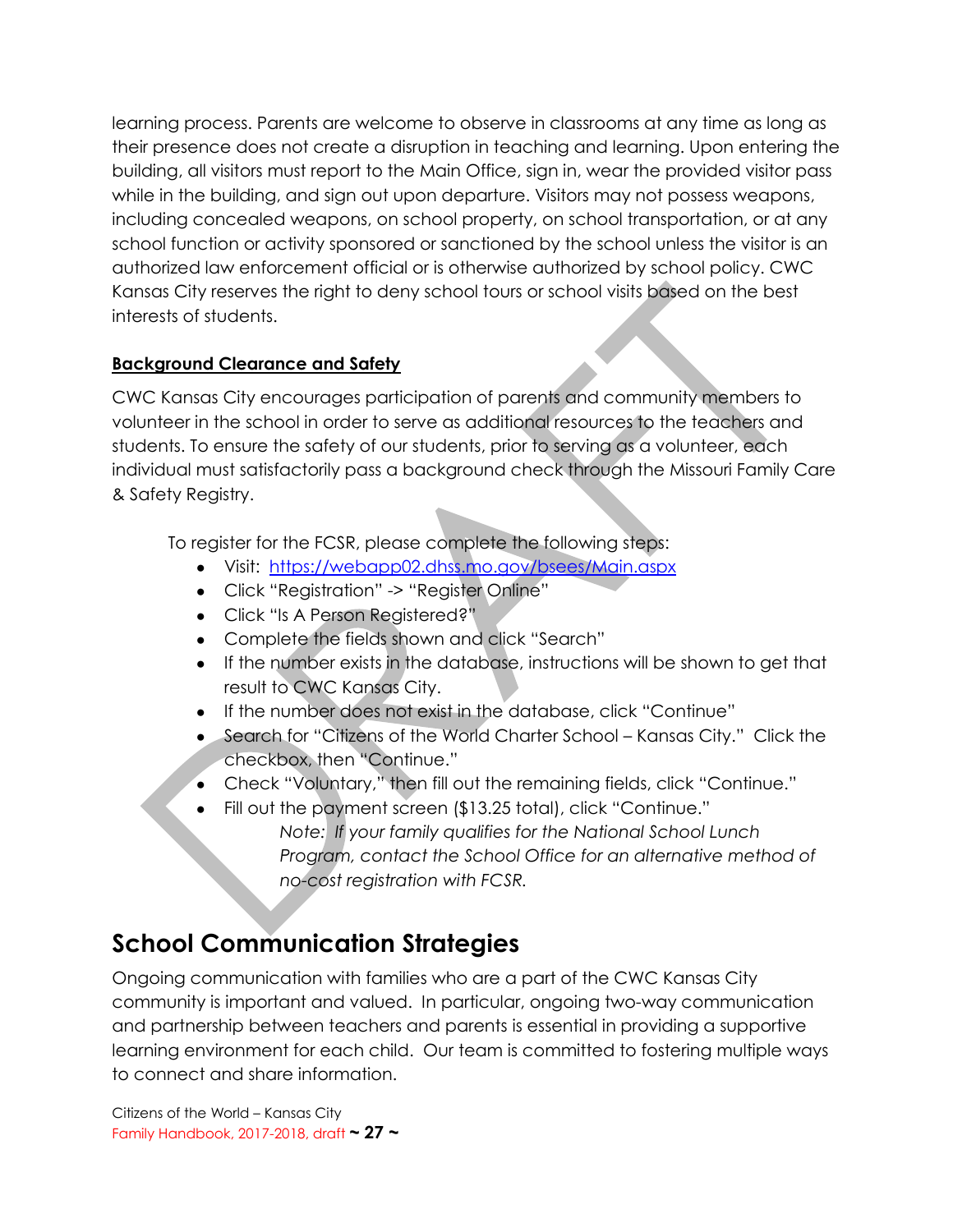learning process. Parents are welcome to observe in classrooms at any time as long as their presence does not create a disruption in teaching and learning. Upon entering the building, all visitors must report to the Main Office, sign in, wear the provided visitor pass while in the building, and sign out upon departure. Visitors may not possess weapons, including concealed weapons, on school property, on school transportation, or at any school function or activity sponsored or sanctioned by the school unless the visitor is an authorized law enforcement official or is otherwise authorized by school policy. CWC Kansas City reserves the right to deny school tours or school visits based on the best interests of students.

**Background Clearance and Safety**

CWC Kansas City encourages participation of parents and community members to volunteer in the school in order to serve as additional resources to the teachers and students. To ensure the safety of our students, prior to serving as a volunteer, each individual must satisfactorily pass a background check through the Missouri Family Care & Safety Registry.

To register for the FCSR, please complete the following steps:

- Visit: [https://webapp02.dhss.mo.gov/bsees/Main.aspx](https://webapp02.dhss.mo.gov/bsees/Main.aspx)
- Click “Registration” -> “Register Online”
- Click “Is A Person Registered?”
- Complete the fields shown and click “Search”
- If the number exists in the database, instructions will be shown to get that result to CWC Kansas City.
- If the number does not exist in the database, click “Continue”
- Search for “Citizens of the World Charter School – Kansas City.” Click the checkbox, then “Continue.”
- Check “Voluntary,” then fill out the remaining fields, click “Continue.”
- Fill out the payment screen ($13.25 total), click “Continue.”

  *Note: If your family qualifies for the National School Lunch Program, contact the School Office for an alternative method of no-cost registration with FCSR.*

## School Communication Strategies

Ongoing communication with families who are a part of the CWC Kansas City community is important and valued. In particular, ongoing two-way communication and partnership between teachers and parents is essential in providing a supportive learning environment for each child. Our team is committed to fostering multiple ways to connect and share information.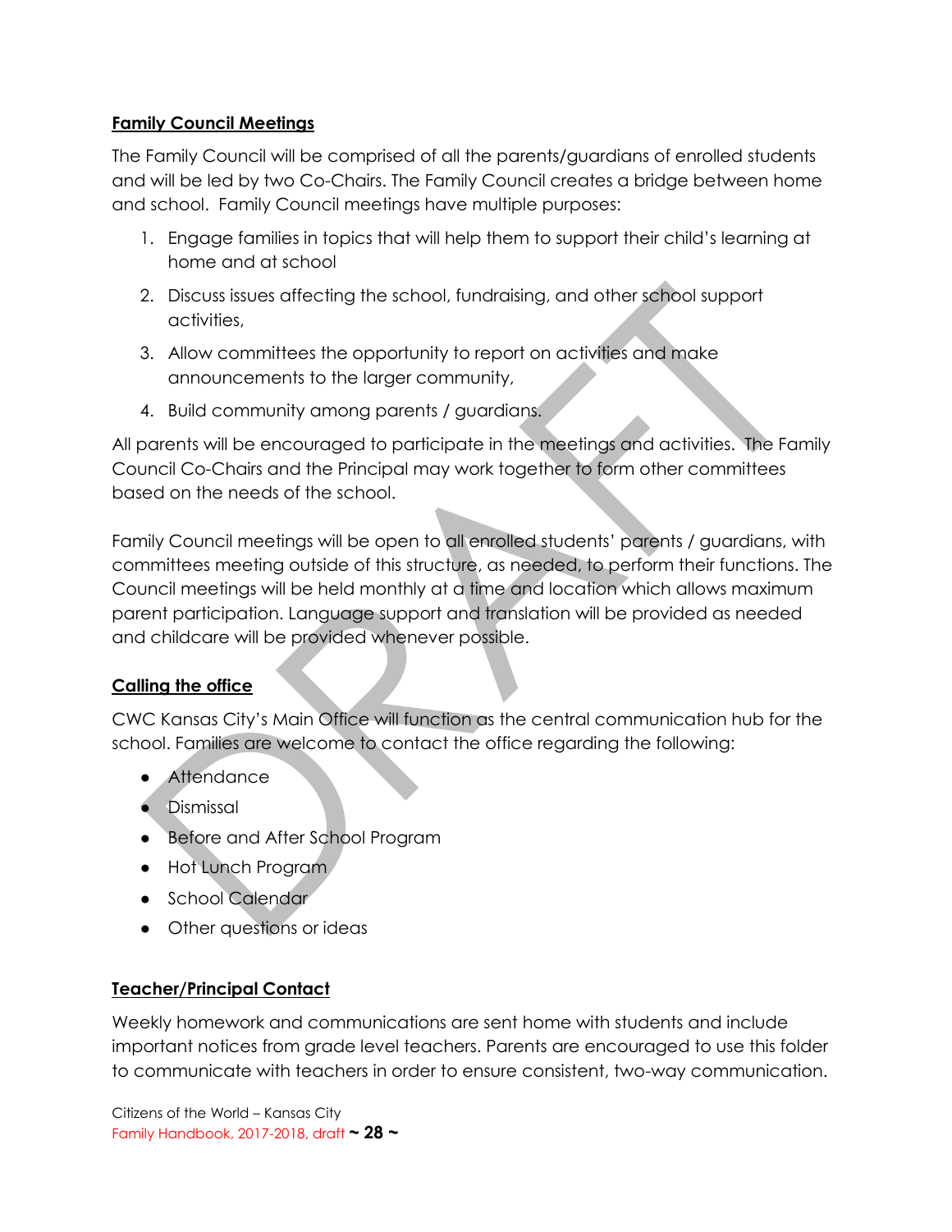## Family Council Meetings

The Family Council will be comprised of all the parents/guardians of enrolled students and will be led by two Co-Chairs. The Family Council creates a bridge between home and school. Family Council meetings have multiple purposes:

1. Engage families in topics that will help them to support their child's learning at home and at school
2. Discuss issues affecting the school, fundraising, and other school support activities,
3. Allow committees the opportunity to report on activities and make announcements to the larger community,
4. Build community among parents / guardians.

All parents will be encouraged to participate in the meetings and activities. The Family Council Co-Chairs and the Principal may work together to form other committees based on the needs of the school.

Family Council meetings will be open to all enrolled students' parents / guardians, with committees meeting outside of this structure, as needed, to perform their functions. The Council meetings will be held monthly at a time and location which allows maximum parent participation. Language support and translation will be provided as needed and childcare will be provided whenever possible.

## Calling the office

CWC Kansas City's Main Office will function as the central communication hub for the school. Families are welcome to contact the office regarding the following:

- Attendance
- Dismissal
- Before and After School Program
- Hot Lunch Program
- School Calendar
- Other questions or ideas

## Teacher/Principal Contact

Weekly homework and communications are sent home with students and include important notices from grade level teachers. Parents are encouraged to use this folder to communicate with teachers in order to ensure consistent, two-way communication.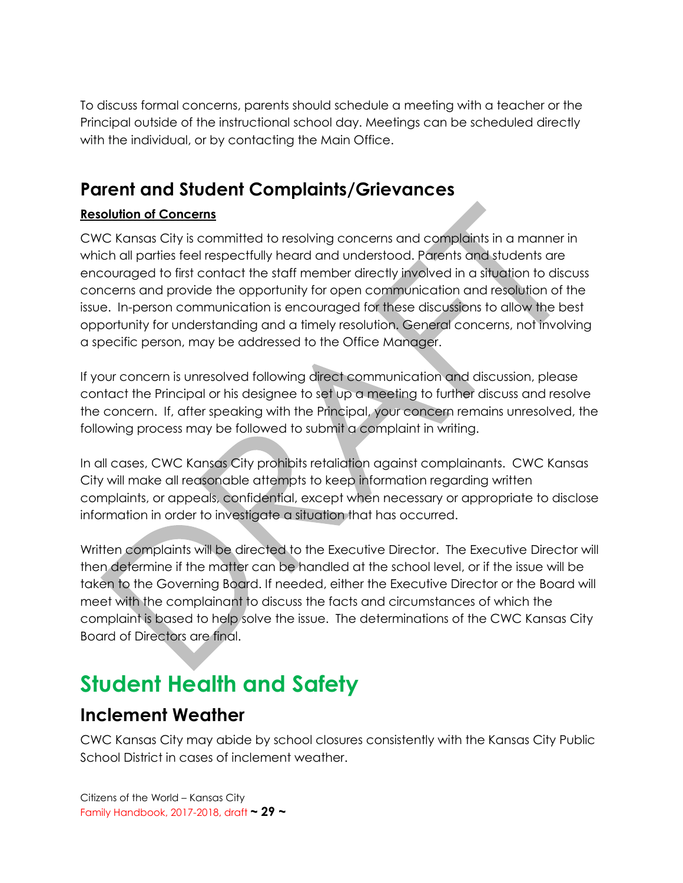To discuss formal concerns, parents should schedule a meeting with a teacher or the Principal outside of the instructional school day. Meetings can be scheduled directly with the individual, or by contacting the Main Office.

## Parent and Student Complaints/Grievances

**Resolution of Concerns**

CWC Kansas City is committed to resolving concerns and complaints in a manner in which all parties feel respectfully heard and understood. Parents and students are encouraged to first contact the staff member directly involved in a situation to discuss concerns and provide the opportunity for open communication and resolution of the issue. In-person communication is encouraged for these discussions to allow the best opportunity for understanding and a timely resolution. General concerns, not involving a specific person, may be addressed to the Office Manager.

If your concern is unresolved following direct communication and discussion, please contact the Principal or his designee to set up a meeting to further discuss and resolve the concern. If, after speaking with the Principal, your concern remains unresolved, the following process may be followed to submit a complaint in writing.

In all cases, CWC Kansas City prohibits retaliation against complainants. CWC Kansas City will make all reasonable attempts to keep information regarding written complaints, or appeals, confidential, except when necessary or appropriate to disclose information in order to investigate a situation that has occurred.

Written complaints will be directed to the Executive Director. The Executive Director will then determine if the matter can be handled at the school level, or if the issue will be taken to the Governing Board. If needed, either the Executive Director or the Board will meet with the complainant to discuss the facts and circumstances of which the complaint is based to help solve the issue. The determinations of the CWC Kansas City Board of Directors are final.

# Student Health and Safety

## Inclement Weather

CWC Kansas City may abide by school closures consistently with the Kansas City Public School District in cases of inclement weather.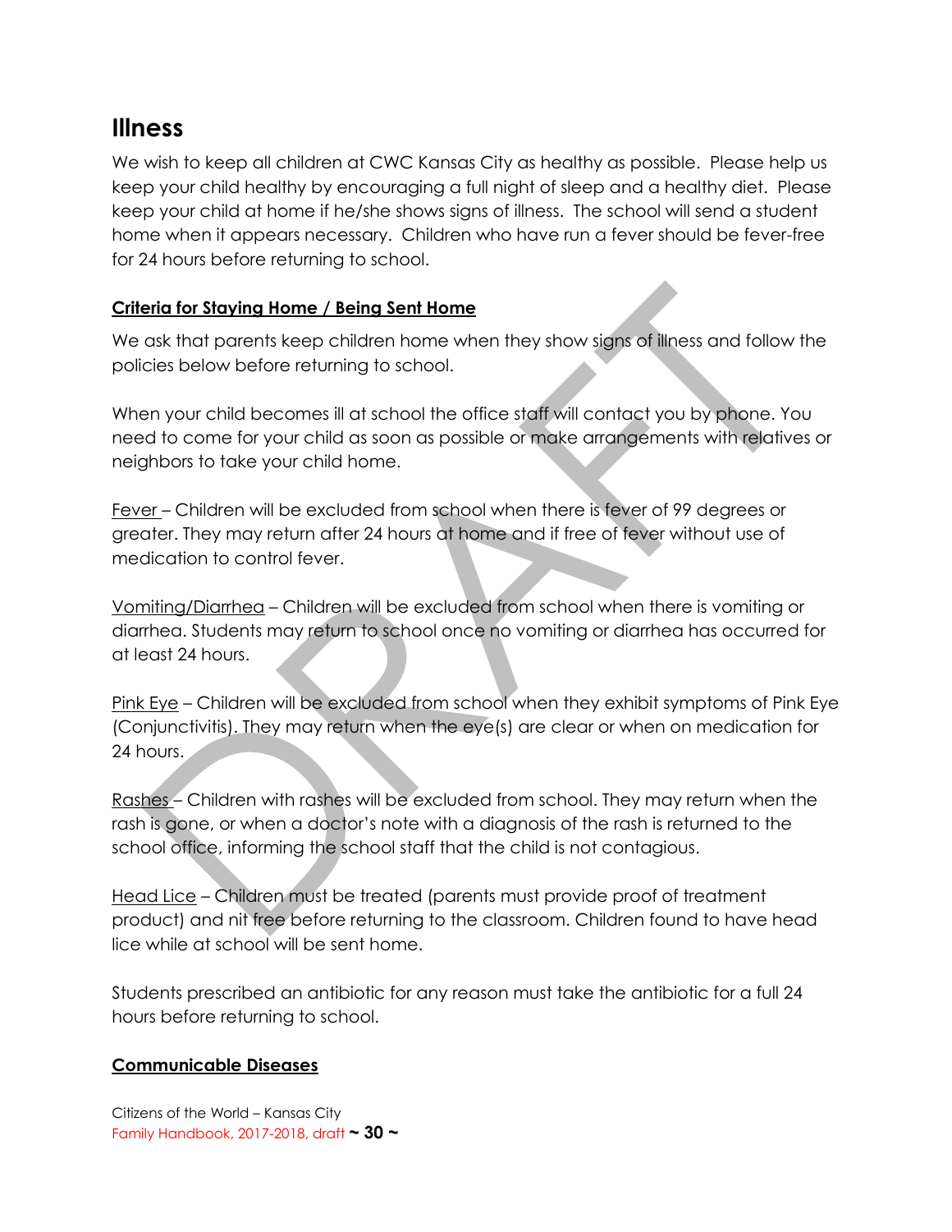## Illness

We wish to keep all children at CWC Kansas City as healthy as possible. Please help us keep your child healthy by encouraging a full night of sleep and a healthy diet. Please keep your child at home if he/she shows signs of illness. The school will send a student home when it appears necessary. Children who have run a fever should be fever-free for 24 hours before returning to school.

### Criteria for Staying Home / Being Sent Home

We ask that parents keep children home when they show signs of illness and follow the policies below before returning to school.

When your child becomes ill at school the office staff will contact you by phone. You need to come for your child as soon as possible or make arrangements with relatives or neighbors to take your child home.

Fever – Children will be excluded from school when there is fever of 99 degrees or greater. They may return after 24 hours at home and if free of fever without use of medication to control fever.

Vomiting/Diarrhea – Children will be excluded from school when there is vomiting or diarrhea. Students may return to school once no vomiting or diarrhea has occurred for at least 24 hours.

Pink Eye – Children will be excluded from school when they exhibit symptoms of Pink Eye (Conjunctivitis). They may return when the eye(s) are clear or when on medication for 24 hours.

Rashes – Children with rashes will be excluded from school. They may return when the rash is gone, or when a doctor's note with a diagnosis of the rash is returned to the school office, informing the school staff that the child is not contagious.

Head Lice – Children must be treated (parents must provide proof of treatment product) and nit free before returning to the classroom. Children found to have head lice while at school will be sent home.

Students prescribed an antibiotic for any reason must take the antibiotic for a full 24 hours before returning to school.

### Communicable Diseases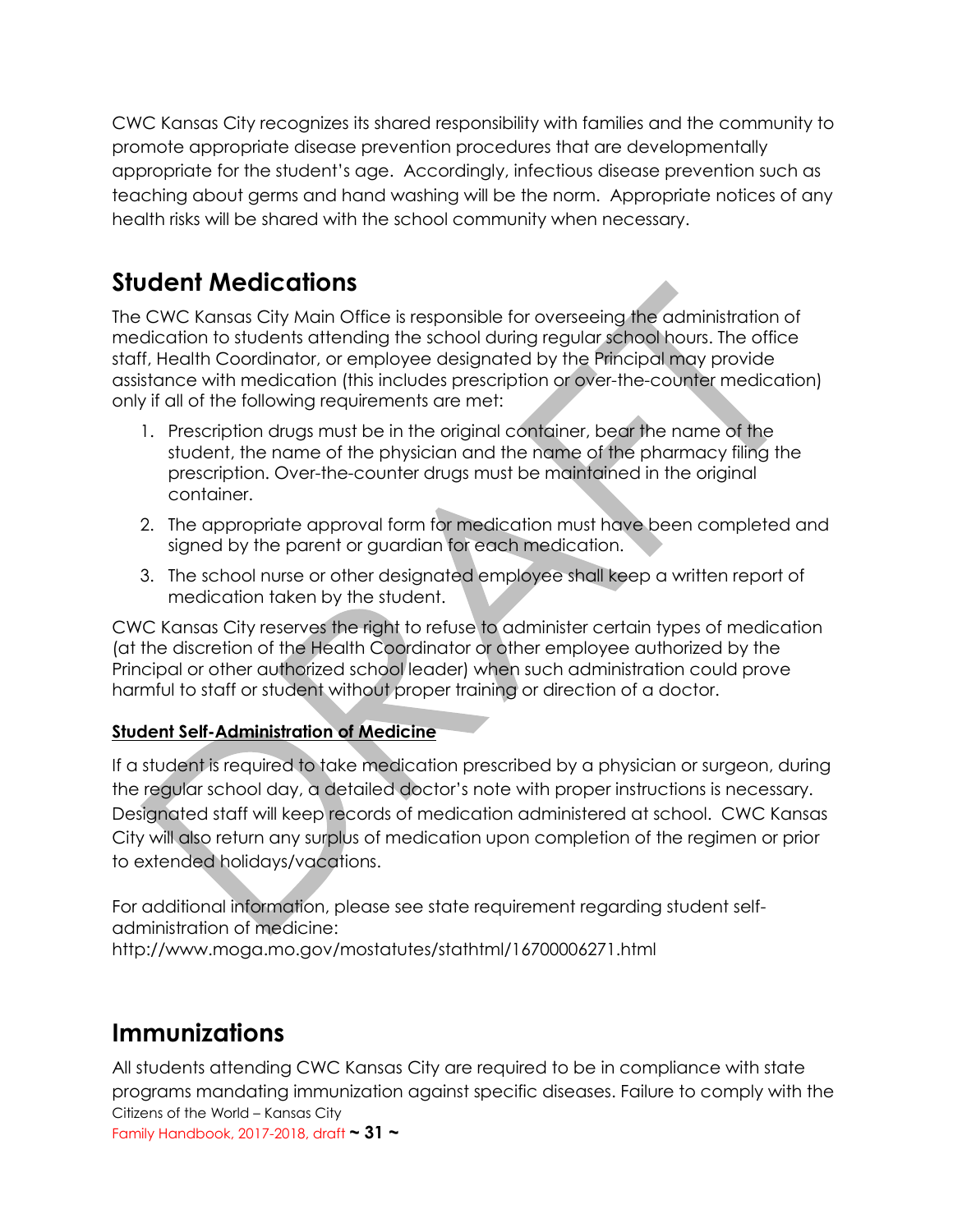CWC Kansas City recognizes its shared responsibility with families and the community to promote appropriate disease prevention procedures that are developmentally appropriate for the student's age. Accordingly, infectious disease prevention such as teaching about germs and hand washing will be the norm. Appropriate notices of any health risks will be shared with the school community when necessary.

## Student Medications

The CWC Kansas City Main Office is responsible for overseeing the administration of medication to students attending the school during regular school hours. The office staff, Health Coordinator, or employee designated by the Principal may provide assistance with medication (this includes prescription or over-the-counter medication) only if all of the following requirements are met:

1. Prescription drugs must be in the original container, bear the name of the student, the name of the physician and the name of the pharmacy filing the prescription. Over-the-counter drugs must be maintained in the original container.
2. The appropriate approval form for medication must have been completed and signed by the parent or guardian for each medication.
3. The school nurse or other designated employee shall keep a written report of medication taken by the student.

CWC Kansas City reserves the right to refuse to administer certain types of medication (at the discretion of the Health Coordinator or other employee authorized by the Principal or other authorized school leader) when such administration could prove harmful to staff or student without proper training or direction of a doctor.

**Student Self-Administration of Medicine**

If a student is required to take medication prescribed by a physician or surgeon, during the regular school day, a detailed doctor's note with proper instructions is necessary. Designated staff will keep records of medication administered at school. CWC Kansas City will also return any surplus of medication upon completion of the regimen or prior to extended holidays/vacations.

For additional information, please see state requirement regarding student self-administration of medicine:
http://www.moga.mo.gov/mostatutes/stathtml/16700006271.html

## Immunizations

All students attending CWC Kansas City are required to be in compliance with state programs mandating immunization against specific diseases. Failure to comply with the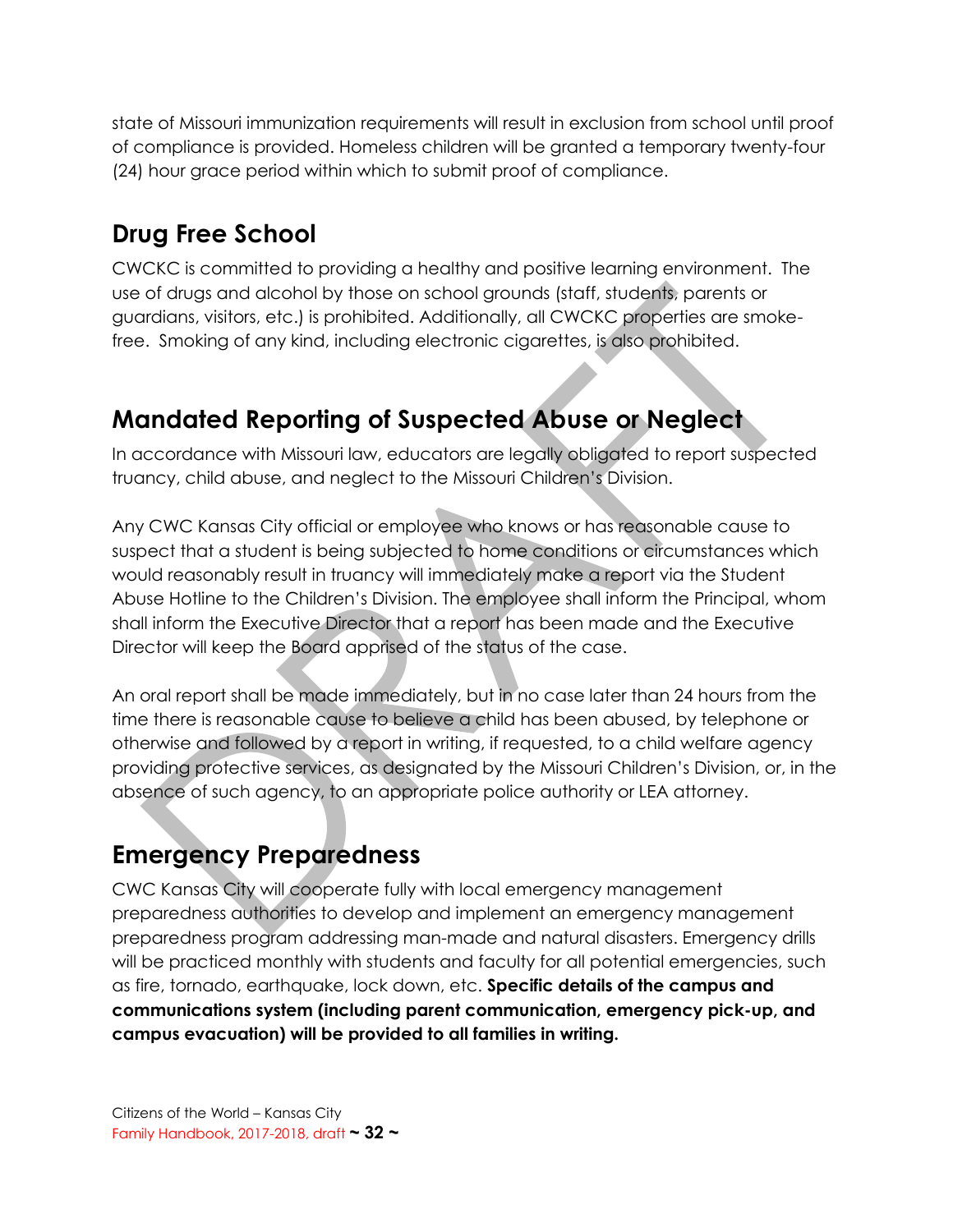state of Missouri immunization requirements will result in exclusion from school until proof of compliance is provided. Homeless children will be granted a temporary twenty-four (24) hour grace period within which to submit proof of compliance.

## Drug Free School

CWCKC is committed to providing a healthy and positive learning environment. The use of drugs and alcohol by those on school grounds (staff, students, parents or guardians, visitors, etc.) is prohibited. Additionally, all CWCKC properties are smoke-free. Smoking of any kind, including electronic cigarettes, is also prohibited.

## Mandated Reporting of Suspected Abuse or Neglect

In accordance with Missouri law, educators are legally obligated to report suspected truancy, child abuse, and neglect to the Missouri Children's Division.

Any CWC Kansas City official or employee who knows or has reasonable cause to suspect that a student is being subjected to home conditions or circumstances which would reasonably result in truancy will immediately make a report via the Student Abuse Hotline to the Children's Division. The employee shall inform the Principal, whom shall inform the Executive Director that a report has been made and the Executive Director will keep the Board apprised of the status of the case.

An oral report shall be made immediately, but in no case later than 24 hours from the time there is reasonable cause to believe a child has been abused, by telephone or otherwise and followed by a report in writing, if requested, to a child welfare agency providing protective services, as designated by the Missouri Children's Division, or, in the absence of such agency, to an appropriate police authority or LEA attorney.

## Emergency Preparedness

CWC Kansas City will cooperate fully with local emergency management preparedness authorities to develop and implement an emergency management preparedness program addressing man-made and natural disasters. Emergency drills will be practiced monthly with students and faculty for all potential emergencies, such as fire, tornado, earthquake, lock down, etc. **Specific details of the campus and communications system (including parent communication, emergency pick-up, and campus evacuation) will be provided to all families in writing.**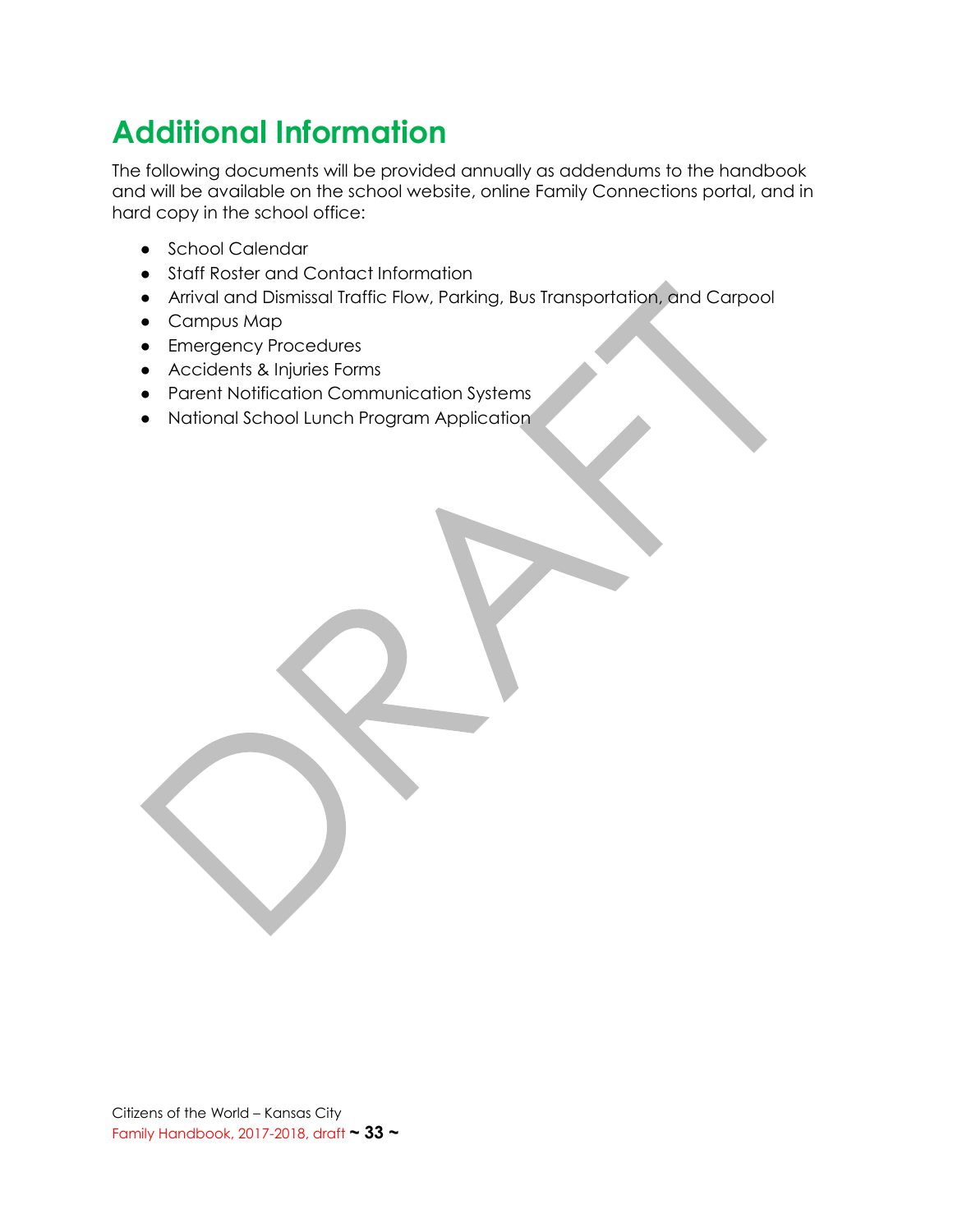# Additional Information

The following documents will be provided annually as addendums to the handbook and will be available on the school website, online Family Connections portal, and in hard copy in the school office:

- School Calendar
- Staff Roster and Contact Information
- Arrival and Dismissal Traffic Flow, Parking, Bus Transportation, and Carpool
- Campus Map
- Emergency Procedures
- Accidents & Injuries Forms
- Parent Notification Communication Systems
- National School Lunch Program Application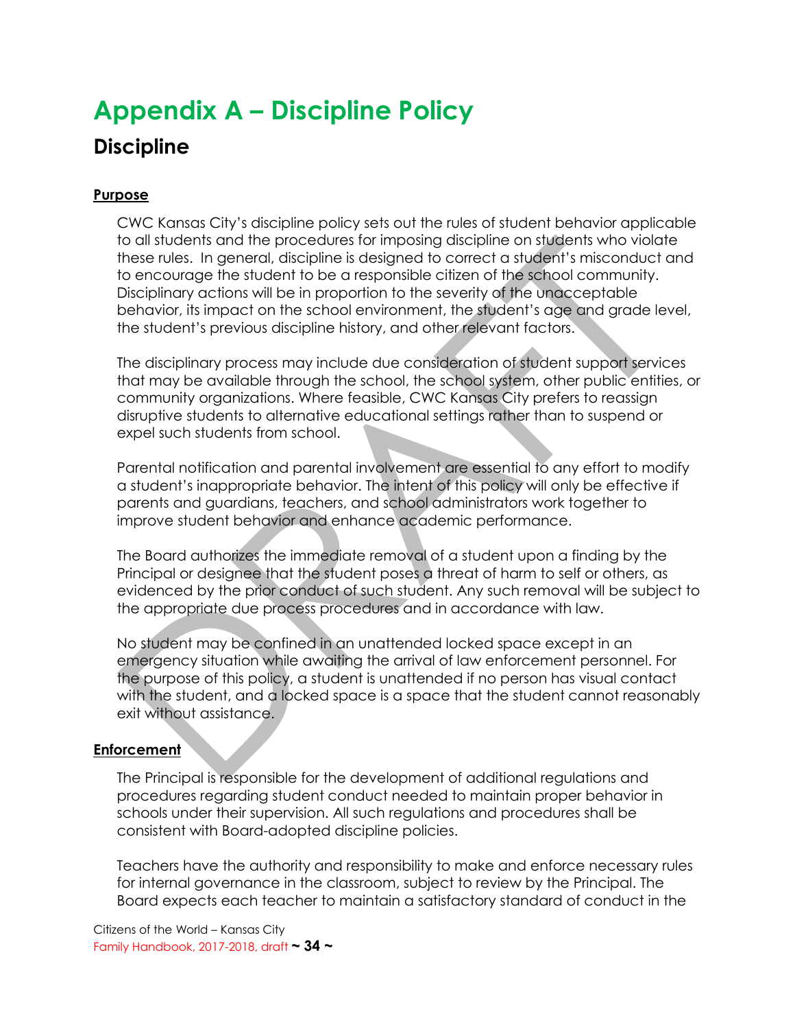# Appendix A – Discipline Policy

## Discipline

**Purpose**

CWC Kansas City's discipline policy sets out the rules of student behavior applicable to all students and the procedures for imposing discipline on students who violate these rules. In general, discipline is designed to correct a student's misconduct and to encourage the student to be a responsible citizen of the school community. Disciplinary actions will be in proportion to the severity of the unacceptable behavior, its impact on the school environment, the student's age and grade level, the student's previous discipline history, and other relevant factors.

The disciplinary process may include due consideration of student support services that may be available through the school, the school system, other public entities, or community organizations. Where feasible, CWC Kansas City prefers to reassign disruptive students to alternative educational settings rather than to suspend or expel such students from school.

Parental notification and parental involvement are essential to any effort to modify a student's inappropriate behavior. The intent of this policy will only be effective if parents and guardians, teachers, and school administrators work together to improve student behavior and enhance academic performance.

The Board authorizes the immediate removal of a student upon a finding by the Principal or designee that the student poses a threat of harm to self or others, as evidenced by the prior conduct of such student. Any such removal will be subject to the appropriate due process procedures and in accordance with law.

No student may be confined in an unattended locked space except in an emergency situation while awaiting the arrival of law enforcement personnel. For the purpose of this policy, a student is unattended if no person has visual contact with the student, and a locked space is a space that the student cannot reasonably exit without assistance.

**Enforcement**

The Principal is responsible for the development of additional regulations and procedures regarding student conduct needed to maintain proper behavior in schools under their supervision. All such regulations and procedures shall be consistent with Board-adopted discipline policies.

Teachers have the authority and responsibility to make and enforce necessary rules for internal governance in the classroom, subject to review by the Principal. The Board expects each teacher to maintain a satisfactory standard of conduct in the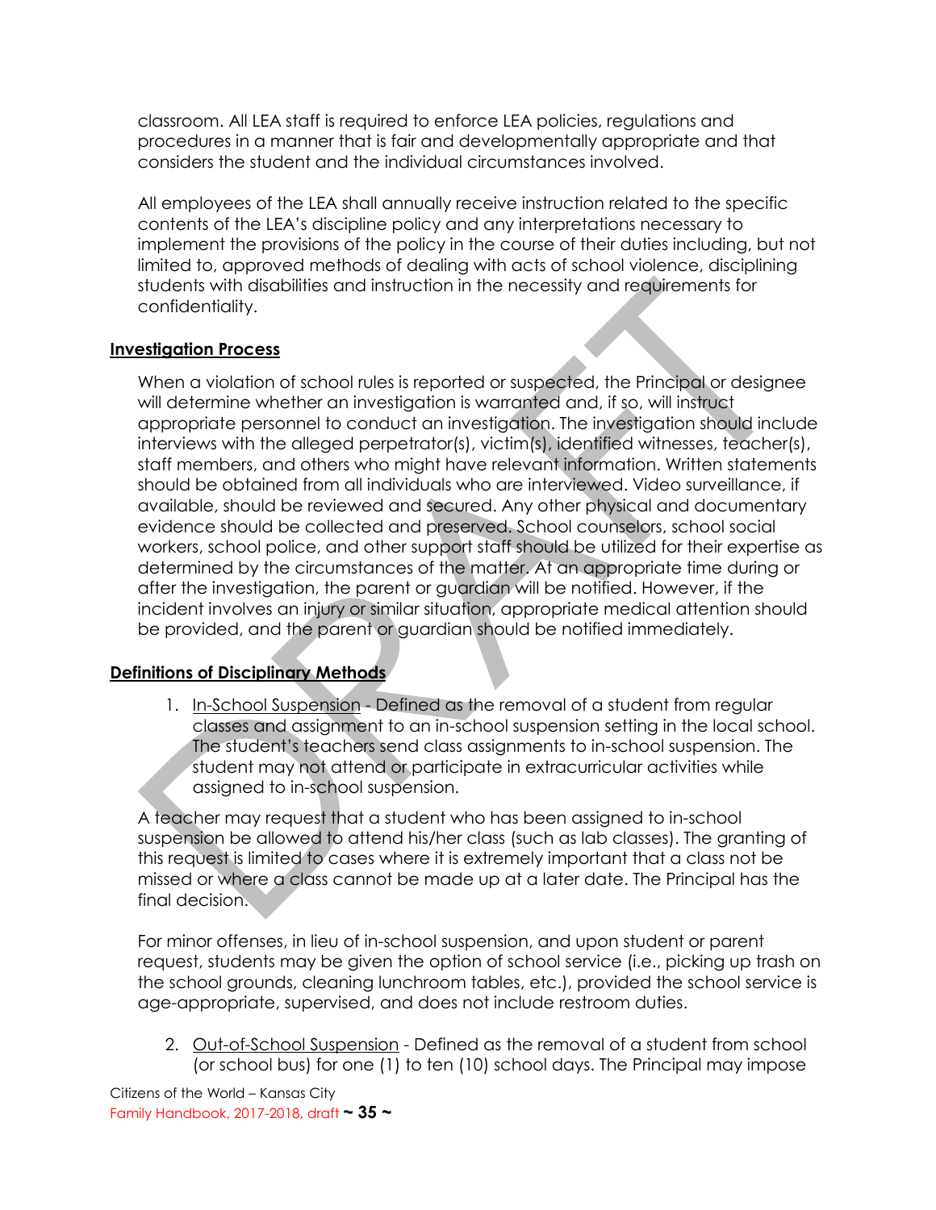classroom. All LEA staff is required to enforce LEA policies, regulations and procedures in a manner that is fair and developmentally appropriate and that considers the student and the individual circumstances involved.

All employees of the LEA shall annually receive instruction related to the specific contents of the LEA's discipline policy and any interpretations necessary to implement the provisions of the policy in the course of their duties including, but not limited to, approved methods of dealing with acts of school violence, disciplining students with disabilities and instruction in the necessity and requirements for confidentiality.

**Investigation Process**

When a violation of school rules is reported or suspected, the Principal or designee will determine whether an investigation is warranted and, if so, will instruct appropriate personnel to conduct an investigation. The investigation should include interviews with the alleged perpetrator(s), victim(s), identified witnesses, teacher(s), staff members, and others who might have relevant information. Written statements should be obtained from all individuals who are interviewed. Video surveillance, if available, should be reviewed and secured. Any other physical and documentary evidence should be collected and preserved. School counselors, school social workers, school police, and other support staff should be utilized for their expertise as determined by the circumstances of the matter. At an appropriate time during or after the investigation, the parent or guardian will be notified. However, if the incident involves an injury or similar situation, appropriate medical attention should be provided, and the parent or guardian should be notified immediately.

**Definitions of Disciplinary Methods**

1. In-School Suspension - Defined as the removal of a student from regular classes and assignment to an in-school suspension setting in the local school. The student's teachers send class assignments to in-school suspension. The student may not attend or participate in extracurricular activities while assigned to in-school suspension.

A teacher may request that a student who has been assigned to in-school suspension be allowed to attend his/her class (such as lab classes). The granting of this request is limited to cases where it is extremely important that a class not be missed or where a class cannot be made up at a later date. The Principal has the final decision.

For minor offenses, in lieu of in-school suspension, and upon student or parent request, students may be given the option of school service (i.e., picking up trash on the school grounds, cleaning lunchroom tables, etc.), provided the school service is age-appropriate, supervised, and does not include restroom duties.

2. Out-of-School Suspension - Defined as the removal of a student from school (or school bus) for one (1) to ten (10) school days. The Principal may impose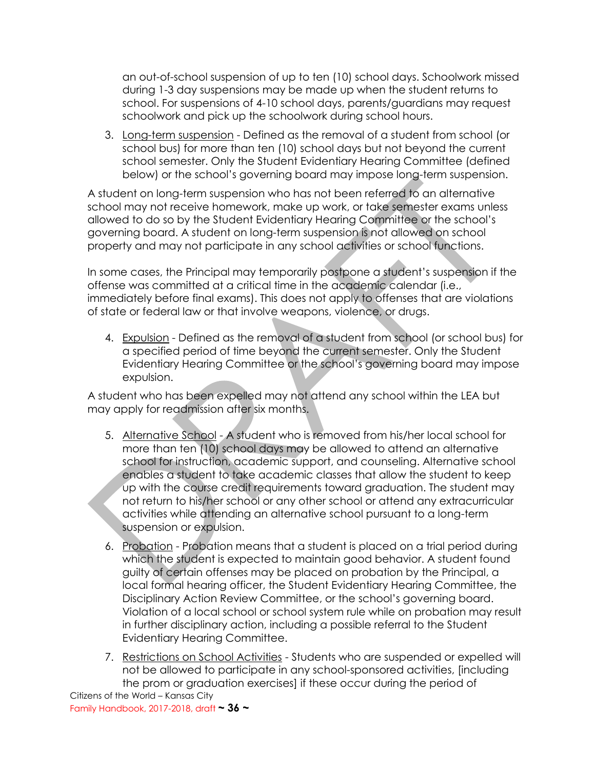an out-of-school suspension of up to ten (10) school days. Schoolwork missed during 1-3 day suspensions may be made up when the student returns to school. For suspensions of 4-10 school days, parents/guardians may request schoolwork and pick up the schoolwork during school hours.

3. Long-term suspension - Defined as the removal of a student from school (or school bus) for more than ten (10) school days but not beyond the current school semester. Only the Student Evidentiary Hearing Committee (defined below) or the school's governing board may impose long-term suspension.

A student on long-term suspension who has not been referred to an alternative school may not receive homework, make up work, or take semester exams unless allowed to do so by the Student Evidentiary Hearing Committee or the school's governing board. A student on long-term suspension is not allowed on school property and may not participate in any school activities or school functions.

In some cases, the Principal may temporarily postpone a student's suspension if the offense was committed at a critical time in the academic calendar (i.e., immediately before final exams). This does not apply to offenses that are violations of state or federal law or that involve weapons, violence, or drugs.

4. Expulsion - Defined as the removal of a student from school (or school bus) for a specified period of time beyond the current semester. Only the Student Evidentiary Hearing Committee or the school's governing board may impose expulsion.

A student who has been expelled may not attend any school within the LEA but may apply for readmission after six months.

5. Alternative School - A student who is removed from his/her local school for more than ten (10) school days may be allowed to attend an alternative school for instruction, academic support, and counseling. Alternative school enables a student to take academic classes that allow the student to keep up with the course credit requirements toward graduation. The student may not return to his/her school or any other school or attend any extracurricular activities while attending an alternative school pursuant to a long-term suspension or expulsion.

6. Probation - Probation means that a student is placed on a trial period during which the student is expected to maintain good behavior. A student found guilty of certain offenses may be placed on probation by the Principal, a local formal hearing officer, the Student Evidentiary Hearing Committee, the Disciplinary Action Review Committee, or the school's governing board. Violation of a local school or school system rule while on probation may result in further disciplinary action, including a possible referral to the Student Evidentiary Hearing Committee.

7. Restrictions on School Activities - Students who are suspended or expelled will not be allowed to participate in any school-sponsored activities, [including the prom or graduation exercises] if these occur during the period of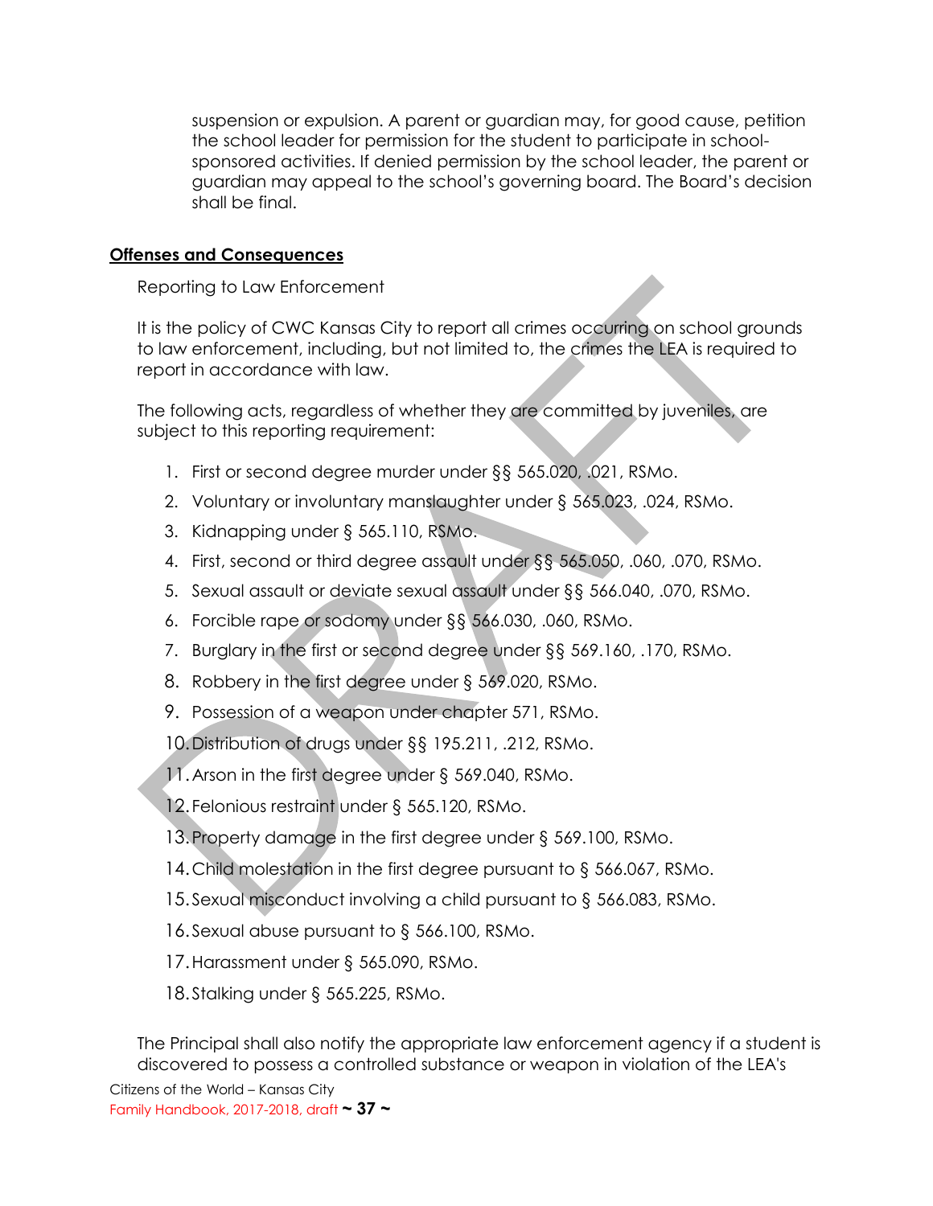suspension or expulsion. A parent or guardian may, for good cause, petition the school leader for permission for the student to participate in school-sponsored activities. If denied permission by the school leader, the parent or guardian may appeal to the school's governing board. The Board's decision shall be final.

## Offenses and Consequences

Reporting to Law Enforcement

It is the policy of CWC Kansas City to report all crimes occurring on school grounds to law enforcement, including, but not limited to, the crimes the LEA is required to report in accordance with law.

The following acts, regardless of whether they are committed by juveniles, are subject to this reporting requirement:

1. First or second degree murder under §§ 565.020, .021, RSMo.
2. Voluntary or involuntary manslaughter under § 565.023, .024, RSMo.
3. Kidnapping under § 565.110, RSMo.
4. First, second or third degree assault under §§ 565.050, .060, .070, RSMo.
5. Sexual assault or deviate sexual assault under §§ 566.040, .070, RSMo.
6. Forcible rape or sodomy under §§ 566.030, .060, RSMo.
7. Burglary in the first or second degree under §§ 569.160, .170, RSMo.
8. Robbery in the first degree under § 569.020, RSMo.
9. Possession of a weapon under chapter 571, RSMo.
10. Distribution of drugs under §§ 195.211, .212, RSMo.
11. Arson in the first degree under § 569.040, RSMo.
12. Felonious restraint under § 565.120, RSMo.
13. Property damage in the first degree under § 569.100, RSMo.
14. Child molestation in the first degree pursuant to § 566.067, RSMo.
15. Sexual misconduct involving a child pursuant to § 566.083, RSMo.
16. Sexual abuse pursuant to § 566.100, RSMo.
17. Harassment under § 565.090, RSMo.
18. Stalking under § 565.225, RSMo.

The Principal shall also notify the appropriate law enforcement agency if a student is discovered to possess a controlled substance or weapon in violation of the LEA's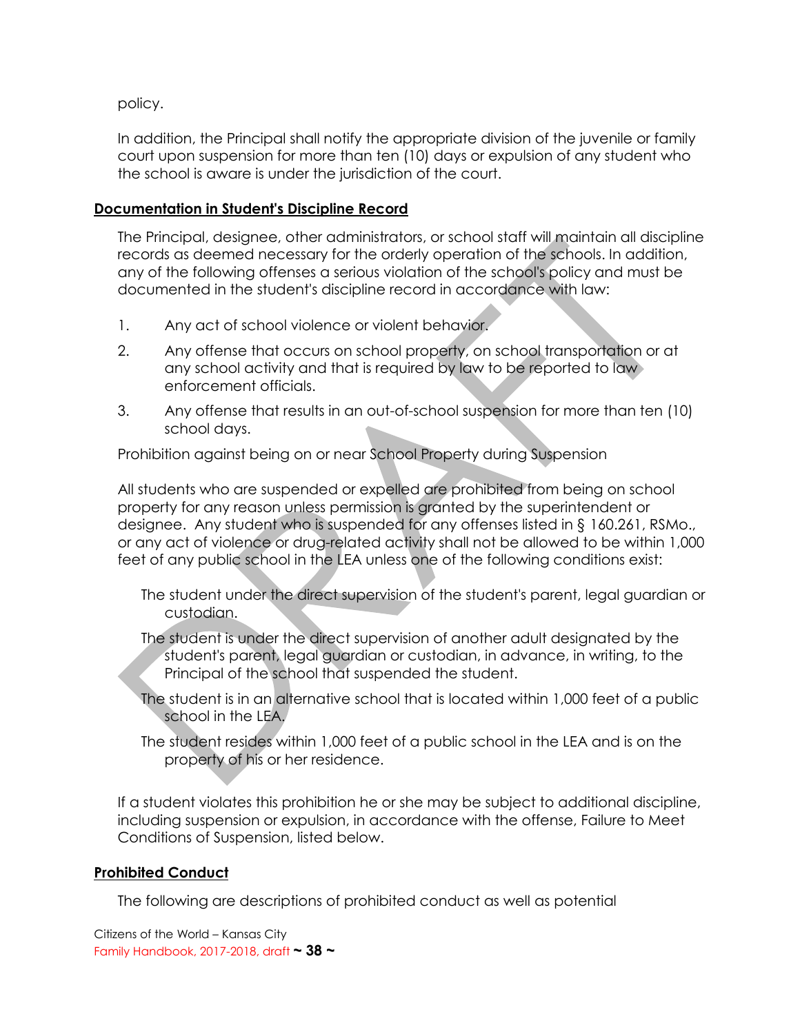policy.

In addition, the Principal shall notify the appropriate division of the juvenile or family court upon suspension for more than ten (10) days or expulsion of any student who the school is aware is under the jurisdiction of the court.

## Documentation in Student's Discipline Record

The Principal, designee, other administrators, or school staff will maintain all discipline records as deemed necessary for the orderly operation of the schools. In addition, any of the following offenses a serious violation of the school's policy and must be documented in the student's discipline record in accordance with law:

1. Any act of school violence or violent behavior.
2. Any offense that occurs on school property, on school transportation or at any school activity and that is required by law to be reported to law enforcement officials.
3. Any offense that results in an out-of-school suspension for more than ten (10) school days.

Prohibition against being on or near School Property during Suspension

All students who are suspended or expelled are prohibited from being on school property for any reason unless permission is granted by the superintendent or designee. Any student who is suspended for any offenses listed in § 160.261, RSMo., or any act of violence or drug-related activity shall not be allowed to be within 1,000 feet of any public school in the LEA unless one of the following conditions exist:

The student under the direct supervision of the student's parent, legal guardian or custodian.

The student is under the direct supervision of another adult designated by the student's parent, legal guardian or custodian, in advance, in writing, to the Principal of the school that suspended the student.

The student is in an alternative school that is located within 1,000 feet of a public school in the LEA.

The student resides within 1,000 feet of a public school in the LEA and is on the property of his or her residence.

If a student violates this prohibition he or she may be subject to additional discipline, including suspension or expulsion, in accordance with the offense, Failure to Meet Conditions of Suspension, listed below.

## Prohibited Conduct

The following are descriptions of prohibited conduct as well as potential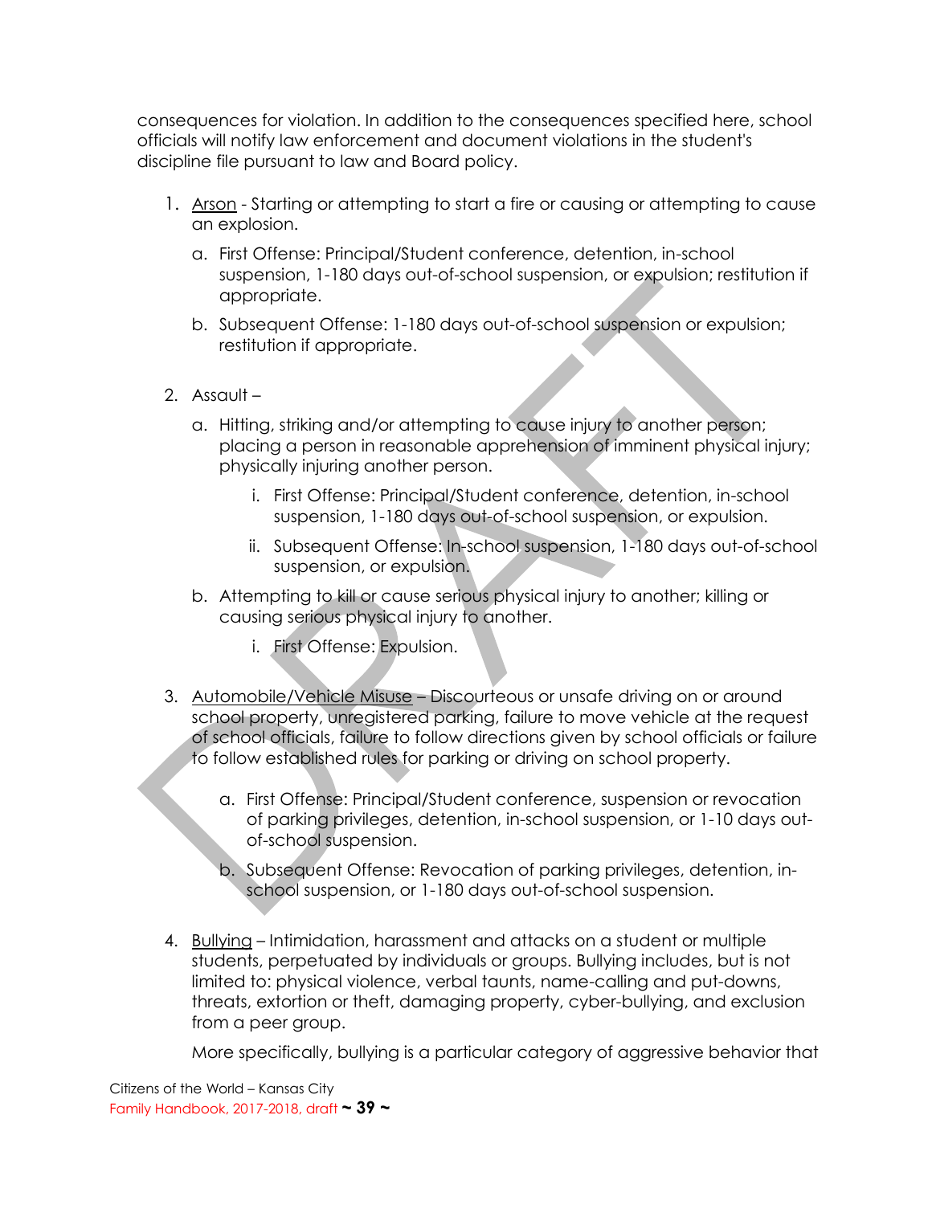consequences for violation. In addition to the consequences specified here, school officials will notify law enforcement and document violations in the student's discipline file pursuant to law and Board policy.

1. Arson - Starting or attempting to start a fire or causing or attempting to cause an explosion.
   a. First Offense: Principal/Student conference, detention, in-school suspension, 1-180 days out-of-school suspension, or expulsion; restitution if appropriate.
   b. Subsequent Offense: 1-180 days out-of-school suspension or expulsion; restitution if appropriate.

2. Assault –
   a. Hitting, striking and/or attempting to cause injury to another person; placing a person in reasonable apprehension of imminent physical injury; physically injuring another person.
      i. First Offense: Principal/Student conference, detention, in-school suspension, 1-180 days out-of-school suspension, or expulsion.
      ii. Subsequent Offense: In-school suspension, 1-180 days out-of-school suspension, or expulsion.
   b. Attempting to kill or cause serious physical injury to another; killing or causing serious physical injury to another.
      i. First Offense: Expulsion.

3. Automobile/Vehicle Misuse – Discourteous or unsafe driving on or around school property, unregistered parking, failure to move vehicle at the request of school officials, failure to follow directions given by school officials or failure to follow established rules for parking or driving on school property.
   a. First Offense: Principal/Student conference, suspension or revocation of parking privileges, detention, in-school suspension, or 1-10 days out-of-school suspension.
   b. Subsequent Offense: Revocation of parking privileges, detention, in-school suspension, or 1-180 days out-of-school suspension.

4. Bullying – Intimidation, harassment and attacks on a student or multiple students, perpetuated by individuals or groups. Bullying includes, but is not limited to: physical violence, verbal taunts, name-calling and put-downs, threats, extortion or theft, damaging property, cyber-bullying, and exclusion from a peer group.

   More specifically, bullying is a particular category of aggressive behavior that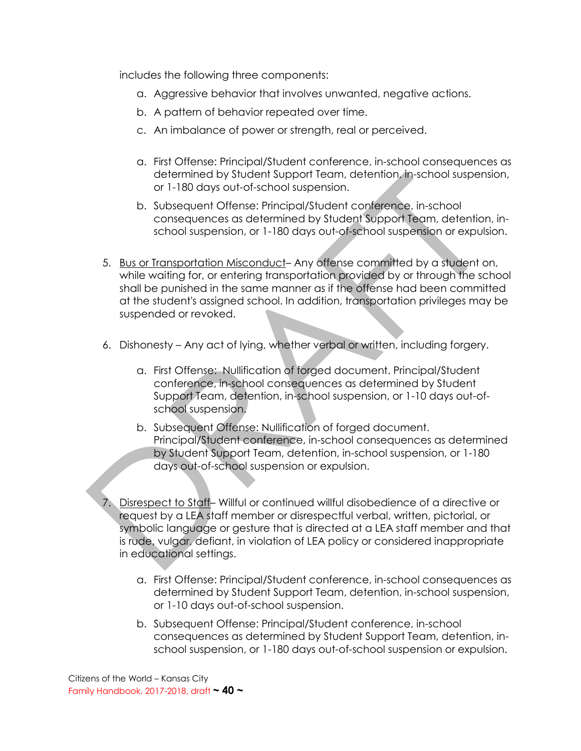includes the following three components:

   a. Aggressive behavior that involves unwanted, negative actions.
   b. A pattern of behavior repeated over time.
   c. An imbalance of power or strength, real or perceived.

   a. First Offense: Principal/Student conference, in-school consequences as determined by Student Support Team, detention, in-school suspension, or 1-180 days out-of-school suspension.
   b. Subsequent Offense: Principal/Student conference, in-school consequences as determined by Student Support Team, detention, in-school suspension, or 1-180 days out-of-school suspension or expulsion.

5. <u>Bus or Transportation Misconduct</u>– Any offense committed by a student on, while waiting for, or entering transportation provided by or through the school shall be punished in the same manner as if the offense had been committed at the student's assigned school. In addition, transportation privileges may be suspended or revoked.

6. Dishonesty – Any act of lying, whether verbal or written, including forgery.

   a. First Offense: Nullification of forged document. Principal/Student conference, in-school consequences as determined by Student Support Team, detention, in-school suspension, or 1-10 days out-of-school suspension.
   b. Subsequent Offense: Nullification of forged document. Principal/Student conference, in-school consequences as determined by Student Support Team, detention, in-school suspension, or 1-180 days out-of-school suspension or expulsion.

7. <u>Disrespect to Staff</u>– Willful or continued willful disobedience of a directive or request by a LEA staff member or disrespectful verbal, written, pictorial, or symbolic language or gesture that is directed at a LEA staff member and that is rude, vulgar, defiant, in violation of LEA policy or considered inappropriate in educational settings.

   a. First Offense: Principal/Student conference, in-school consequences as determined by Student Support Team, detention, in-school suspension, or 1-10 days out-of-school suspension.
   b. Subsequent Offense: Principal/Student conference, in-school consequences as determined by Student Support Team, detention, in-school suspension, or 1-180 days out-of-school suspension or expulsion.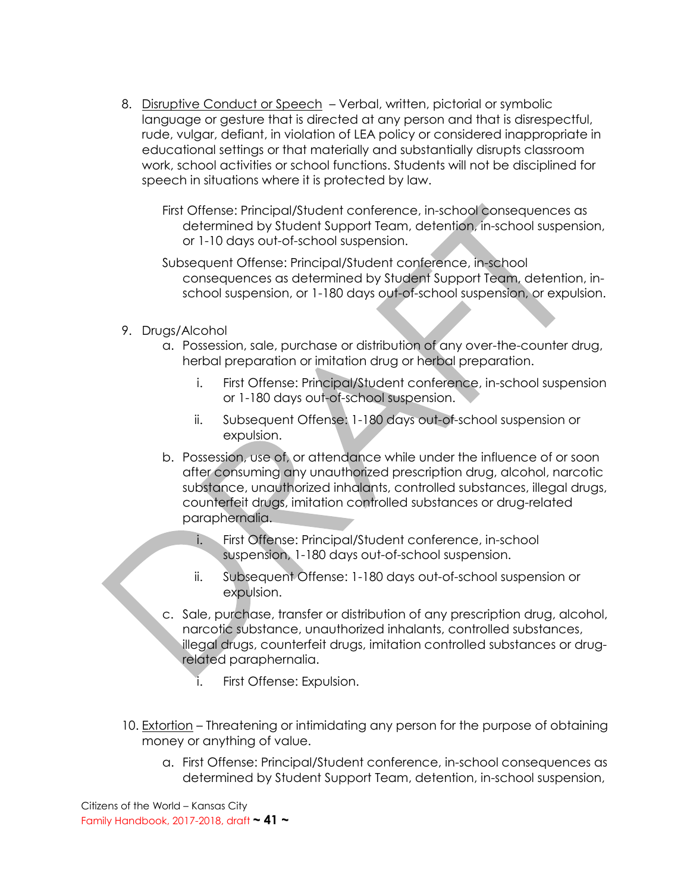8. <u>Disruptive Conduct or Speech</u> – Verbal, written, pictorial or symbolic language or gesture that is directed at any person and that is disrespectful, rude, vulgar, defiant, in violation of LEA policy or considered inappropriate in educational settings or that materially and substantially disrupts classroom work, school activities or school functions. Students will not be disciplined for speech in situations where it is protected by law.

   First Offense: Principal/Student conference, in-school consequences as determined by Student Support Team, detention, in-school suspension, or 1-10 days out-of-school suspension.

   Subsequent Offense: Principal/Student conference, in-school consequences as determined by Student Support Team, detention, in-school suspension, or 1-180 days out-of-school suspension, or expulsion.

9. Drugs/Alcohol
   a. Possession, sale, purchase or distribution of any over-the-counter drug, herbal preparation or imitation drug or herbal preparation.
      i. First Offense: Principal/Student conference, in-school suspension or 1-180 days out-of-school suspension.
      ii. Subsequent Offense: 1-180 days out-of-school suspension or expulsion.
   b. Possession, use of, or attendance while under the influence of or soon after consuming any unauthorized prescription drug, alcohol, narcotic substance, unauthorized inhalants, controlled substances, illegal drugs, counterfeit drugs, imitation controlled substances or drug-related paraphernalia.
      i. First Offense: Principal/Student conference, in-school suspension, 1-180 days out-of-school suspension.
      ii. Subsequent Offense: 1-180 days out-of-school suspension or expulsion.
   c. Sale, purchase, transfer or distribution of any prescription drug, alcohol, narcotic substance, unauthorized inhalants, controlled substances, illegal drugs, counterfeit drugs, imitation controlled substances or drug-related paraphernalia.
      i. First Offense: Expulsion.

10. <u>Extortion</u> – Threatening or intimidating any person for the purpose of obtaining money or anything of value.
    a. First Offense: Principal/Student conference, in-school consequences as determined by Student Support Team, detention, in-school suspension,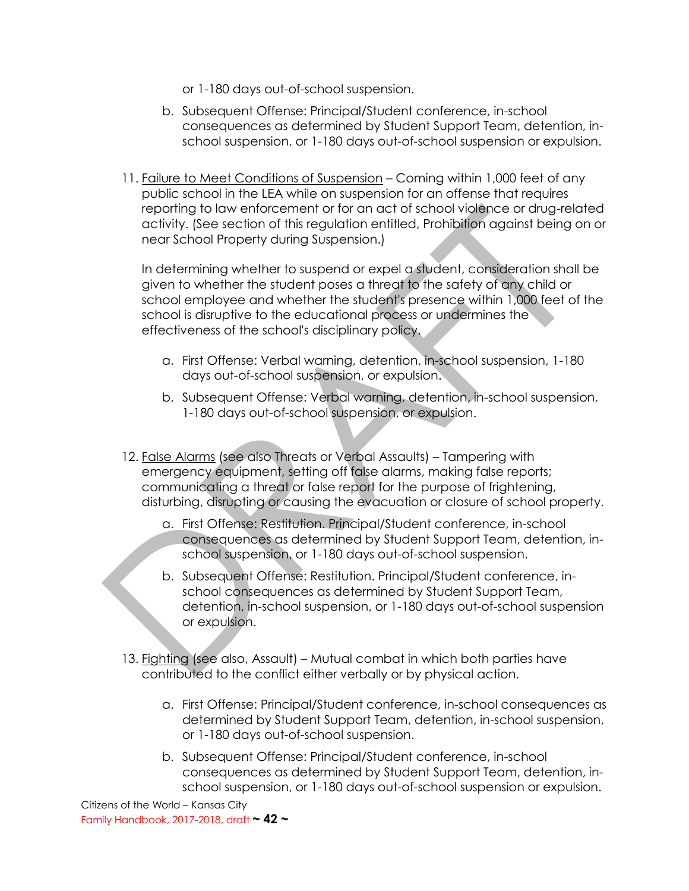or 1-180 days out-of-school suspension.

b. Subsequent Offense: Principal/Student conference, in-school consequences as determined by Student Support Team, detention, in-school suspension, or 1-180 days out-of-school suspension or expulsion.

11. <u>Failure to Meet Conditions of Suspension</u> – Coming within 1,000 feet of any public school in the LEA while on suspension for an offense that requires reporting to law enforcement or for an act of school violence or drug-related activity. (See section of this regulation entitled, Prohibition against being on or near School Property during Suspension.)

    In determining whether to suspend or expel a student, consideration shall be given to whether the student poses a threat to the safety of any child or school employee and whether the student's presence within 1,000 feet of the school is disruptive to the educational process or undermines the effectiveness of the school's disciplinary policy.

    a. First Offense: Verbal warning, detention, in-school suspension, 1-180 days out-of-school suspension, or expulsion.

    b. Subsequent Offense: Verbal warning, detention, in-school suspension, 1-180 days out-of-school suspension, or expulsion.

12. <u>False Alarms</u> (see also Threats or Verbal Assaults) – Tampering with emergency equipment, setting off false alarms, making false reports; communicating a threat or false report for the purpose of frightening, disturbing, disrupting or causing the evacuation or closure of school property.

    a. First Offense: Restitution. Principal/Student conference, in-school consequences as determined by Student Support Team, detention, in-school suspension, or 1-180 days out-of-school suspension.

    b. Subsequent Offense: Restitution. Principal/Student conference, in-school consequences as determined by Student Support Team, detention, in-school suspension, or 1-180 days out-of-school suspension or expulsion.

13. <u>Fighting</u> (see also, Assault) – Mutual combat in which both parties have contributed to the conflict either verbally or by physical action.

    a. First Offense: Principal/Student conference, in-school consequences as determined by Student Support Team, detention, in-school suspension, or 1-180 days out-of-school suspension.

    b. Subsequent Offense: Principal/Student conference, in-school consequences as determined by Student Support Team, detention, in-school suspension, or 1-180 days out-of-school suspension or expulsion.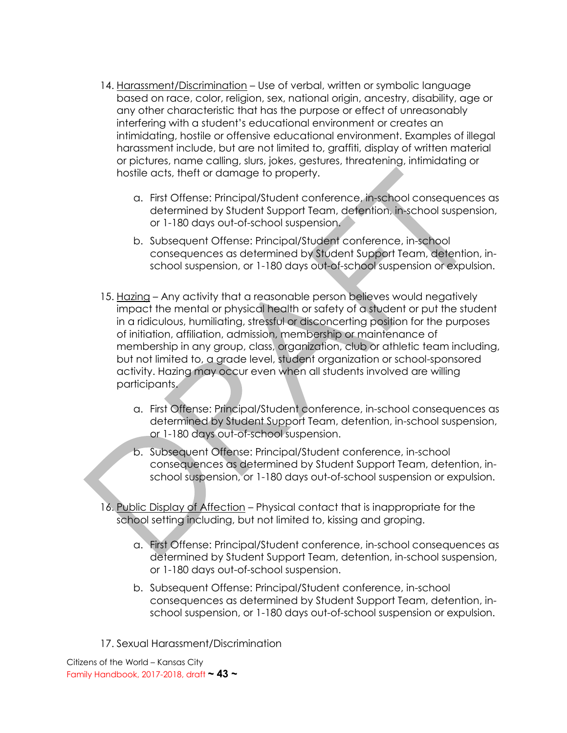14. Harassment/Discrimination – Use of verbal, written or symbolic language based on race, color, religion, sex, national origin, ancestry, disability, age or any other characteristic that has the purpose or effect of unreasonably interfering with a student's educational environment or creates an intimidating, hostile or offensive educational environment. Examples of illegal harassment include, but are not limited to, graffiti, display of written material or pictures, name calling, slurs, jokes, gestures, threatening, intimidating or hostile acts, theft or damage to property.

    a. First Offense: Principal/Student conference, in-school consequences as determined by Student Support Team, detention, in-school suspension, or 1-180 days out-of-school suspension.

    b. Subsequent Offense: Principal/Student conference, in-school consequences as determined by Student Support Team, detention, in-school suspension, or 1-180 days out-of-school suspension or expulsion.

15. Hazing – Any activity that a reasonable person believes would negatively impact the mental or physical health or safety of a student or put the student in a ridiculous, humiliating, stressful or disconcerting position for the purposes of initiation, affiliation, admission, membership or maintenance of membership in any group, class, organization, club or athletic team including, but not limited to, a grade level, student organization or school-sponsored activity. Hazing may occur even when all students involved are willing participants.

    a. First Offense: Principal/Student conference, in-school consequences as determined by Student Support Team, detention, in-school suspension, or 1-180 days out-of-school suspension.

    b. Subsequent Offense: Principal/Student conference, in-school consequences as determined by Student Support Team, detention, in-school suspension, or 1-180 days out-of-school suspension or expulsion.

16. Public Display of Affection – Physical contact that is inappropriate for the school setting including, but not limited to, kissing and groping.

    a. First Offense: Principal/Student conference, in-school consequences as determined by Student Support Team, detention, in-school suspension, or 1-180 days out-of-school suspension.

    b. Subsequent Offense: Principal/Student conference, in-school consequences as determined by Student Support Team, detention, in-school suspension, or 1-180 days out-of-school suspension or expulsion.

17. Sexual Harassment/Discrimination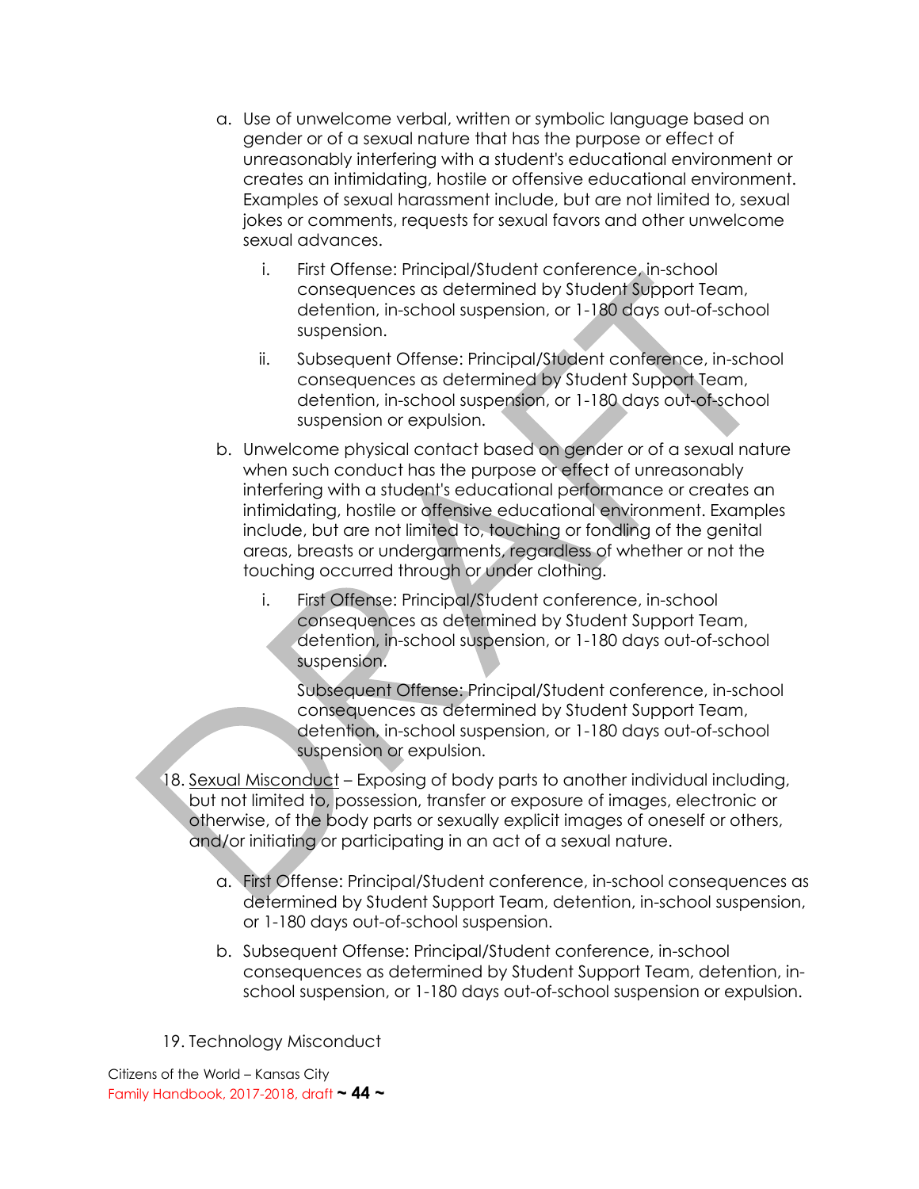a. Use of unwelcome verbal, written or symbolic language based on gender or of a sexual nature that has the purpose or effect of unreasonably interfering with a student's educational environment or creates an intimidating, hostile or offensive educational environment. Examples of sexual harassment include, but are not limited to, sexual jokes or comments, requests for sexual favors and other unwelcome sexual advances.

    i. First Offense: Principal/Student conference, in-school consequences as determined by Student Support Team, detention, in-school suspension, or 1-180 days out-of-school suspension.

    ii. Subsequent Offense: Principal/Student conference, in-school consequences as determined by Student Support Team, detention, in-school suspension, or 1-180 days out-of-school suspension or expulsion.

b. Unwelcome physical contact based on gender or of a sexual nature when such conduct has the purpose or effect of unreasonably interfering with a student's educational performance or creates an intimidating, hostile or offensive educational environment. Examples include, but are not limited to, touching or fondling of the genital areas, breasts or undergarments, regardless of whether or not the touching occurred through or under clothing.

    i. First Offense: Principal/Student conference, in-school consequences as determined by Student Support Team, detention, in-school suspension, or 1-180 days out-of-school suspension.

    Subsequent Offense: Principal/Student conference, in-school consequences as determined by Student Support Team, detention, in-school suspension, or 1-180 days out-of-school suspension or expulsion.

18. Sexual Misconduct – Exposing of body parts to another individual including, but not limited to, possession, transfer or exposure of images, electronic or otherwise, of the body parts or sexually explicit images of oneself or others, and/or initiating or participating in an act of a sexual nature.

    a. First Offense: Principal/Student conference, in-school consequences as determined by Student Support Team, detention, in-school suspension, or 1-180 days out-of-school suspension.

    b. Subsequent Offense: Principal/Student conference, in-school consequences as determined by Student Support Team, detention, in-school suspension, or 1-180 days out-of-school suspension or expulsion.

19. Technology Misconduct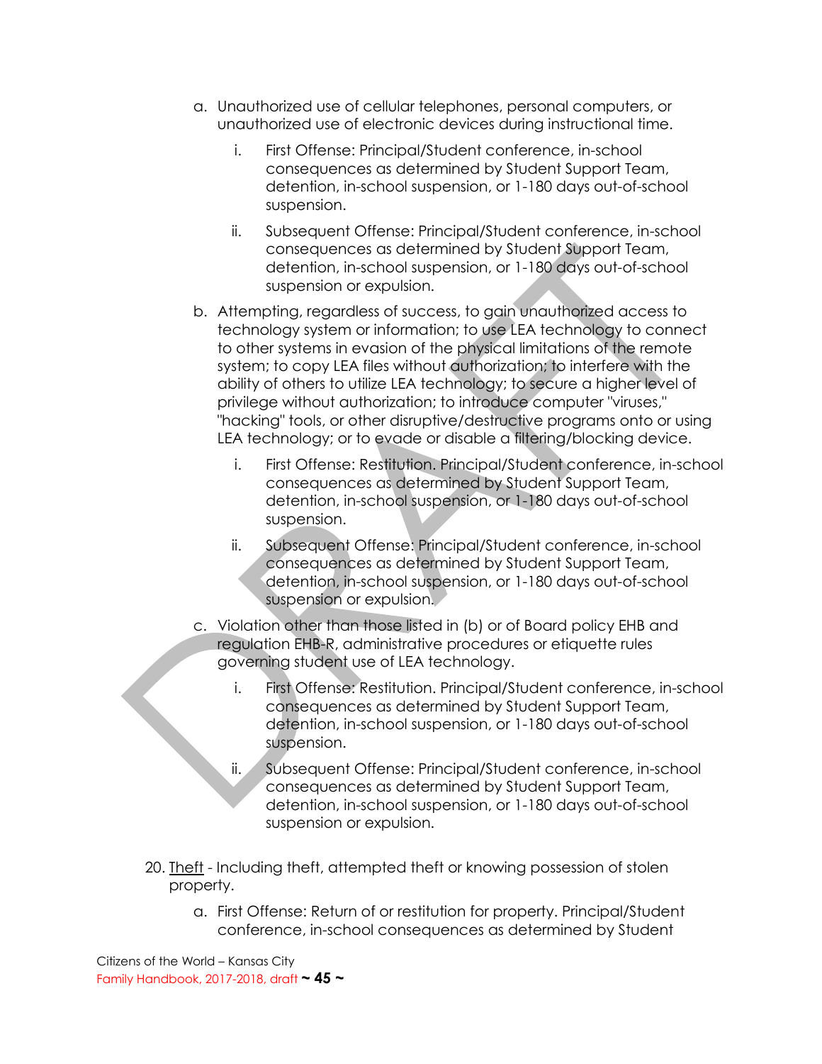a. Unauthorized use of cellular telephones, personal computers, or unauthorized use of electronic devices during instructional time.

   i. First Offense: Principal/Student conference, in-school consequences as determined by Student Support Team, detention, in-school suspension, or 1-180 days out-of-school suspension.

   ii. Subsequent Offense: Principal/Student conference, in-school consequences as determined by Student Support Team, detention, in-school suspension, or 1-180 days out-of-school suspension or expulsion.

b. Attempting, regardless of success, to gain unauthorized access to technology system or information; to use LEA technology to connect to other systems in evasion of the physical limitations of the remote system; to copy LEA files without authorization; to interfere with the ability of others to utilize LEA technology; to secure a higher level of privilege without authorization; to introduce computer "viruses," "hacking" tools, or other disruptive/destructive programs onto or using LEA technology; or to evade or disable a filtering/blocking device.

   i. First Offense: Restitution. Principal/Student conference, in-school consequences as determined by Student Support Team, detention, in-school suspension, or 1-180 days out-of-school suspension.

   ii. Subsequent Offense: Principal/Student conference, in-school consequences as determined by Student Support Team, detention, in-school suspension, or 1-180 days out-of-school suspension or expulsion.

c. Violation other than those listed in (b) or of Board policy EHB and regulation EHB-R, administrative procedures or etiquette rules governing student use of LEA technology.

   i. First Offense: Restitution. Principal/Student conference, in-school consequences as determined by Student Support Team, detention, in-school suspension, or 1-180 days out-of-school suspension.

   ii. Subsequent Offense: Principal/Student conference, in-school consequences as determined by Student Support Team, detention, in-school suspension, or 1-180 days out-of-school suspension or expulsion.

20. Theft - Including theft, attempted theft or knowing possession of stolen property.

    a. First Offense: Return of or restitution for property. Principal/Student conference, in-school consequences as determined by Student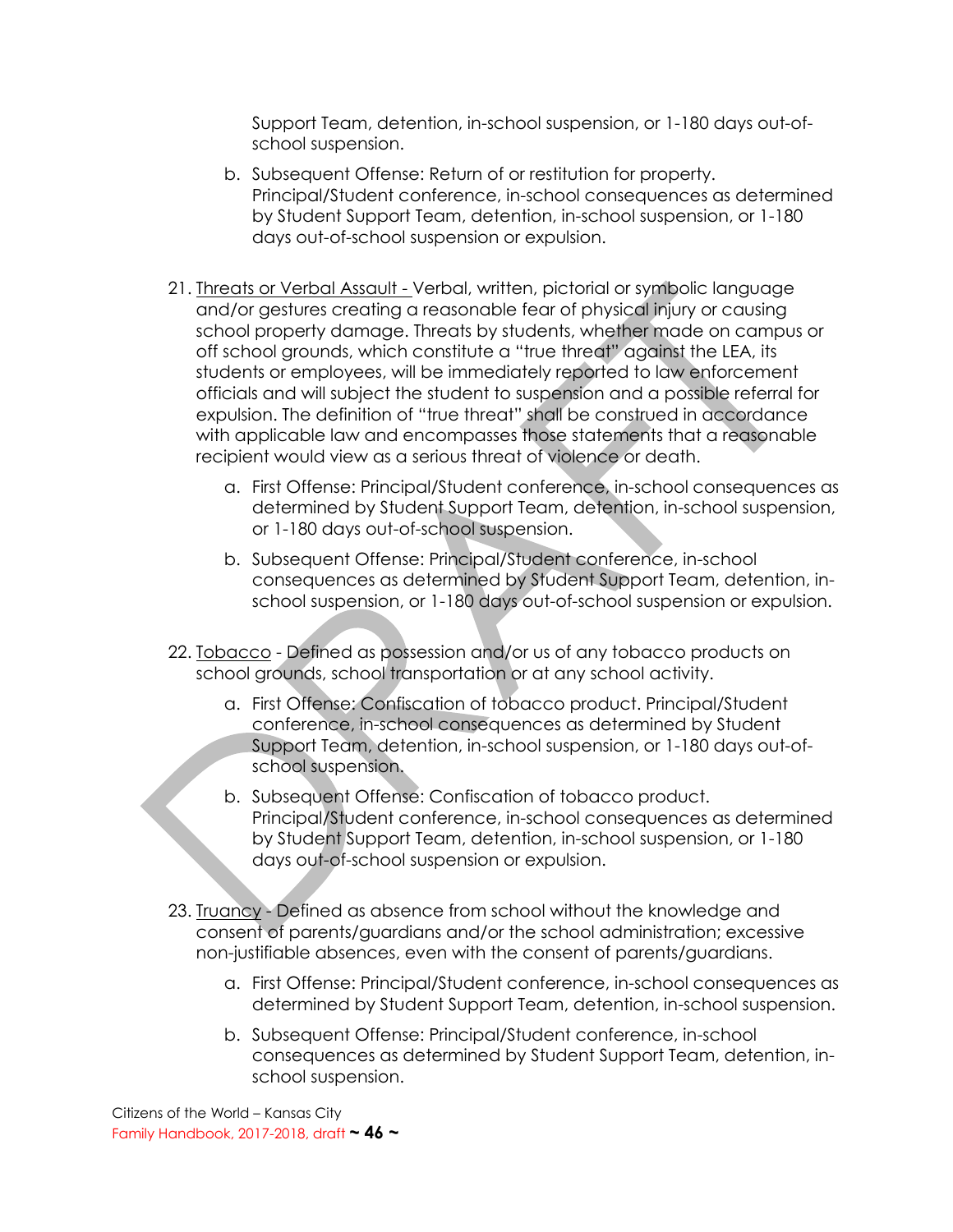Support Team, detention, in-school suspension, or 1-180 days out-of-school suspension.

b. Subsequent Offense: Return of or restitution for property. Principal/Student conference, in-school consequences as determined by Student Support Team, detention, in-school suspension, or 1-180 days out-of-school suspension or expulsion.

21. Threats or Verbal Assault - Verbal, written, pictorial or symbolic language and/or gestures creating a reasonable fear of physical injury or causing school property damage. Threats by students, whether made on campus or off school grounds, which constitute a "true threat" against the LEA, its students or employees, will be immediately reported to law enforcement officials and will subject the student to suspension and a possible referral for expulsion. The definition of "true threat" shall be construed in accordance with applicable law and encompasses those statements that a reasonable recipient would view as a serious threat of violence or death.

    a. First Offense: Principal/Student conference, in-school consequences as determined by Student Support Team, detention, in-school suspension, or 1-180 days out-of-school suspension.

    b. Subsequent Offense: Principal/Student conference, in-school consequences as determined by Student Support Team, detention, in-school suspension, or 1-180 days out-of-school suspension or expulsion.

22. Tobacco - Defined as possession and/or us of any tobacco products on school grounds, school transportation or at any school activity.

    a. First Offense: Confiscation of tobacco product. Principal/Student conference, in-school consequences as determined by Student Support Team, detention, in-school suspension, or 1-180 days out-of-school suspension.

    b. Subsequent Offense: Confiscation of tobacco product. Principal/Student conference, in-school consequences as determined by Student Support Team, detention, in-school suspension, or 1-180 days out-of-school suspension or expulsion.

23. Truancy - Defined as absence from school without the knowledge and consent of parents/guardians and/or the school administration; excessive non-justifiable absences, even with the consent of parents/guardians.

    a. First Offense: Principal/Student conference, in-school consequences as determined by Student Support Team, detention, in-school suspension.

    b. Subsequent Offense: Principal/Student conference, in-school consequences as determined by Student Support Team, detention, in-school suspension.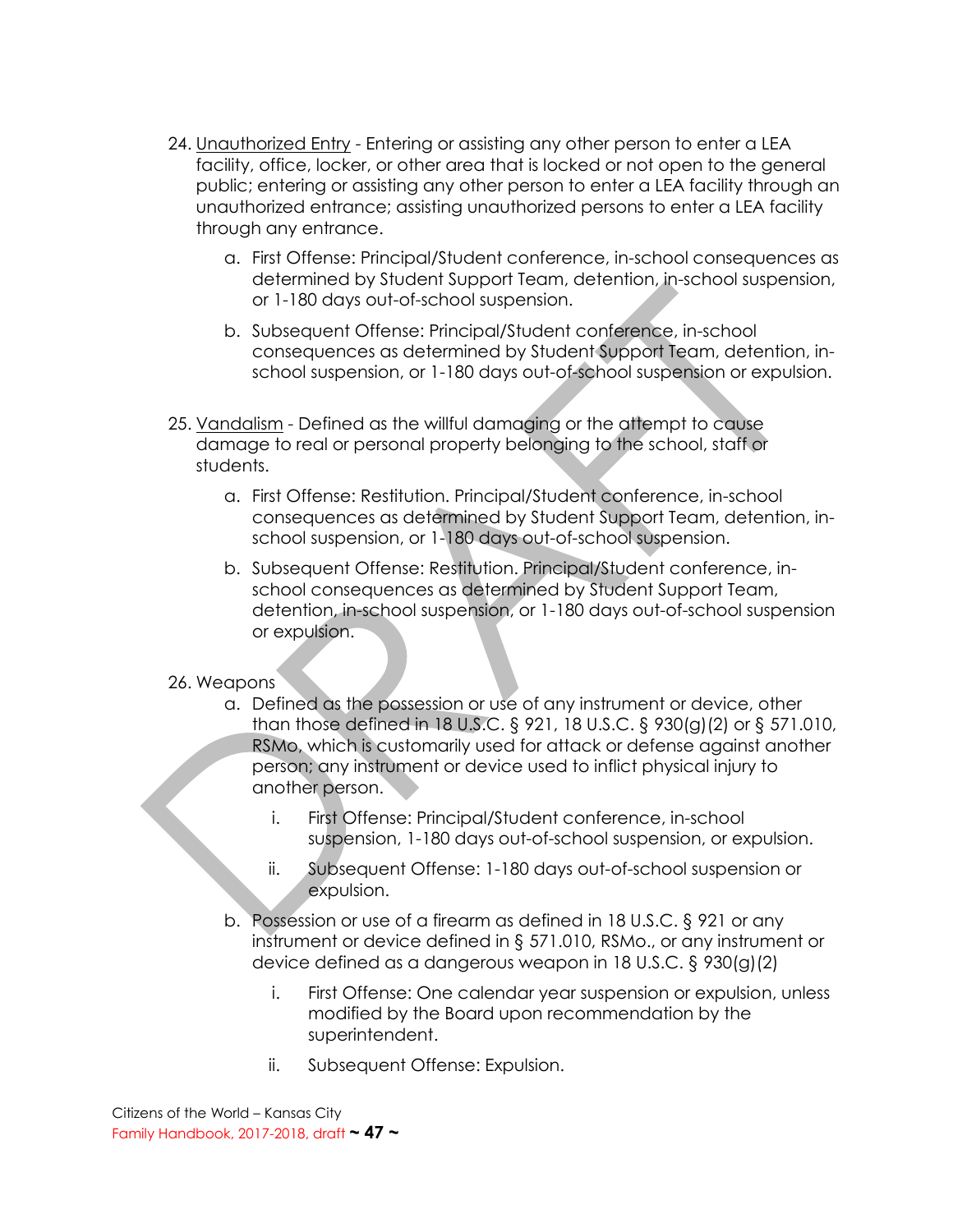24. Unauthorized Entry - Entering or assisting any other person to enter a LEA facility, office, locker, or other area that is locked or not open to the general public; entering or assisting any other person to enter a LEA facility through an unauthorized entrance; assisting unauthorized persons to enter a LEA facility through any entrance.

    a. First Offense: Principal/Student conference, in-school consequences as determined by Student Support Team, detention, in-school suspension, or 1-180 days out-of-school suspension.

    b. Subsequent Offense: Principal/Student conference, in-school consequences as determined by Student Support Team, detention, in-school suspension, or 1-180 days out-of-school suspension or expulsion.

25. Vandalism - Defined as the willful damaging or the attempt to cause damage to real or personal property belonging to the school, staff or students.

    a. First Offense: Restitution. Principal/Student conference, in-school consequences as determined by Student Support Team, detention, in-school suspension, or 1-180 days out-of-school suspension.

    b. Subsequent Offense: Restitution. Principal/Student conference, in-school consequences as determined by Student Support Team, detention, in-school suspension, or 1-180 days out-of-school suspension or expulsion.

26. Weapons

    a. Defined as the possession or use of any instrument or device, other than those defined in 18 U.S.C. § 921, 18 U.S.C. § 930(g)(2) or § 571.010, RSMo, which is customarily used for attack or defense against another person; any instrument or device used to inflict physical injury to another person.

        i. First Offense: Principal/Student conference, in-school suspension, 1-180 days out-of-school suspension, or expulsion.

        ii. Subsequent Offense: 1-180 days out-of-school suspension or expulsion.

    b. Possession or use of a firearm as defined in 18 U.S.C. § 921 or any instrument or device defined in § 571.010, RSMo., or any instrument or device defined as a dangerous weapon in 18 U.S.C. § 930(g)(2)

        i. First Offense: One calendar year suspension or expulsion, unless modified by the Board upon recommendation by the superintendent.

        ii. Subsequent Offense: Expulsion.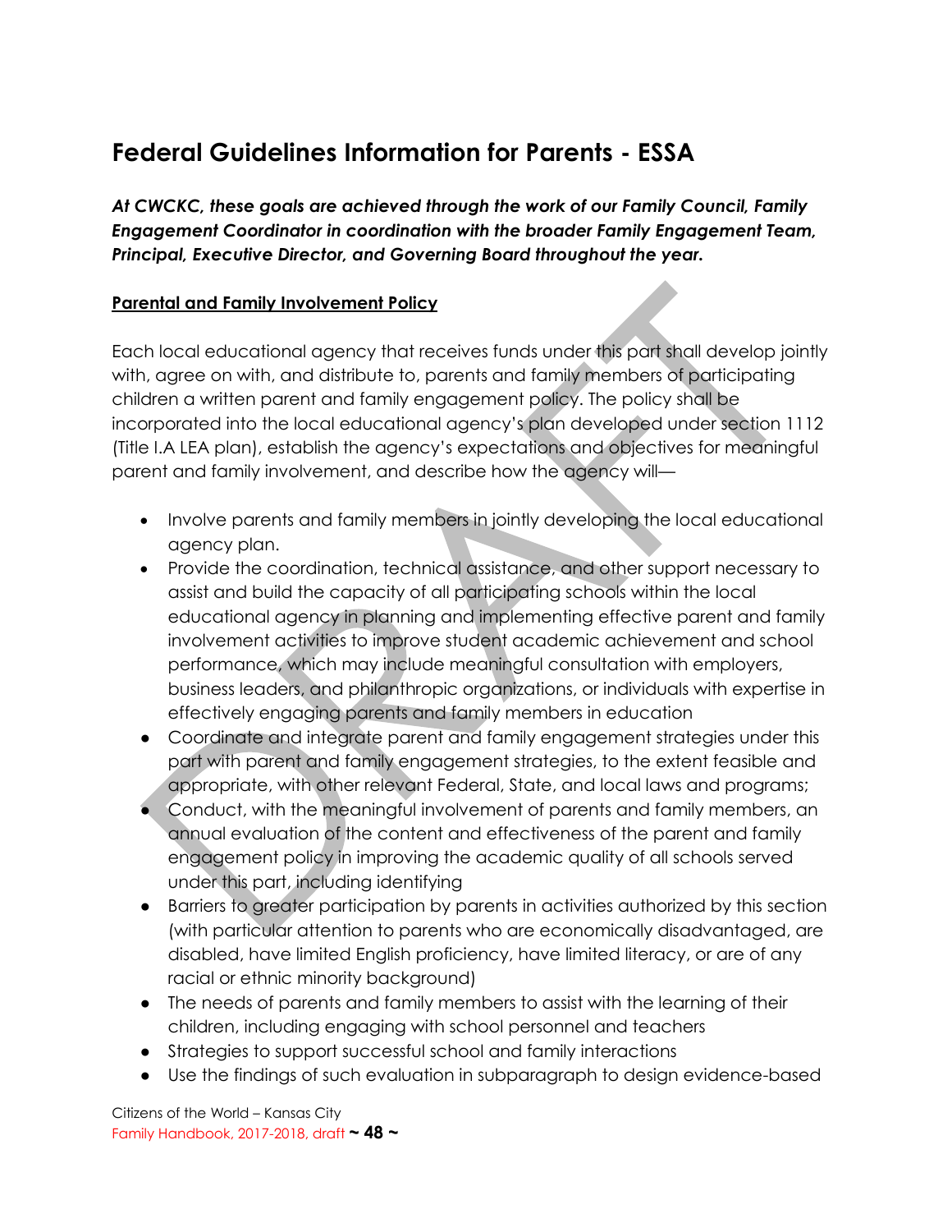## Federal Guidelines Information for Parents - ESSA

***At CWCKC, these goals are achieved through the work of our Family Council, Family Engagement Coordinator in coordination with the broader Family Engagement Team, Principal, Executive Director, and Governing Board throughout the year.***

**Parental and Family Involvement Policy**

Each local educational agency that receives funds under this part shall develop jointly with, agree on with, and distribute to, parents and family members of participating children a written parent and family engagement policy. The policy shall be incorporated into the local educational agency's plan developed under section 1112 (Title I.A LEA plan), establish the agency's expectations and objectives for meaningful parent and family involvement, and describe how the agency will—

- Involve parents and family members in jointly developing the local educational agency plan.
- Provide the coordination, technical assistance, and other support necessary to assist and build the capacity of all participating schools within the local educational agency in planning and implementing effective parent and family involvement activities to improve student academic achievement and school performance, which may include meaningful consultation with employers, business leaders, and philanthropic organizations, or individuals with expertise in effectively engaging parents and family members in education
- Coordinate and integrate parent and family engagement strategies under this part with parent and family engagement strategies, to the extent feasible and appropriate, with other relevant Federal, State, and local laws and programs;
- Conduct, with the meaningful involvement of parents and family members, an annual evaluation of the content and effectiveness of the parent and family engagement policy in improving the academic quality of all schools served under this part, including identifying
- Barriers to greater participation by parents in activities authorized by this section (with particular attention to parents who are economically disadvantaged, are disabled, have limited English proficiency, have limited literacy, or are of any racial or ethnic minority background)
- The needs of parents and family members to assist with the learning of their children, including engaging with school personnel and teachers
- Strategies to support successful school and family interactions
- Use the findings of such evaluation in subparagraph to design evidence-based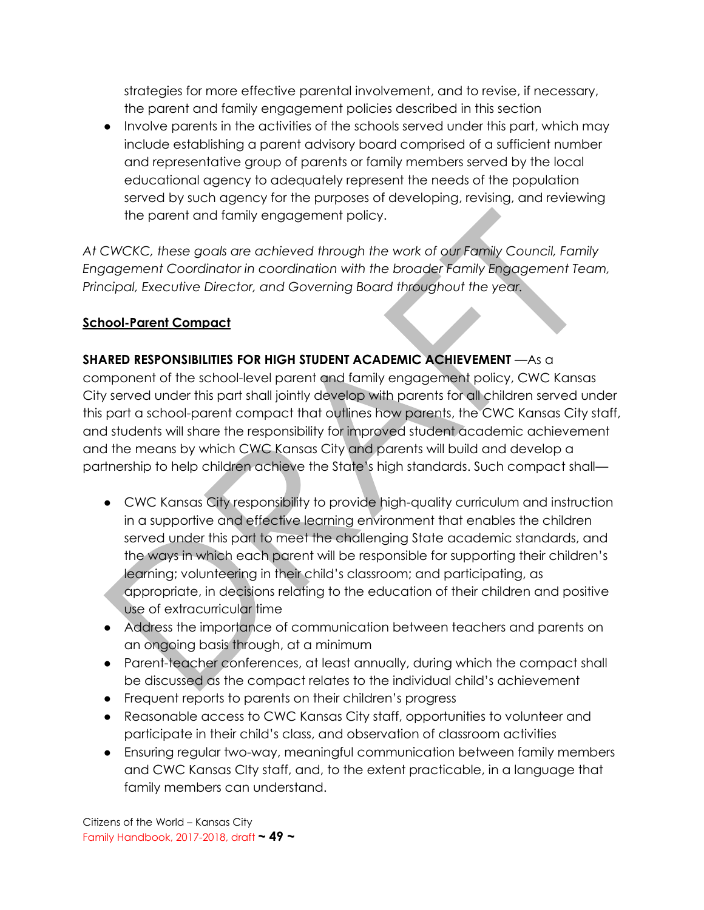strategies for more effective parental involvement, and to revise, if necessary, the parent and family engagement policies described in this section

- Involve parents in the activities of the schools served under this part, which may include establishing a parent advisory board comprised of a sufficient number and representative group of parents or family members served by the local educational agency to adequately represent the needs of the population served by such agency for the purposes of developing, revising, and reviewing the parent and family engagement policy.

*At CWCKC, these goals are achieved through the work of our Family Council, Family Engagement Coordinator in coordination with the broader Family Engagement Team, Principal, Executive Director, and Governing Board throughout the year.*

## School-Parent Compact

**SHARED RESPONSIBILITIES FOR HIGH STUDENT ACADEMIC ACHIEVEMENT** —As a component of the school-level parent and family engagement policy, CWC Kansas City served under this part shall jointly develop with parents for all children served under this part a school-parent compact that outlines how parents, the CWC Kansas City staff, and students will share the responsibility for improved student academic achievement and the means by which CWC Kansas City and parents will build and develop a partnership to help children achieve the State's high standards. Such compact shall—

- CWC Kansas City responsibility to provide high-quality curriculum and instruction in a supportive and effective learning environment that enables the children served under this part to meet the challenging State academic standards, and the ways in which each parent will be responsible for supporting their children's learning; volunteering in their child's classroom; and participating, as appropriate, in decisions relating to the education of their children and positive use of extracurricular time
- Address the importance of communication between teachers and parents on an ongoing basis through, at a minimum
- Parent-teacher conferences, at least annually, during which the compact shall be discussed as the compact relates to the individual child's achievement
- Frequent reports to parents on their children's progress
- Reasonable access to CWC Kansas City staff, opportunities to volunteer and participate in their child's class, and observation of classroom activities
- Ensuring regular two-way, meaningful communication between family members and CWC Kansas CIty staff, and, to the extent practicable, in a language that family members can understand.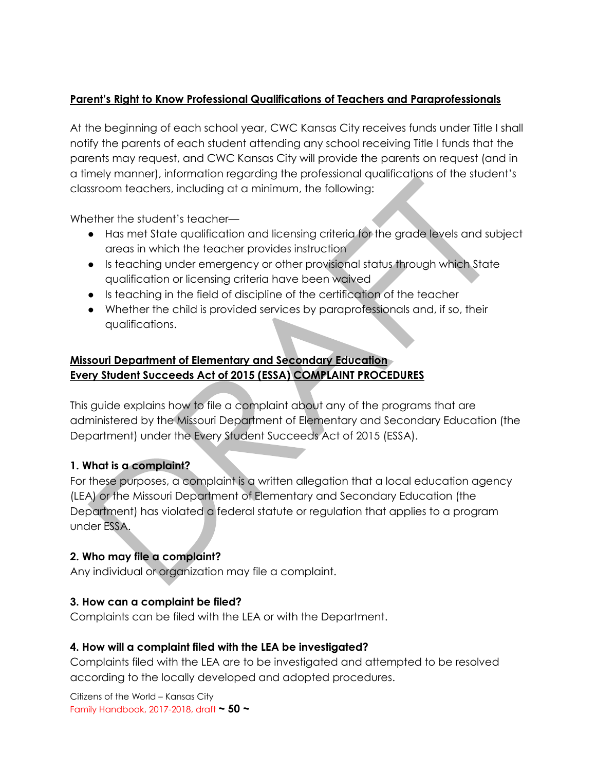**Parent's Right to Know Professional Qualifications of Teachers and Paraprofessionals**

At the beginning of each school year, CWC Kansas City receives funds under Title I shall notify the parents of each student attending any school receiving Title I funds that the parents may request, and CWC Kansas City will provide the parents on request (and in a timely manner), information regarding the professional qualifications of the student's classroom teachers, including at a minimum, the following:

Whether the student's teacher—

- Has met State qualification and licensing criteria for the grade levels and subject areas in which the teacher provides instruction
- Is teaching under emergency or other provisional status through which State qualification or licensing criteria have been waived
- Is teaching in the field of discipline of the certification of the teacher
- Whether the child is provided services by paraprofessionals and, if so, their qualifications.

**Missouri Department of Elementary and Secondary Education**
**Every Student Succeeds Act of 2015 (ESSA) COMPLAINT PROCEDURES**

This guide explains how to file a complaint about any of the programs that are administered by the Missouri Department of Elementary and Secondary Education (the Department) under the Every Student Succeeds Act of 2015 (ESSA).

**1. What is a complaint?**
For these purposes, a complaint is a written allegation that a local education agency (LEA) or the Missouri Department of Elementary and Secondary Education (the Department) has violated a federal statute or regulation that applies to a program under ESSA.

**2. Who may file a complaint?**
Any individual or organization may file a complaint.

**3. How can a complaint be filed?**
Complaints can be filed with the LEA or with the Department.

**4. How will a complaint filed with the LEA be investigated?**
Complaints filed with the LEA are to be investigated and attempted to be resolved according to the locally developed and adopted procedures.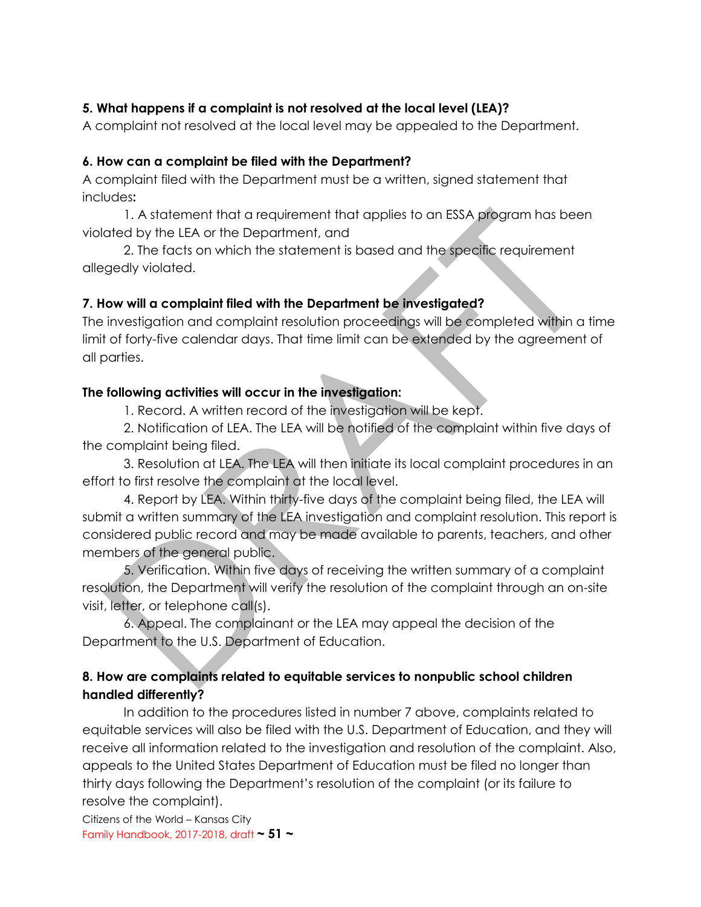**5. What happens if a complaint is not resolved at the local level (LEA)?**

A complaint not resolved at the local level may be appealed to the Department.

**6. How can a complaint be filed with the Department?**

A complaint filed with the Department must be a written, signed statement that includes**:**

1. A statement that a requirement that applies to an ESSA program has been violated by the LEA or the Department, and
2. The facts on which the statement is based and the specific requirement allegedly violated.

**7. How will a complaint filed with the Department be investigated?**

The investigation and complaint resolution proceedings will be completed within a time limit of forty-five calendar days. That time limit can be extended by the agreement of all parties.

**The following activities will occur in the investigation:**

1. Record. A written record of the investigation will be kept.
2. Notification of LEA. The LEA will be notified of the complaint within five days of the complaint being filed.
3. Resolution at LEA. The LEA will then initiate its local complaint procedures in an effort to first resolve the complaint at the local level.
4. Report by LEA. Within thirty-five days of the complaint being filed, the LEA will submit a written summary of the LEA investigation and complaint resolution. This report is considered public record and may be made available to parents, teachers, and other members of the general public.
5. Verification. Within five days of receiving the written summary of a complaint resolution, the Department will verify the resolution of the complaint through an on-site visit, letter, or telephone call(s).
6. Appeal. The complainant or the LEA may appeal the decision of the Department to the U.S. Department of Education.

**8. How are complaints related to equitable services to nonpublic school children handled differently?**

In addition to the procedures listed in number 7 above, complaints related to equitable services will also be filed with the U.S. Department of Education, and they will receive all information related to the investigation and resolution of the complaint. Also, appeals to the United States Department of Education must be filed no longer than thirty days following the Department's resolution of the complaint (or its failure to resolve the complaint).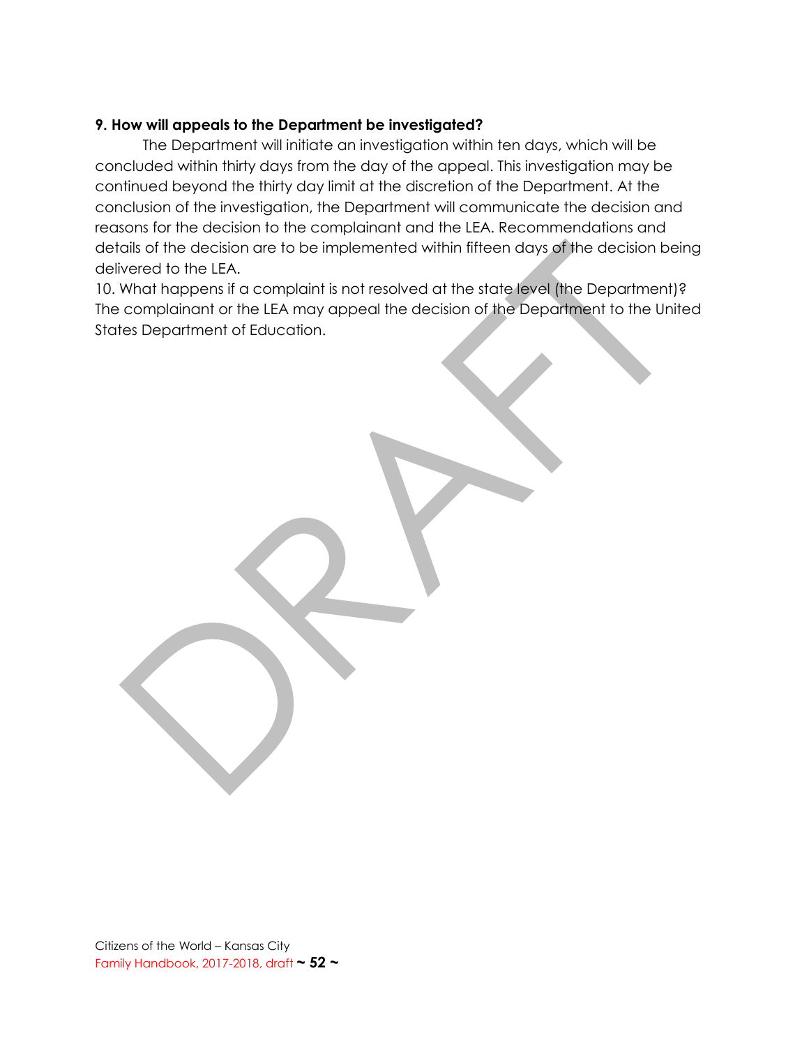**9. How will appeals to the Department be investigated?**

The Department will initiate an investigation within ten days, which will be concluded within thirty days from the day of the appeal. This investigation may be continued beyond the thirty day limit at the discretion of the Department. At the conclusion of the investigation, the Department will communicate the decision and reasons for the decision to the complainant and the LEA. Recommendations and details of the decision are to be implemented within fifteen days of the decision being delivered to the LEA.

10. What happens if a complaint is not resolved at the state level (the Department)? The complainant or the LEA may appeal the decision of the Department to the United States Department of Education.